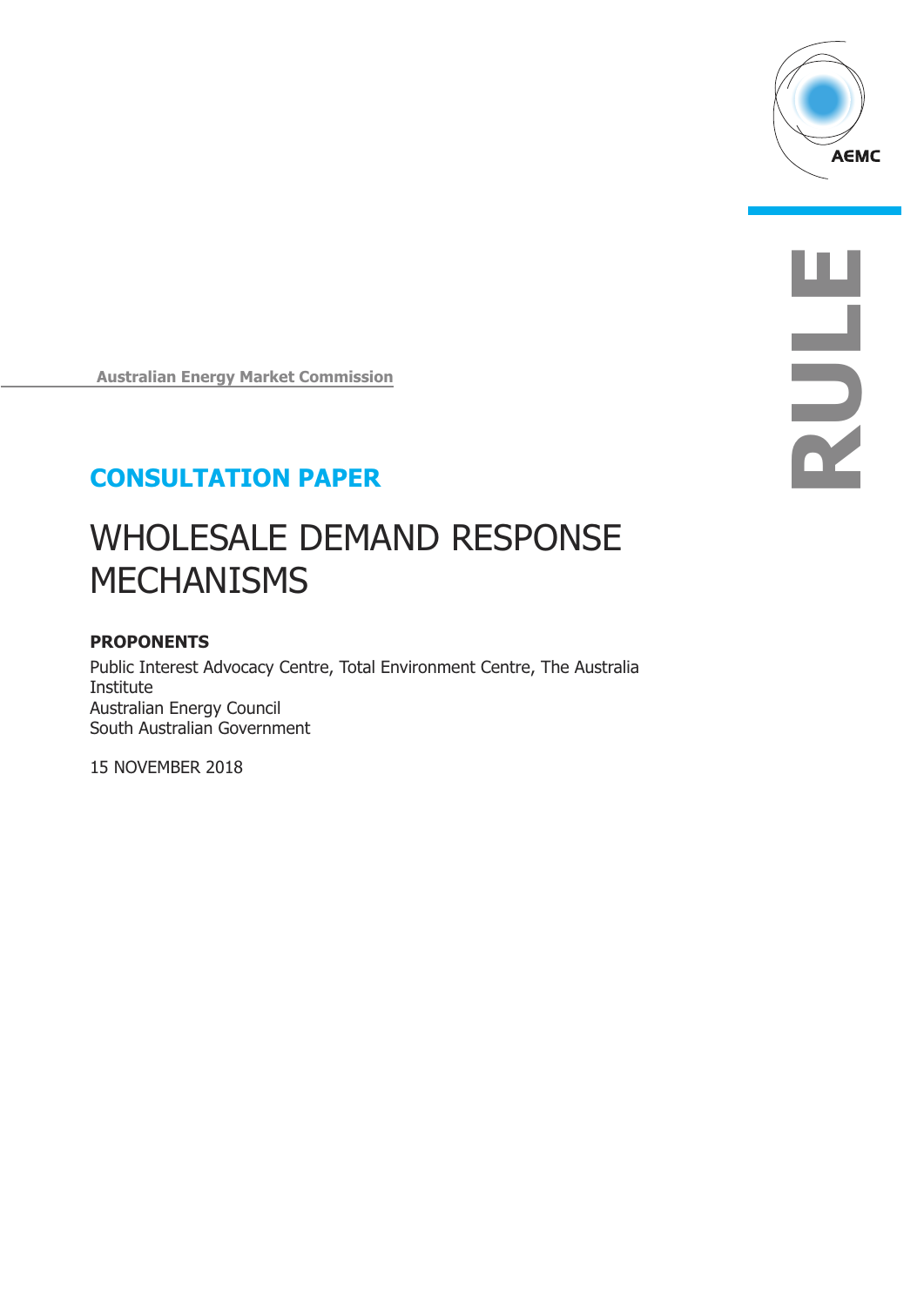AEMC

RULE

Australian Energy Market Commission

## CONSULTATION PAPER

# WHOLESALE DEMAND RESPONSE MECHANISMS

**PROPONENTS**

Public Interest Advocacy Centre, Total Environment Centre, The Australia Institute
Australian Energy Council
South Australian Government

15 NOVEMBER 2018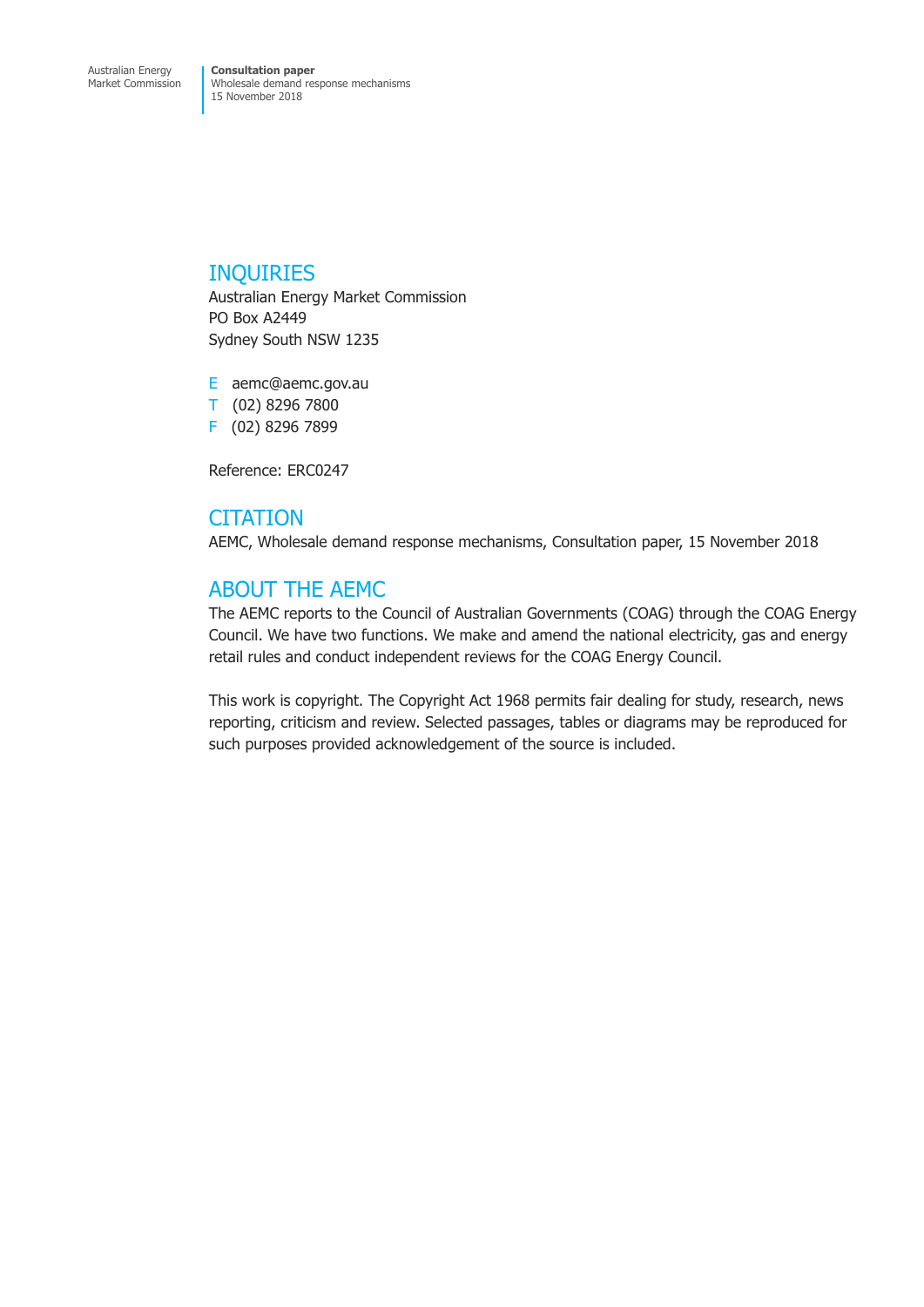## INQUIRIES

Australian Energy Market Commission
PO Box A2449
Sydney South NSW 1235

E aemc@aemc.gov.au
T (02) 8296 7800
F (02) 8296 7899

Reference: ERC0247

## CITATION

AEMC, Wholesale demand response mechanisms, Consultation paper, 15 November 2018

## ABOUT THE AEMC

The AEMC reports to the Council of Australian Governments (COAG) through the COAG Energy Council. We have two functions. We make and amend the national electricity, gas and energy retail rules and conduct independent reviews for the COAG Energy Council.

This work is copyright. The Copyright Act 1968 permits fair dealing for study, research, news reporting, criticism and review. Selected passages, tables or diagrams may be reproduced for such purposes provided acknowledgement of the source is included.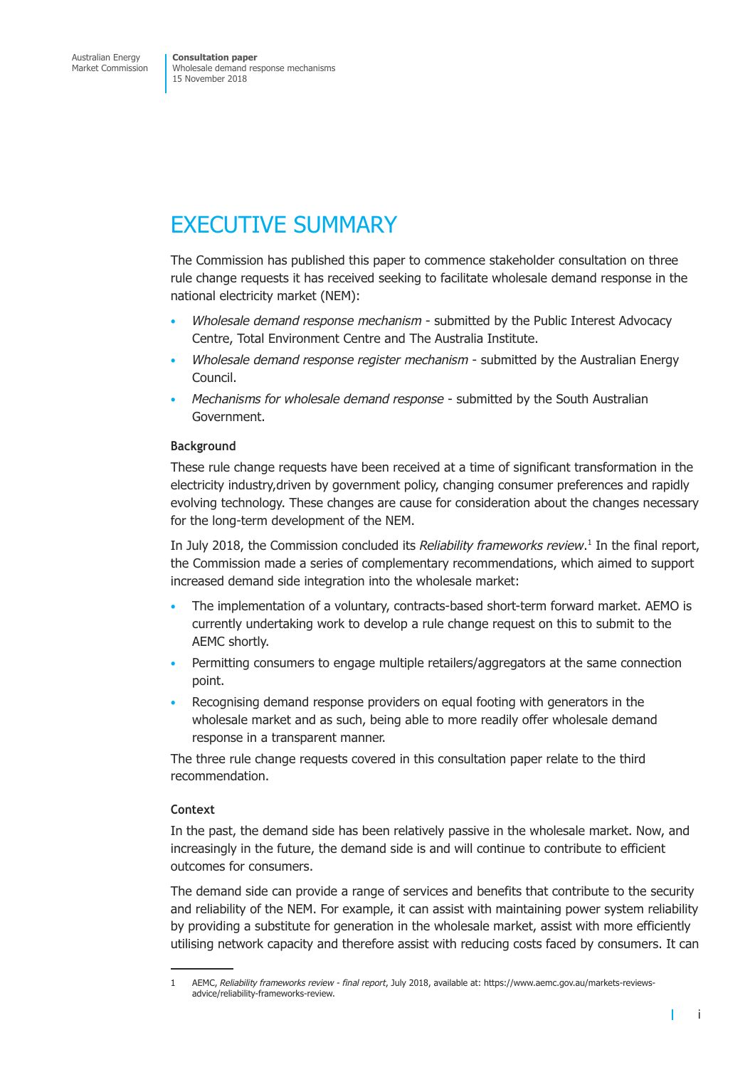# EXECUTIVE SUMMARY

The Commission has published this paper to commence stakeholder consultation on three rule change requests it has received seeking to facilitate wholesale demand response in the national electricity market (NEM):

- *Wholesale demand response mechanism* - submitted by the Public Interest Advocacy Centre, Total Environment Centre and The Australia Institute.
- *Wholesale demand response register mechanism* - submitted by the Australian Energy Council.
- *Mechanisms for wholesale demand response* - submitted by the South Australian Government.

### Background

These rule change requests have been received at a time of significant transformation in the electricity industry,driven by government policy, changing consumer preferences and rapidly evolving technology. These changes are cause for consideration about the changes necessary for the long-term development of the NEM.

In July 2018, the Commission concluded its *Reliability frameworks review*.[1] In the final report, the Commission made a series of complementary recommendations, which aimed to support increased demand side integration into the wholesale market:

- The implementation of a voluntary, contracts-based short-term forward market. AEMO is currently undertaking work to develop a rule change request on this to submit to the AEMC shortly.
- Permitting consumers to engage multiple retailers/aggregators at the same connection point.
- Recognising demand response providers on equal footing with generators in the wholesale market and as such, being able to more readily offer wholesale demand response in a transparent manner.

The three rule change requests covered in this consultation paper relate to the third recommendation.

### Context

In the past, the demand side has been relatively passive in the wholesale market. Now, and increasingly in the future, the demand side is and will continue to contribute to efficient outcomes for consumers.

The demand side can provide a range of services and benefits that contribute to the security and reliability of the NEM. For example, it can assist with maintaining power system reliability by providing a substitute for generation in the wholesale market, assist with more efficiently utilising network capacity and therefore assist with reducing costs faced by consumers. It can

---

1 AEMC, *Reliability frameworks review - final report*, July 2018, available at: https://www.aemc.gov.au/markets-reviews-advice/reliability-frameworks-review.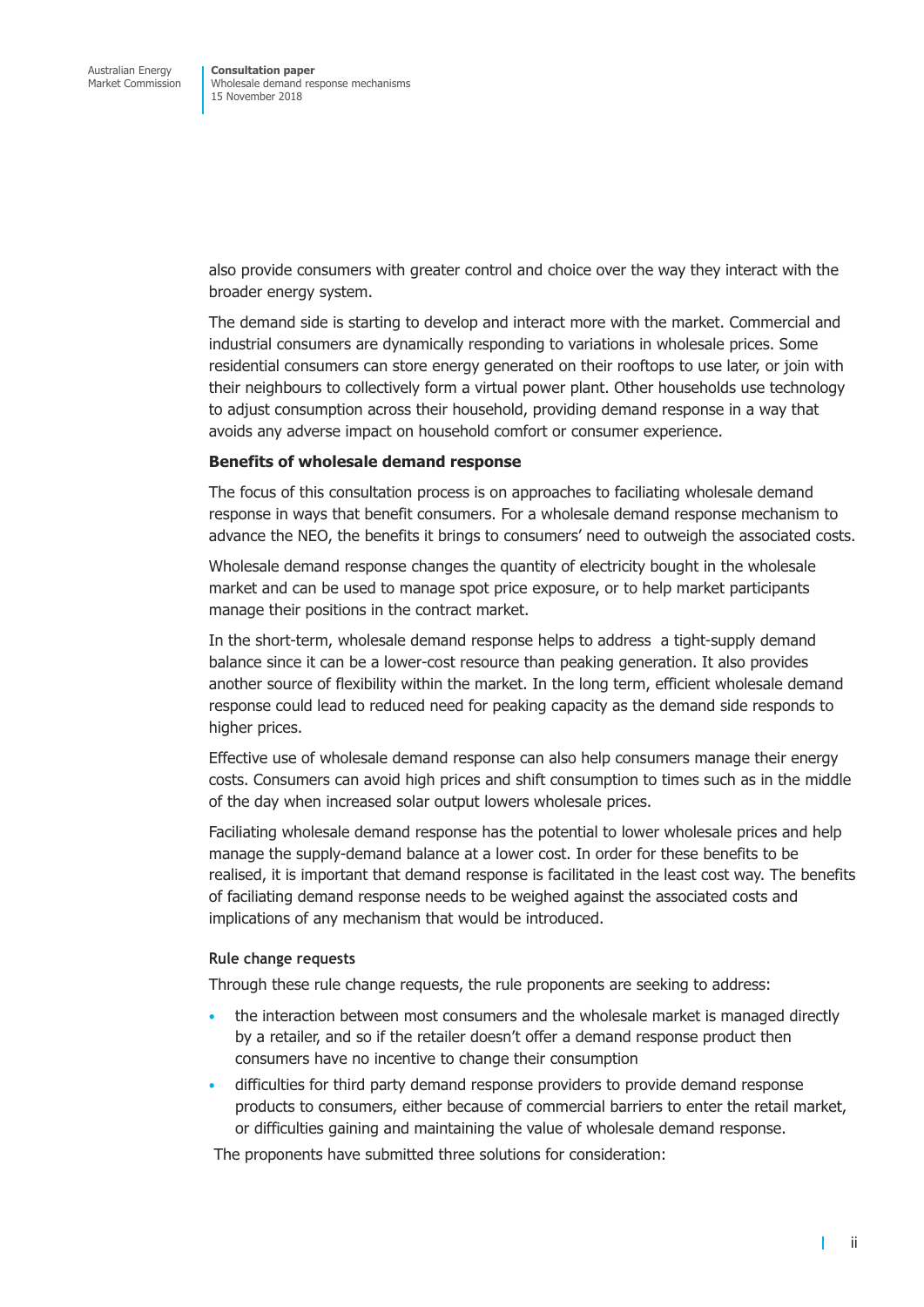also provide consumers with greater control and choice over the way they interact with the broader energy system.

The demand side is starting to develop and interact more with the market. Commercial and industrial consumers are dynamically responding to variations in wholesale prices. Some residential consumers can store energy generated on their rooftops to use later, or join with their neighbours to collectively form a virtual power plant. Other households use technology to adjust consumption across their household, providing demand response in a way that avoids any adverse impact on household comfort or consumer experience.

**Benefits of wholesale demand response**

The focus of this consultation process is on approaches to faciliating wholesale demand response in ways that benefit consumers. For a wholesale demand response mechanism to advance the NEO, the benefits it brings to consumers' need to outweigh the associated costs.

Wholesale demand response changes the quantity of electricity bought in the wholesale market and can be used to manage spot price exposure, or to help market participants manage their positions in the contract market.

In the short-term, wholesale demand response helps to address  a tight-supply demand balance since it can be a lower-cost resource than peaking generation. It also provides another source of flexibility within the market. In the long term, efficient wholesale demand response could lead to reduced need for peaking capacity as the demand side responds to higher prices.

Effective use of wholesale demand response can also help consumers manage their energy costs. Consumers can avoid high prices and shift consumption to times such as in the middle of the day when increased solar output lowers wholesale prices.

Faciliating wholesale demand response has the potential to lower wholesale prices and help manage the supply-demand balance at a lower cost. In order for these benefits to be realised, it is important that demand response is facilitated in the least cost way. The benefits of faciliating demand response needs to be weighed against the associated costs and implications of any mechanism that would be introduced.

**Rule change requests**

Through these rule change requests, the rule proponents are seeking to address:

- the interaction between most consumers and the wholesale market is managed directly by a retailer, and so if the retailer doesn't offer a demand response product then consumers have no incentive to change their consumption
- difficulties for third party demand response providers to provide demand response products to consumers, either because of commercial barriers to enter the retail market, or difficulties gaining and maintaining the value of wholesale demand response.

The proponents have submitted three solutions for consideration: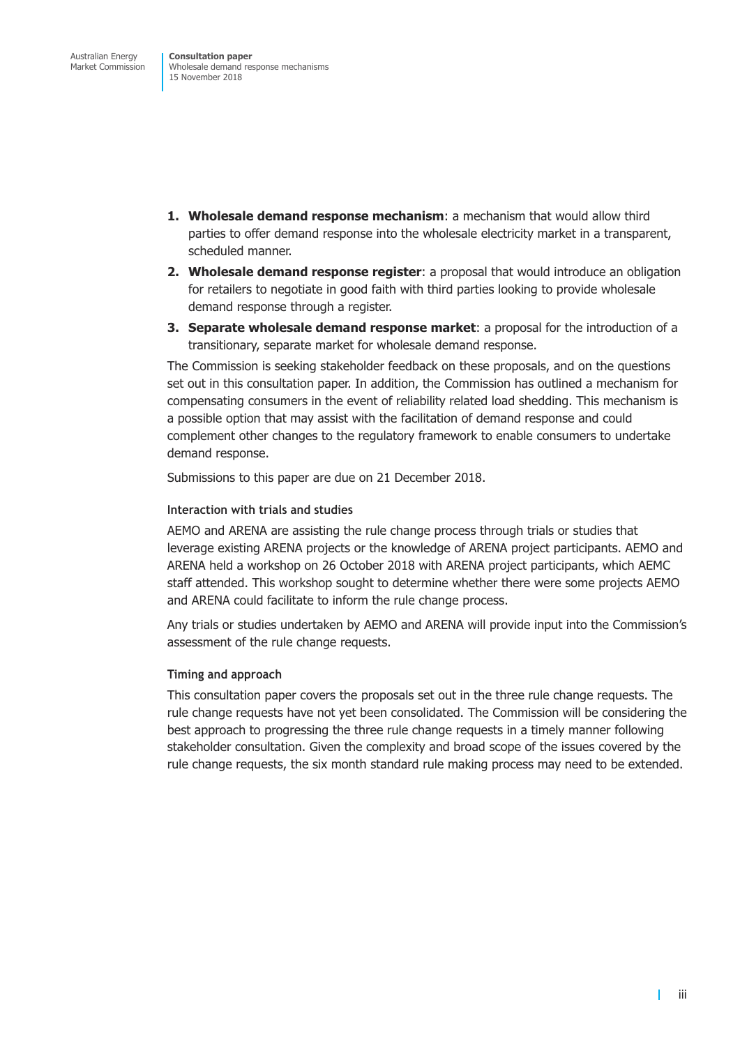1. **Wholesale demand response mechanism**: a mechanism that would allow third parties to offer demand response into the wholesale electricity market in a transparent, scheduled manner.
2. **Wholesale demand response register**: a proposal that would introduce an obligation for retailers to negotiate in good faith with third parties looking to provide wholesale demand response through a register.
3. **Separate wholesale demand response market**: a proposal for the introduction of a transitionary, separate market for wholesale demand response.

The Commission is seeking stakeholder feedback on these proposals, and on the questions set out in this consultation paper. In addition, the Commission has outlined a mechanism for compensating consumers in the event of reliability related load shedding. This mechanism is a possible option that may assist with the facilitation of demand response and could complement other changes to the regulatory framework to enable consumers to undertake demand response.

Submissions to this paper are due on 21 December 2018.

#### Interaction with trials and studies

AEMO and ARENA are assisting the rule change process through trials or studies that leverage existing ARENA projects or the knowledge of ARENA project participants. AEMO and ARENA held a workshop on 26 October 2018 with ARENA project participants, which AEMC staff attended. This workshop sought to determine whether there were some projects AEMO and ARENA could facilitate to inform the rule change process.

Any trials or studies undertaken by AEMO and ARENA will provide input into the Commission's assessment of the rule change requests.

#### Timing and approach

This consultation paper covers the proposals set out in the three rule change requests. The rule change requests have not yet been consolidated. The Commission will be considering the best approach to progressing the three rule change requests in a timely manner following stakeholder consultation. Given the complexity and broad scope of the issues covered by the rule change requests, the six month standard rule making process may need to be extended.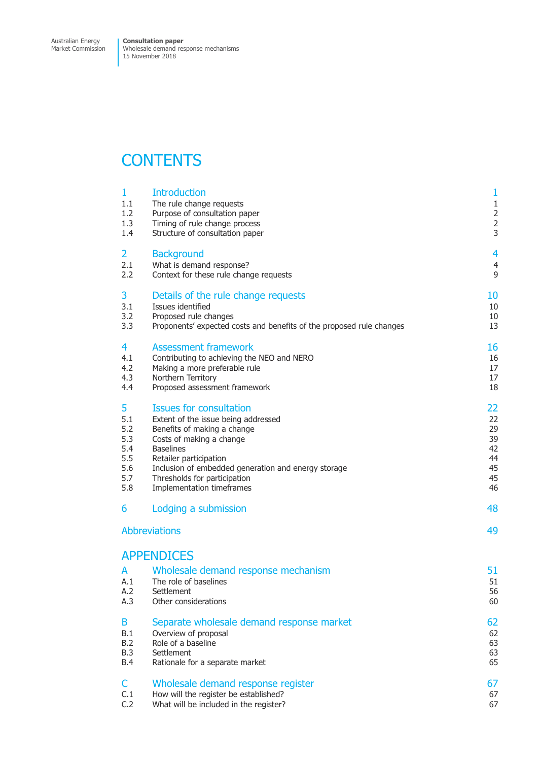# CONTENTS

| | | |
|---|---|---|
| **1** | **Introduction** | **1** |
| 1.1 | The rule change requests | 1 |
| 1.2 | Purpose of consultation paper | 2 |
| 1.3 | Timing of rule change process | 2 |
| 1.4 | Structure of consultation paper | 3 |
| **2** | **Background** | **4** |
| 2.1 | What is demand response? | 4 |
| 2.2 | Context for these rule change requests | 9 |
| **3** | **Details of the rule change requests** | **10** |
| 3.1 | Issues identified | 10 |
| 3.2 | Proposed rule changes | 10 |
| 3.3 | Proponents' expected costs and benefits of the proposed rule changes | 13 |
| **4** | **Assessment framework** | **16** |
| 4.1 | Contributing to achieving the NEO and NERO | 16 |
| 4.2 | Making a more preferable rule | 17 |
| 4.3 | Northern Territory | 17 |
| 4.4 | Proposed assessment framework | 18 |
| **5** | **Issues for consultation** | **22** |
| 5.1 | Extent of the issue being addressed | 22 |
| 5.2 | Benefits of making a change | 29 |
| 5.3 | Costs of making a change | 39 |
| 5.4 | Baselines | 42 |
| 5.5 | Retailer participation | 44 |
| 5.6 | Inclusion of embedded generation and energy storage | 45 |
| 5.7 | Thresholds for participation | 45 |
| 5.8 | Implementation timeframes | 46 |
| **6** | **Lodging a submission** | **48** |
| | **Abbreviations** | **49** |

## APPENDICES

| | | |
|---|---|---|
| **A** | **Wholesale demand response mechanism** | **51** |
| A.1 | The role of baselines | 51 |
| A.2 | Settlement | 56 |
| A.3 | Other considerations | 60 |
| **B** | **Separate wholesale demand response market** | **62** |
| B.1 | Overview of proposal | 62 |
| B.2 | Role of a baseline | 63 |
| B.3 | Settlement | 63 |
| B.4 | Rationale for a separate market | 65 |
| **C** | **Wholesale demand response register** | **67** |
| C.1 | How will the register be established? | 67 |
| C.2 | What will be included in the register? | 67 |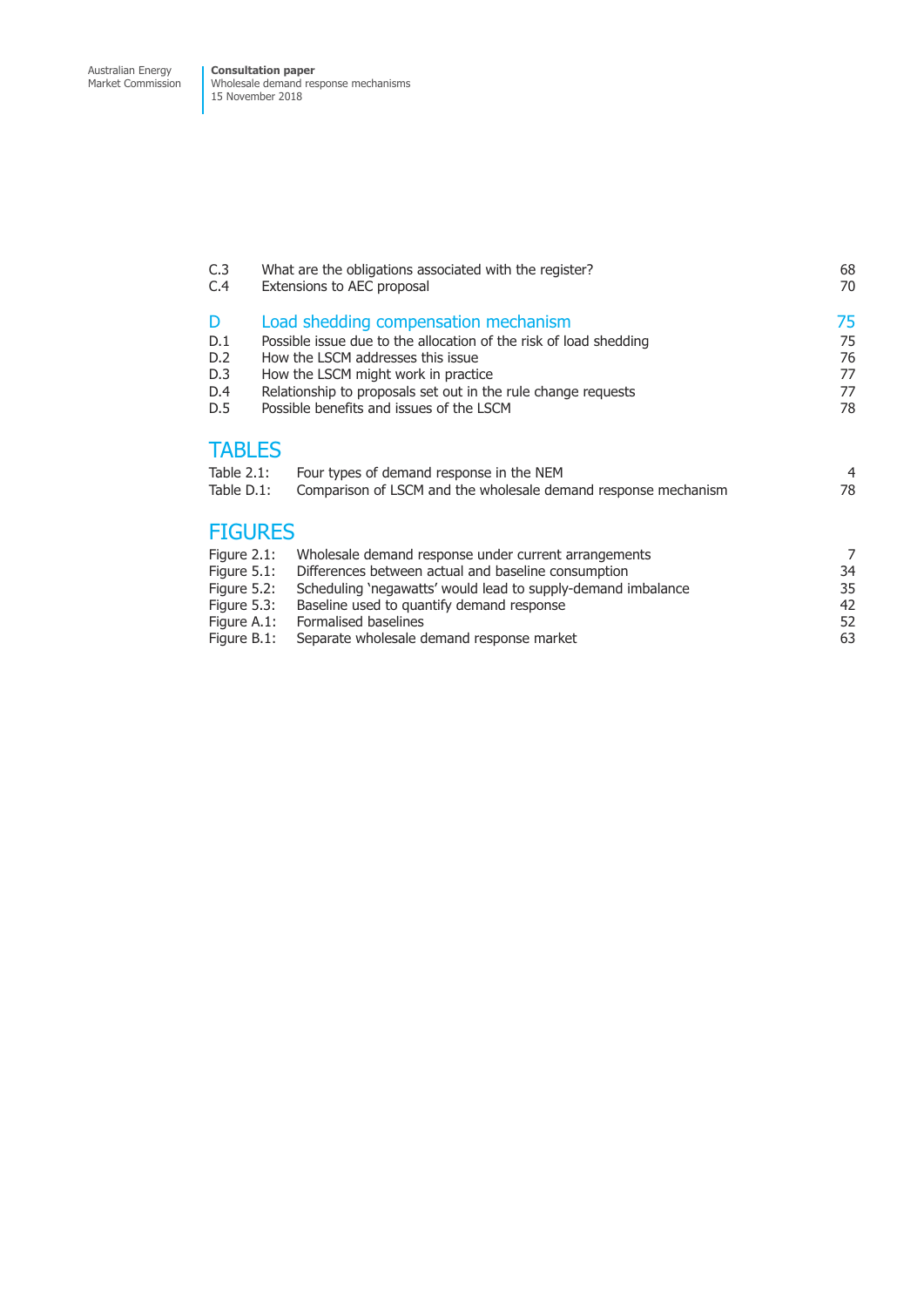| | | |
|---|---|---|
| C.3 | What are the obligations associated with the register? | 68 |
| C.4 | Extensions to AEC proposal | 70 |
| **D** | **Load shedding compensation mechanism** | **75** |
| D.1 | Possible issue due to the allocation of the risk of load shedding | 75 |
| D.2 | How the LSCM addresses this issue | 76 |
| D.3 | How the LSCM might work in practice | 77 |
| D.4 | Relationship to proposals set out in the rule change requests | 77 |
| D.5 | Possible benefits and issues of the LSCM | 78 |

## TABLES

| | | |
|---|---|---|
| Table 2.1: | Four types of demand response in the NEM | 4 |
| Table D.1: | Comparison of LSCM and the wholesale demand response mechanism | 78 |

## FIGURES

| | | |
|---|---|---|
| Figure 2.1: | Wholesale demand response under current arrangements | 7 |
| Figure 5.1: | Differences between actual and baseline consumption | 34 |
| Figure 5.2: | Scheduling 'negawatts' would lead to supply-demand imbalance | 35 |
| Figure 5.3: | Baseline used to quantify demand response | 42 |
| Figure A.1: | Formalised baselines | 52 |
| Figure B.1: | Separate wholesale demand response market | 63 |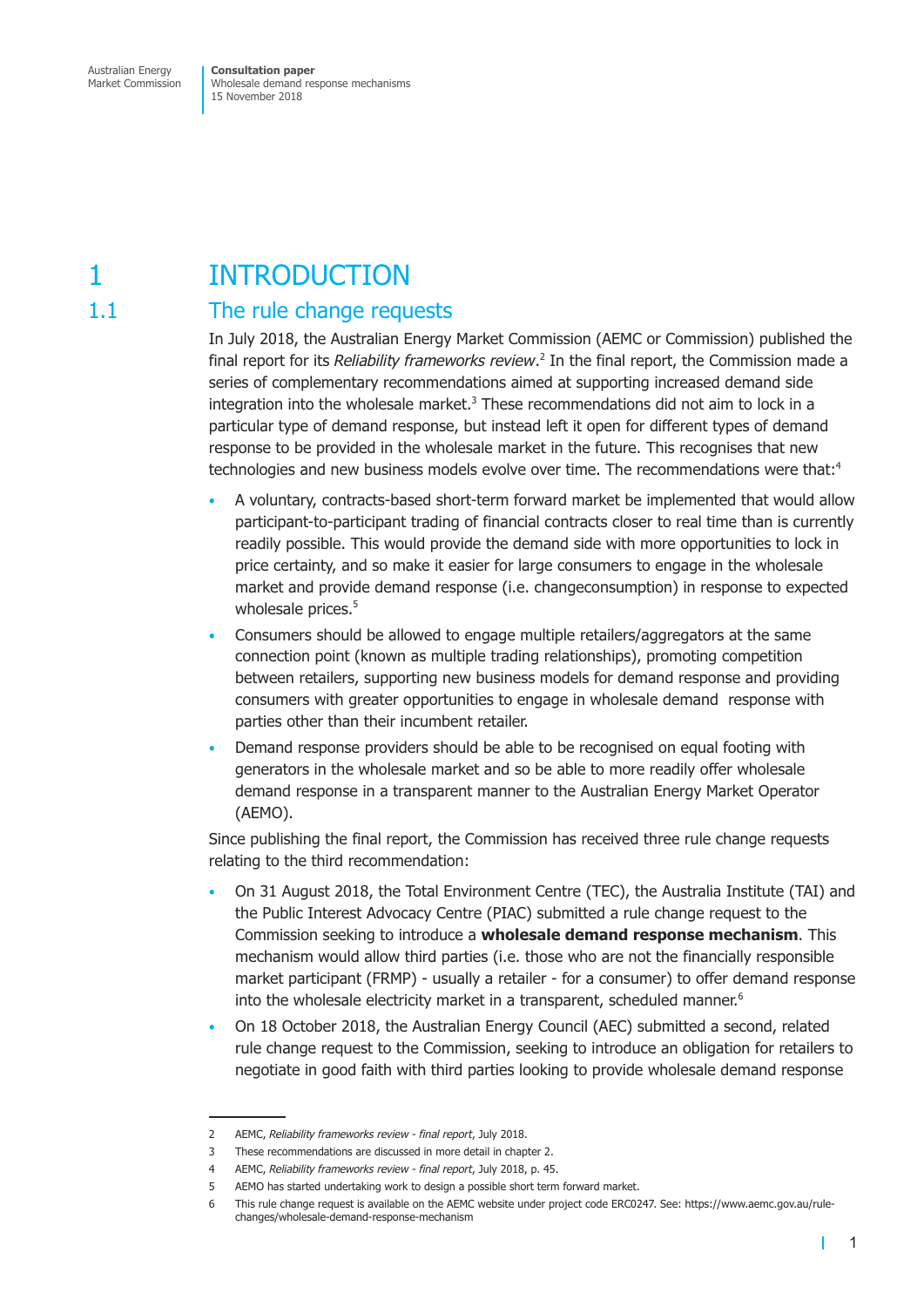# 1 INTRODUCTION

## 1.1 The rule change requests

In July 2018, the Australian Energy Market Commission (AEMC or Commission) published the final report for its *Reliability frameworks review*.[2] In the final report, the Commission made a series of complementary recommendations aimed at supporting increased demand side integration into the wholesale market.[3] These recommendations did not aim to lock in a particular type of demand response, but instead left it open for different types of demand response to be provided in the wholesale market in the future. This recognises that new technologies and new business models evolve over time. The recommendations were that:[4]

- A voluntary, contracts-based short-term forward market be implemented that would allow participant-to-participant trading of financial contracts closer to real time than is currently readily possible. This would provide the demand side with more opportunities to lock in price certainty, and so make it easier for large consumers to engage in the wholesale market and provide demand response (i.e. changeconsumption) in response to expected wholesale prices.[5]
- Consumers should be allowed to engage multiple retailers/aggregators at the same connection point (known as multiple trading relationships), promoting competition between retailers, supporting new business models for demand response and providing consumers with greater opportunities to engage in wholesale demand response with parties other than their incumbent retailer.
- Demand response providers should be able to be recognised on equal footing with generators in the wholesale market and so be able to more readily offer wholesale demand response in a transparent manner to the Australian Energy Market Operator (AEMO).

Since publishing the final report, the Commission has received three rule change requests relating to the third recommendation:

- On 31 August 2018, the Total Environment Centre (TEC), the Australia Institute (TAI) and the Public Interest Advocacy Centre (PIAC) submitted a rule change request to the Commission seeking to introduce a **wholesale demand response mechanism**. This mechanism would allow third parties (i.e. those who are not the financially responsible market participant (FRMP) - usually a retailer - for a consumer) to offer demand response into the wholesale electricity market in a transparent, scheduled manner.[6]
- On 18 October 2018, the Australian Energy Council (AEC) submitted a second, related rule change request to the Commission, seeking to introduce an obligation for retailers to negotiate in good faith with third parties looking to provide wholesale demand response

---

2 AEMC, *Reliability frameworks review - final report*, July 2018.

3 These recommendations are discussed in more detail in chapter 2.

4 AEMC, *Reliability frameworks review - final report*, July 2018, p. 45.

5 AEMO has started undertaking work to design a possible short term forward market.

6 This rule change request is available on the AEMC website under project code ERC0247. See: https://www.aemc.gov.au/rule-changes/wholesale-demand-response-mechanism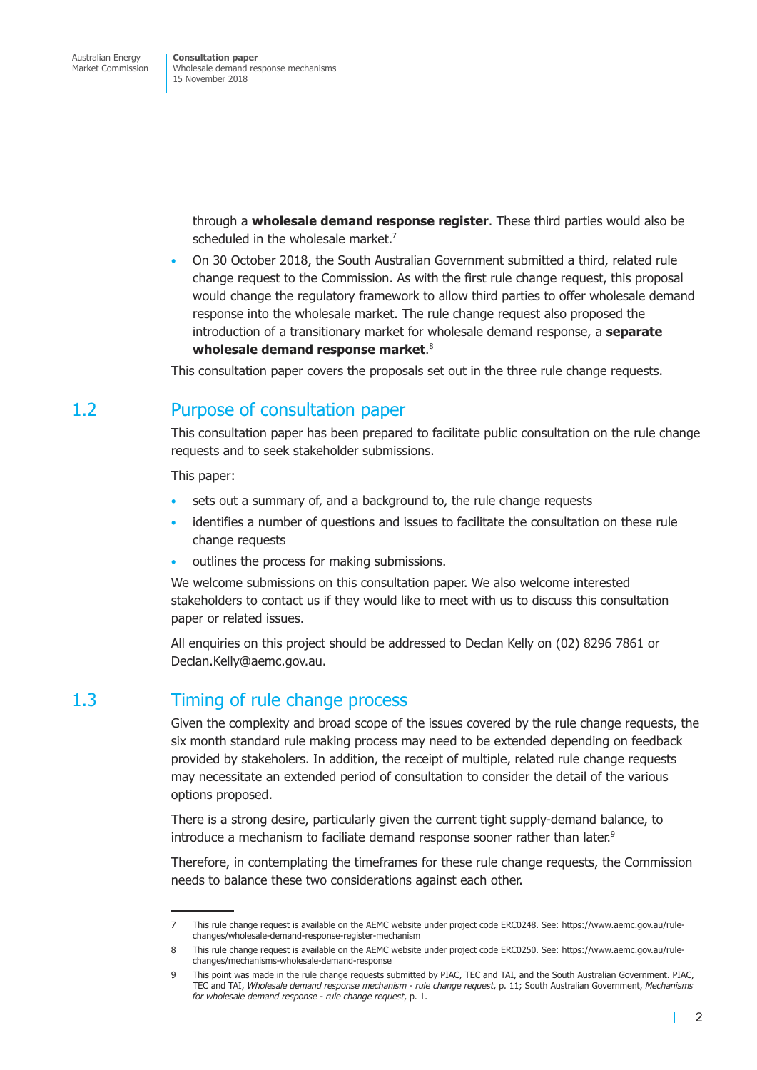through a **wholesale demand response register**. These third parties would also be scheduled in the wholesale market.[7]

- On 30 October 2018, the South Australian Government submitted a third, related rule change request to the Commission. As with the first rule change request, this proposal would change the regulatory framework to allow third parties to offer wholesale demand response into the wholesale market. The rule change request also proposed the introduction of a transitionary market for wholesale demand response, a **separate wholesale demand response market**.[8]

This consultation paper covers the proposals set out in the three rule change requests.

## 1.2 Purpose of consultation paper

This consultation paper has been prepared to facilitate public consultation on the rule change requests and to seek stakeholder submissions.

This paper:

- sets out a summary of, and a background to, the rule change requests
- identifies a number of questions and issues to facilitate the consultation on these rule change requests
- outlines the process for making submissions.

We welcome submissions on this consultation paper. We also welcome interested stakeholders to contact us if they would like to meet with us to discuss this consultation paper or related issues.

All enquiries on this project should be addressed to Declan Kelly on (02) 8296 7861 or Declan.Kelly@aemc.gov.au.

## 1.3 Timing of rule change process

Given the complexity and broad scope of the issues covered by the rule change requests, the six month standard rule making process may need to be extended depending on feedback provided by stakeholers. In addition, the receipt of multiple, related rule change requests may necessitate an extended period of consultation to consider the detail of the various options proposed.

There is a strong desire, particularly given the current tight supply-demand balance, to introduce a mechanism to faciliate demand response sooner rather than later.[9]

Therefore, in contemplating the timeframes for these rule change requests, the Commission needs to balance these two considerations against each other.

---

7 This rule change request is available on the AEMC website under project code ERC0248. See: https://www.aemc.gov.au/rule-changes/wholesale-demand-response-register-mechanism

8 This rule change request is available on the AEMC website under project code ERC0250. See: https://www.aemc.gov.au/rule-changes/mechanisms-wholesale-demand-response

9 This point was made in the rule change requests submitted by PIAC, TEC and TAI, and the South Australian Government. PIAC, TEC and TAI, *Wholesale demand response mechanism - rule change request*, p. 11; South Australian Government, *Mechanisms for wholesale demand response - rule change request*, p. 1.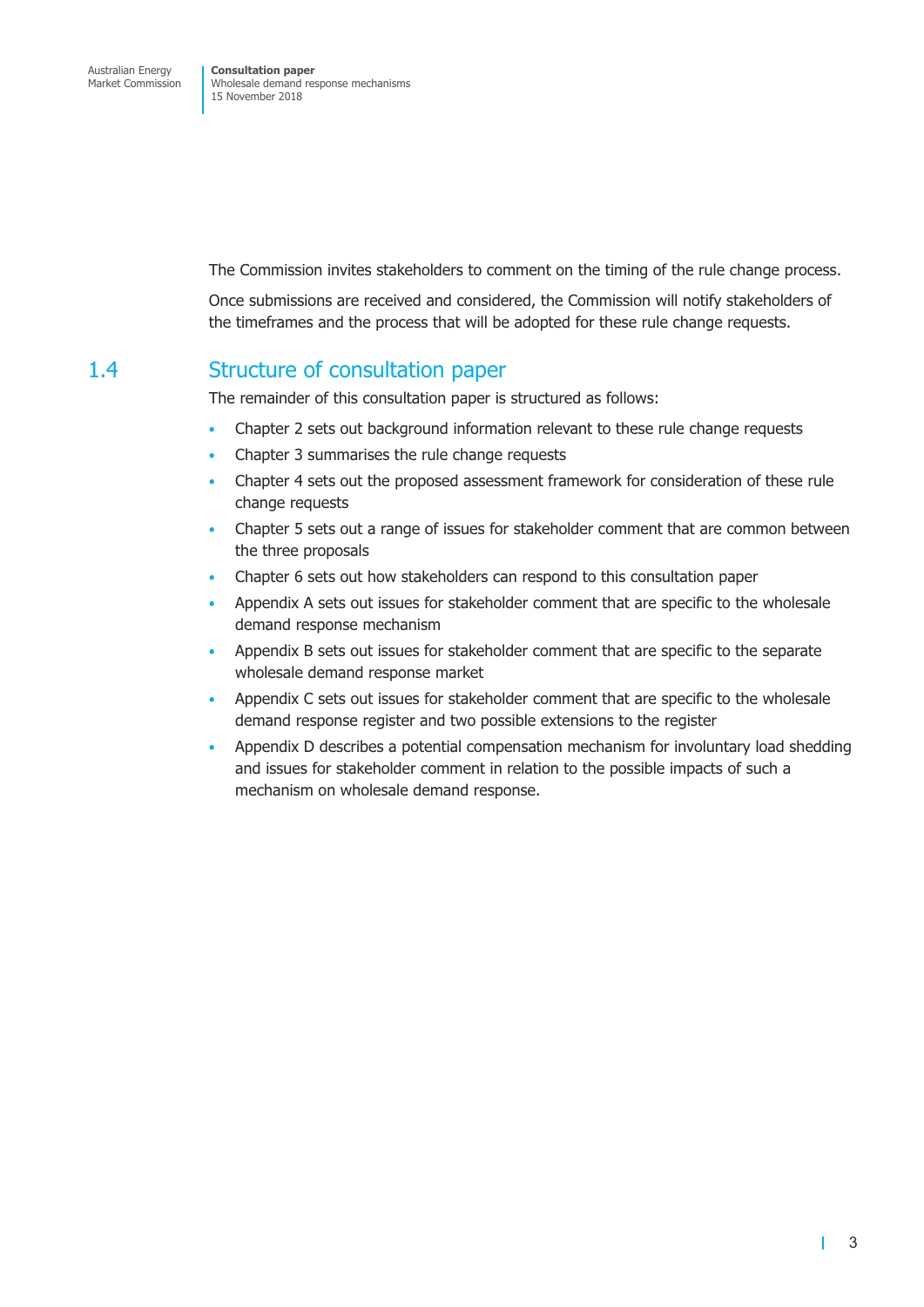The Commission invites stakeholders to comment on the timing of the rule change process.

Once submissions are received and considered, the Commission will notify stakeholders of the timeframes and the process that will be adopted for these rule change requests.

## 1.4 Structure of consultation paper

The remainder of this consultation paper is structured as follows:

- Chapter 2 sets out background information relevant to these rule change requests
- Chapter 3 summarises the rule change requests
- Chapter 4 sets out the proposed assessment framework for consideration of these rule change requests
- Chapter 5 sets out a range of issues for stakeholder comment that are common between the three proposals
- Chapter 6 sets out how stakeholders can respond to this consultation paper
- Appendix A sets out issues for stakeholder comment that are specific to the wholesale demand response mechanism
- Appendix B sets out issues for stakeholder comment that are specific to the separate wholesale demand response market
- Appendix C sets out issues for stakeholder comment that are specific to the wholesale demand response register and two possible extensions to the register
- Appendix D describes a potential compensation mechanism for involuntary load shedding and issues for stakeholder comment in relation to the possible impacts of such a mechanism on wholesale demand response.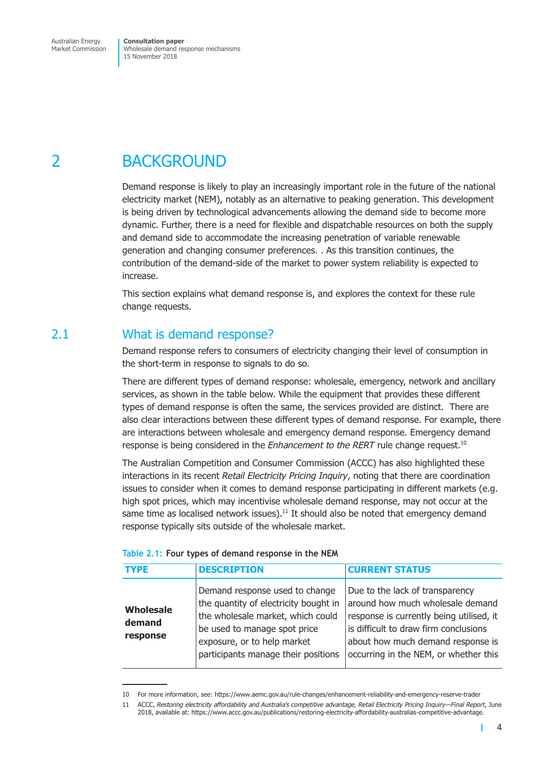# 2 BACKGROUND

Demand response is likely to play an increasingly important role in the future of the national electricity market (NEM), notably as an alternative to peaking generation. This development is being driven by technological advancements allowing the demand side to become more dynamic. Further, there is a need for flexible and dispatchable resources on both the supply and demand side to accommodate the increasing penetration of variable renewable generation and changing consumer preferences. . As this transition continues, the contribution of the demand-side of the market to power system reliability is expected to increase.

This section explains what demand response is, and explores the context for these rule change requests.

## 2.1 What is demand response?

Demand response refers to consumers of electricity changing their level of consumption in the short-term in response to signals to do so.

There are different types of demand response: wholesale, emergency, network and ancillary services, as shown in the table below. While the equipment that provides these different types of demand response is often the same, the services provided are distinct. There are also clear interactions between these different types of demand response. For example, there are interactions between wholesale and emergency demand response. Emergency demand response is being considered in the *Enhancement to the RERT* rule change request.[10]

The Australian Competition and Consumer Commission (ACCC) has also highlighted these interactions in its recent *Retail Electricity Pricing Inquiry*, noting that there are coordination issues to consider when it comes to demand response participating in different markets (e.g. high spot prices, which may incentivise wholesale demand response, may not occur at the same time as localised network issues).[11] It should also be noted that emergency demand response typically sits outside of the wholesale market.

**Table 2.1: Four types of demand response in the NEM**

| TYPE | DESCRIPTION | CURRENT STATUS |
|---|---|---|
| **Wholesale demand response** | Demand response used to change the quantity of electricity bought in the wholesale market, which could be used to manage spot price exposure, or to help market participants manage their positions | Due to the lack of transparency around how much wholesale demand response is currently being utilised, it is difficult to draw firm conclusions about how much demand response is occurring in the NEM, or whether this |

10 For more information, see: https://www.aemc.gov.au/rule-changes/enhancement-reliability-and-emergency-reserve-trader

11 ACCC, *Restoring electricity affordability and Australia's competitive advantage, Retail Electricity Pricing Inquiry—Final Report*, June 2018, available at: https://www.accc.gov.au/publications/restoring-electricity-affordability-australias-competitive-advantage.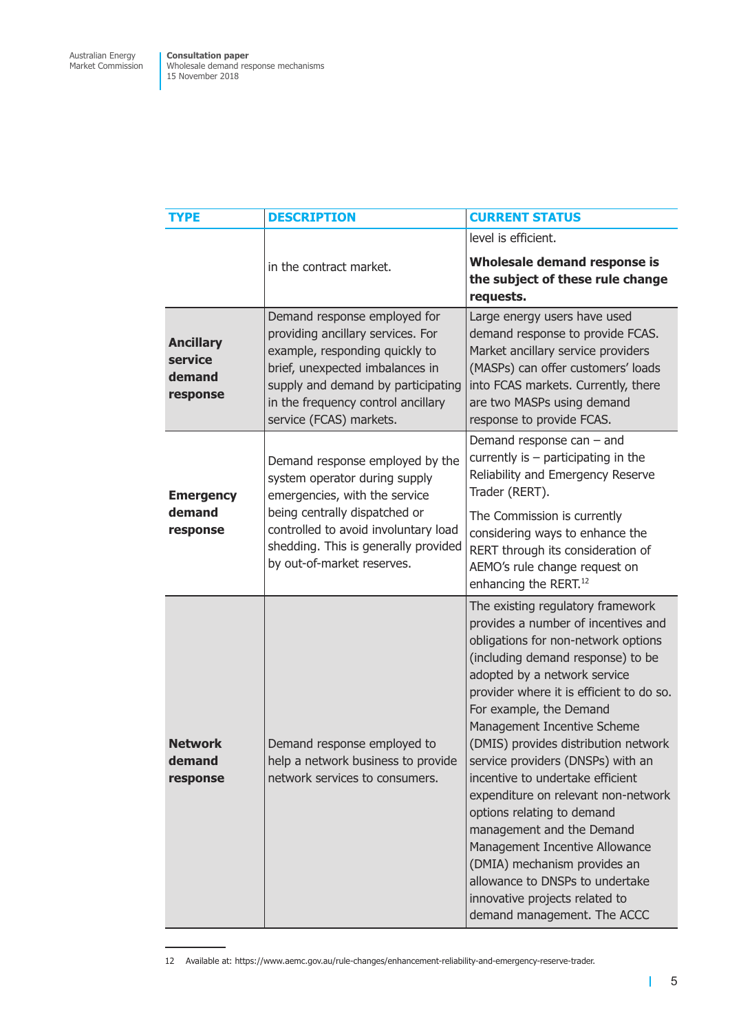| TYPE | DESCRIPTION | CURRENT STATUS |
|---|---|---|
| | in the contract market. | level is efficient.<br><br>**Wholesale demand response is the subject of these rule change requests.** |
| **Ancillary service demand response** | Demand response employed for providing ancillary services. For example, responding quickly to brief, unexpected imbalances in supply and demand by participating in the frequency control ancillary service (FCAS) markets. | Large energy users have used demand response to provide FCAS. Market ancillary service providers (MASPs) can offer customers' loads into FCAS markets. Currently, there are two MASPs using demand response to provide FCAS. |
| **Emergency demand response** | Demand response employed by the system operator during supply emergencies, with the service being centrally dispatched or controlled to avoid involuntary load shedding. This is generally provided by out-of-market reserves. | Demand response can – and currently is – participating in the Reliability and Emergency Reserve Trader (RERT).<br><br>The Commission is currently considering ways to enhance the RERT through its consideration of AEMO's rule change request on enhancing the RERT.[12] |
| **Network demand response** | Demand response employed to help a network business to provide network services to consumers. | The existing regulatory framework provides a number of incentives and obligations for non-network options (including demand response) to be adopted by a network service provider where it is efficient to do so. For example, the Demand Management Incentive Scheme (DMIS) provides distribution network service providers (DNSPs) with an incentive to undertake efficient expenditure on relevant non-network options relating to demand management and the Demand Management Incentive Allowance (DMIA) mechanism provides an allowance to DNSPs to undertake innovative projects related to demand management. The ACCC |

12 Available at: https://www.aemc.gov.au/rule-changes/enhancement-reliability-and-emergency-reserve-trader.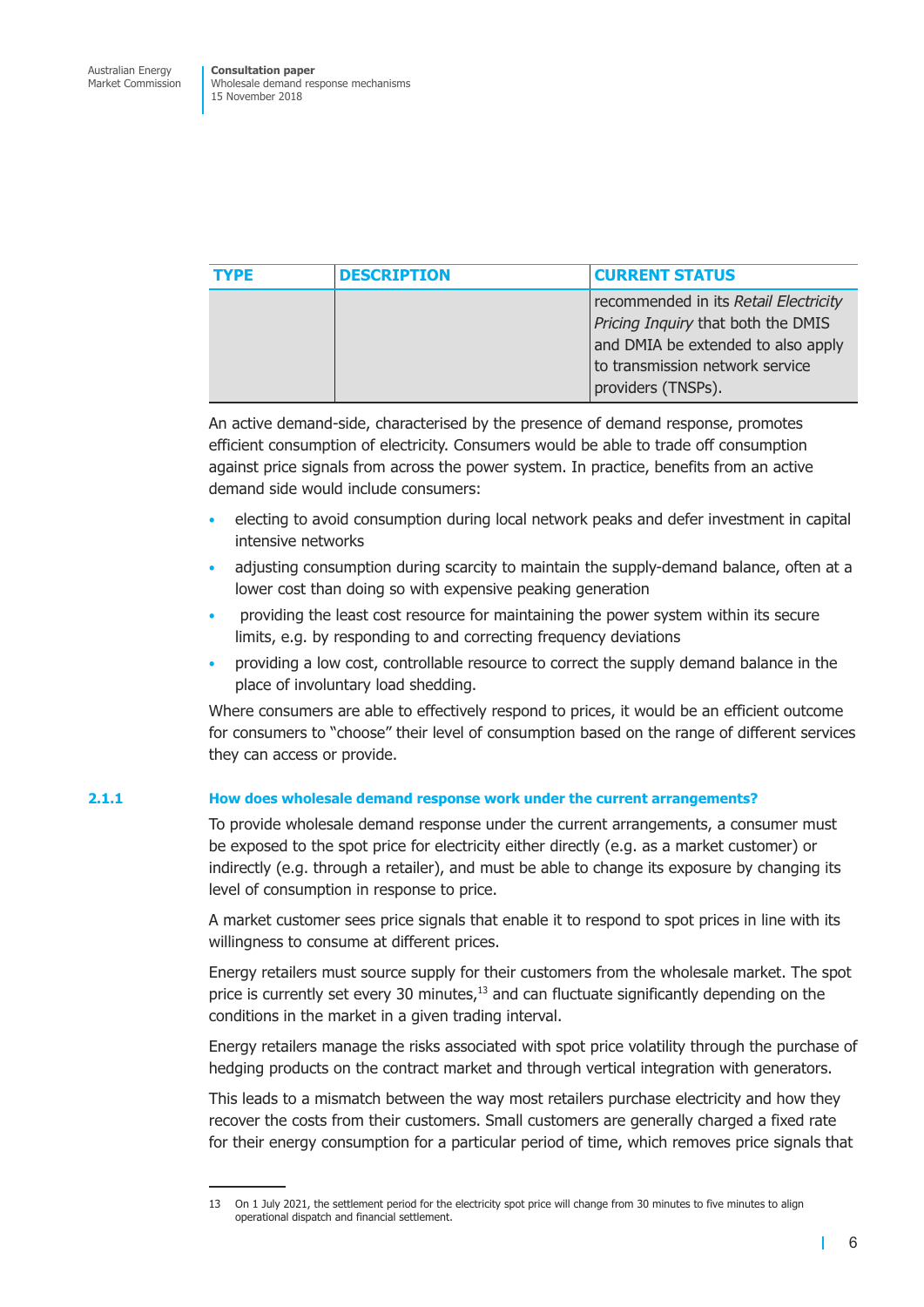| TYPE | DESCRIPTION | CURRENT STATUS |
| --- | --- | --- |
| | | recommended in its *Retail Electricity Pricing Inquiry* that both the DMIS and DMIA be extended to also apply to transmission network service providers (TNSPs). |

An active demand-side, characterised by the presence of demand response, promotes efficient consumption of electricity. Consumers would be able to trade off consumption against price signals from across the power system. In practice, benefits from an active demand side would include consumers:

- electing to avoid consumption during local network peaks and defer investment in capital intensive networks
- adjusting consumption during scarcity to maintain the supply-demand balance, often at a lower cost than doing so with expensive peaking generation
- providing the least cost resource for maintaining the power system within its secure limits, e.g. by responding to and correcting frequency deviations
- providing a low cost, controllable resource to correct the supply demand balance in the place of involuntary load shedding.

Where consumers are able to effectively respond to prices, it would be an efficient outcome for consumers to "choose" their level of consumption based on the range of different services they can access or provide.

### 2.1.1 How does wholesale demand response work under the current arrangements?

To provide wholesale demand response under the current arrangements, a consumer must be exposed to the spot price for electricity either directly (e.g. as a market customer) or indirectly (e.g. through a retailer), and must be able to change its exposure by changing its level of consumption in response to price.

A market customer sees price signals that enable it to respond to spot prices in line with its willingness to consume at different prices.

Energy retailers must source supply for their customers from the wholesale market. The spot price is currently set every 30 minutes,[13] and can fluctuate significantly depending on the conditions in the market in a given trading interval.

Energy retailers manage the risks associated with spot price volatility through the purchase of hedging products on the contract market and through vertical integration with generators.

This leads to a mismatch between the way most retailers purchase electricity and how they recover the costs from their customers. Small customers are generally charged a fixed rate for their energy consumption for a particular period of time, which removes price signals that

13 On 1 July 2021, the settlement period for the electricity spot price will change from 30 minutes to five minutes to align operational dispatch and financial settlement.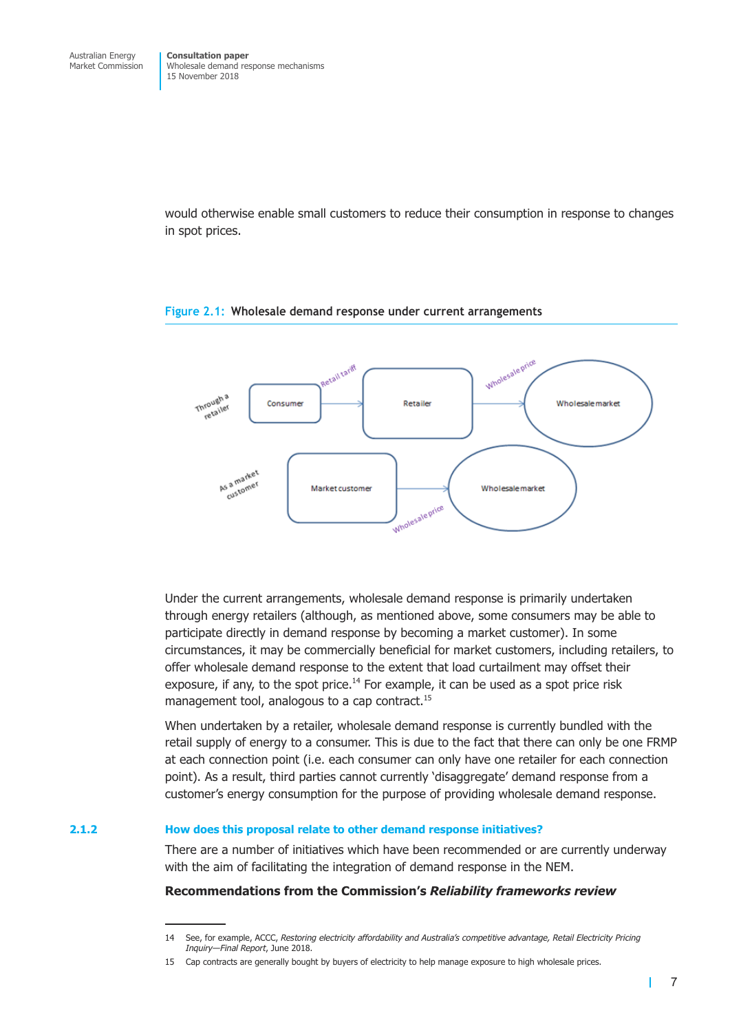would otherwise enable small customers to reduce their consumption in response to changes in spot prices.

Figure 2.1: Wholesale demand response under current arrangements

Under the current arrangements, wholesale demand response is primarily undertaken through energy retailers (although, as mentioned above, some consumers may be able to participate directly in demand response by becoming a market customer). In some circumstances, it may be commercially beneficial for market customers, including retailers, to offer wholesale demand response to the extent that load curtailment may offset their exposure, if any, to the spot price.[14] For example, it can be used as a spot price risk management tool, analogous to a cap contract.[15]

When undertaken by a retailer, wholesale demand response is currently bundled with the retail supply of energy to a consumer. This is due to the fact that there can only be one FRMP at each connection point (i.e. each consumer can only have one retailer for each connection point). As a result, third parties cannot currently 'disaggregate' demand response from a customer's energy consumption for the purpose of providing wholesale demand response.

### 2.1.2 How does this proposal relate to other demand response initiatives?

There are a number of initiatives which have been recommended or are currently underway with the aim of facilitating the integration of demand response in the NEM.

**Recommendations from the Commission's *Reliability frameworks review***

---

14 See, for example, ACCC, *Restoring electricity affordability and Australia's competitive advantage, Retail Electricity Pricing Inquiry—Final Report*, June 2018.

15 Cap contracts are generally bought by buyers of electricity to help manage exposure to high wholesale prices.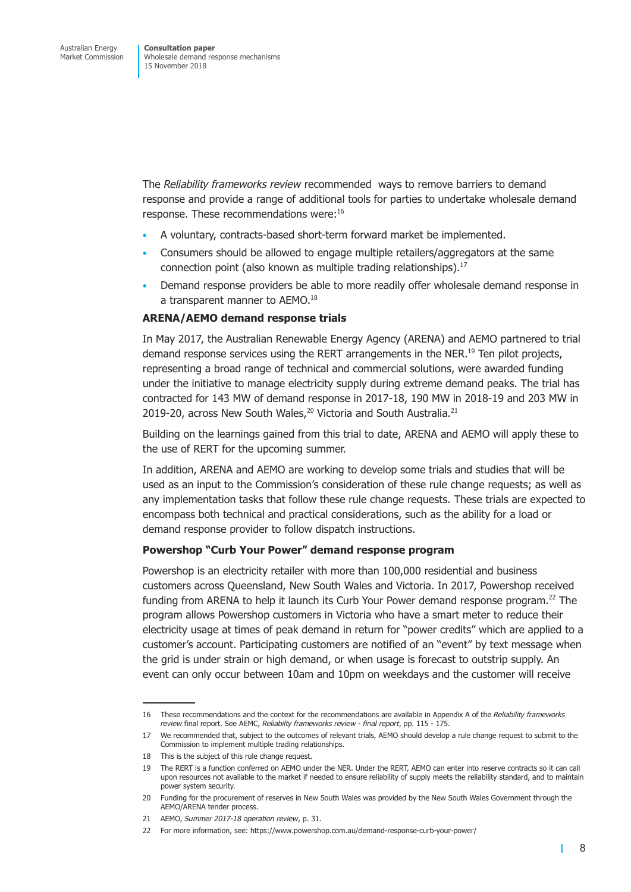The *Reliability frameworks review* recommended ways to remove barriers to demand response and provide a range of additional tools for parties to undertake wholesale demand response. These recommendations were:[16]

- A voluntary, contracts-based short-term forward market be implemented.
- Consumers should be allowed to engage multiple retailers/aggregators at the same connection point (also known as multiple trading relationships).[17]
- Demand response providers be able to more readily offer wholesale demand response in a transparent manner to AEMO.[18]

**ARENA/AEMO demand response trials**

In May 2017, the Australian Renewable Energy Agency (ARENA) and AEMO partnered to trial demand response services using the RERT arrangements in the NER.[19] Ten pilot projects, representing a broad range of technical and commercial solutions, were awarded funding under the initiative to manage electricity supply during extreme demand peaks. The trial has contracted for 143 MW of demand response in 2017-18, 190 MW in 2018-19 and 203 MW in 2019-20, across New South Wales,[20] Victoria and South Australia.[21]

Building on the learnings gained from this trial to date, ARENA and AEMO will apply these to the use of RERT for the upcoming summer.

In addition, ARENA and AEMO are working to develop some trials and studies that will be used as an input to the Commission's consideration of these rule change requests; as well as any implementation tasks that follow these rule change requests. These trials are expected to encompass both technical and practical considerations, such as the ability for a load or demand response provider to follow dispatch instructions.

**Powershop "Curb Your Power" demand response program**

Powershop is an electricity retailer with more than 100,000 residential and business customers across Queensland, New South Wales and Victoria. In 2017, Powershop received funding from ARENA to help it launch its Curb Your Power demand response program.[22] The program allows Powershop customers in Victoria who have a smart meter to reduce their electricity usage at times of peak demand in return for "power credits" which are applied to a customer's account. Participating customers are notified of an "event" by text message when the grid is under strain or high demand, or when usage is forecast to outstrip supply. An event can only occur between 10am and 10pm on weekdays and the customer will receive

---

16 These recommendations and the context for the recommendations are available in Appendix A of the *Reliability frameworks review* final report. See AEMC, *Reliabilty frameworks review - final report*, pp. 115 - 175.

17 We recommended that, subject to the outcomes of relevant trials, AEMO should develop a rule change request to submit to the Commission to implement multiple trading relationships.

18 This is the subject of this rule change request.

19 The RERT is a function conferred on AEMO under the NER. Under the RERT, AEMO can enter into reserve contracts so it can call upon resources not available to the market if needed to ensure reliability of supply meets the reliability standard, and to maintain power system security.

20 Funding for the procurement of reserves in New South Wales was provided by the New South Wales Government through the AEMO/ARENA tender process.

21 AEMO, *Summer 2017-18 operation review*, p. 31.

22 For more information, see: https://www.powershop.com.au/demand-response-curb-your-power/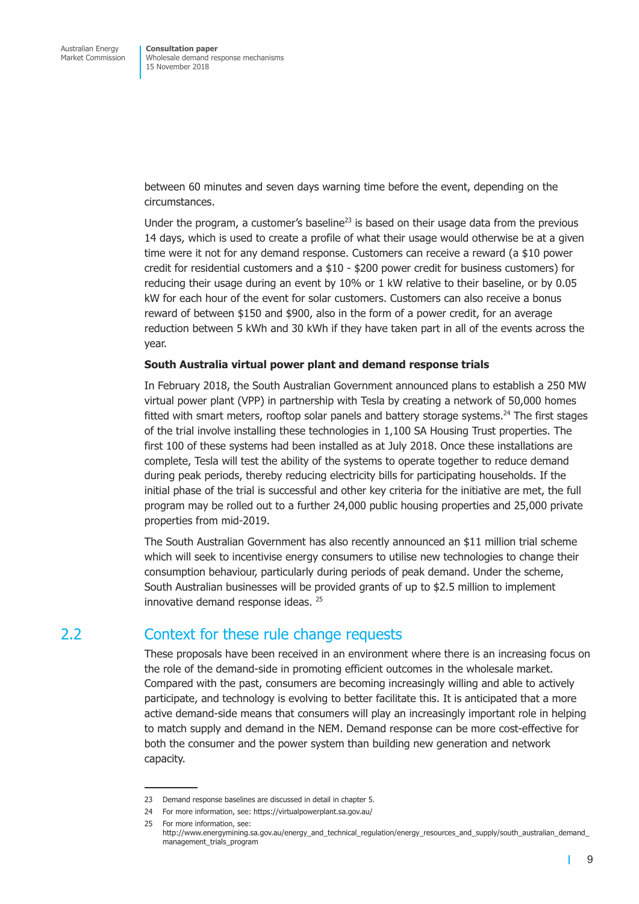between 60 minutes and seven days warning time before the event, depending on the circumstances.

Under the program, a customer's baseline[23] is based on their usage data from the previous 14 days, which is used to create a profile of what their usage would otherwise be at a given time were it not for any demand response. Customers can receive a reward (a $10 power credit for residential customers and a $10 - $200 power credit for business customers) for reducing their usage during an event by 10% or 1 kW relative to their baseline, or by 0.05 kW for each hour of the event for solar customers. Customers can also receive a bonus reward of between $150 and $900, also in the form of a power credit, for an average reduction between 5 kWh and 30 kWh if they have taken part in all of the events across the year.

**South Australia virtual power plant and demand response trials**

In February 2018, the South Australian Government announced plans to establish a 250 MW virtual power plant (VPP) in partnership with Tesla by creating a network of 50,000 homes fitted with smart meters, rooftop solar panels and battery storage systems.[24] The first stages of the trial involve installing these technologies in 1,100 SA Housing Trust properties. The first 100 of these systems had been installed as at July 2018. Once these installations are complete, Tesla will test the ability of the systems to operate together to reduce demand during peak periods, thereby reducing electricity bills for participating households. If the initial phase of the trial is successful and other key criteria for the initiative are met, the full program may be rolled out to a further 24,000 public housing properties and 25,000 private properties from mid-2019.

The South Australian Government has also recently announced an $11 million trial scheme which will seek to incentivise energy consumers to utilise new technologies to change their consumption behaviour, particularly during periods of peak demand. Under the scheme, South Australian businesses will be provided grants of up to $2.5 million to implement innovative demand response ideas. [25]

## 2.2 Context for these rule change requests

These proposals have been received in an environment where there is an increasing focus on the role of the demand-side in promoting efficient outcomes in the wholesale market. Compared with the past, consumers are becoming increasingly willing and able to actively participate, and technology is evolving to better facilitate this. It is anticipated that a more active demand-side means that consumers will play an increasingly important role in helping to match supply and demand in the NEM. Demand response can be more cost-effective for both the consumer and the power system than building new generation and network capacity.

---

23 Demand response baselines are discussed in detail in chapter 5.

24 For more information, see: https://virtualpowerplant.sa.gov.au/

25 For more information, see: http://www.energymining.sa.gov.au/energy_and_technical_regulation/energy_resources_and_supply/south_australian_demand_management_trials_program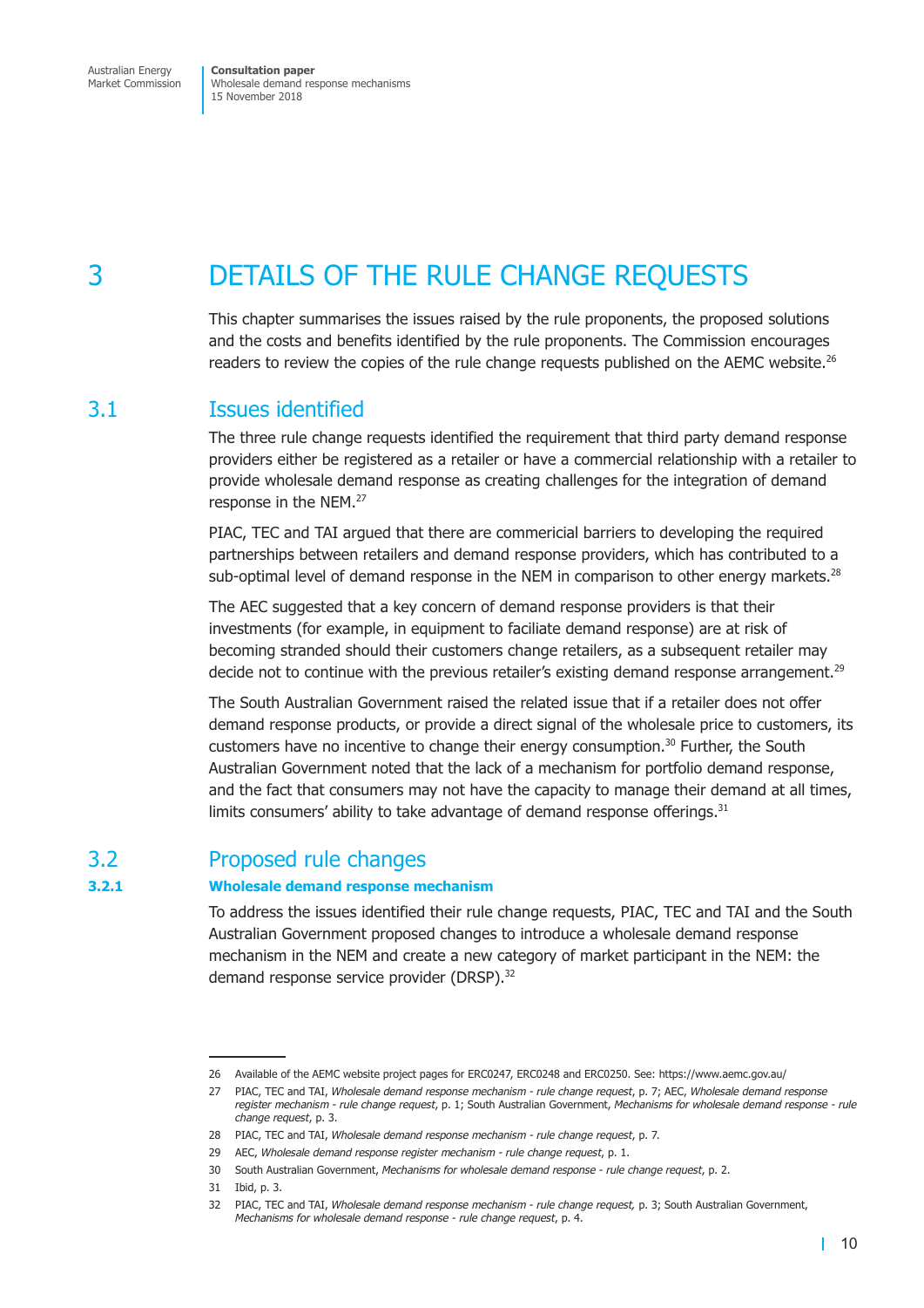# 3 DETAILS OF THE RULE CHANGE REQUESTS

This chapter summarises the issues raised by the rule proponents, the proposed solutions and the costs and benefits identified by the rule proponents. The Commission encourages readers to review the copies of the rule change requests published on the AEMC website.[26]

## 3.1 Issues identified

The three rule change requests identified the requirement that third party demand response providers either be registered as a retailer or have a commercial relationship with a retailer to provide wholesale demand response as creating challenges for the integration of demand response in the NEM.[27]

PIAC, TEC and TAI argued that there are commericial barriers to developing the required partnerships between retailers and demand response providers, which has contributed to a sub-optimal level of demand response in the NEM in comparison to other energy markets.[28]

The AEC suggested that a key concern of demand response providers is that their investments (for example, in equipment to faciliate demand response) are at risk of becoming stranded should their customers change retailers, as a subsequent retailer may decide not to continue with the previous retailer's existing demand response arrangement.[29]

The South Australian Government raised the related issue that if a retailer does not offer demand response products, or provide a direct signal of the wholesale price to customers, its customers have no incentive to change their energy consumption.[30] Further, the South Australian Government noted that the lack of a mechanism for portfolio demand response, and the fact that consumers may not have the capacity to manage their demand at all times, limits consumers' ability to take advantage of demand response offerings.[31]

## 3.2 Proposed rule changes

### 3.2.1 Wholesale demand response mechanism

To address the issues identified their rule change requests, PIAC, TEC and TAI and the South Australian Government proposed changes to introduce a wholesale demand response mechanism in the NEM and create a new category of market participant in the NEM: the demand response service provider (DRSP).[32]

---

26 Available of the AEMC website project pages for ERC0247, ERC0248 and ERC0250. See: https://www.aemc.gov.au/

27 PIAC, TEC and TAI, *Wholesale demand response mechanism - rule change request*, p. 7; AEC, *Wholesale demand response register mechanism - rule change request*, p. 1; South Australian Government, *Mechanisms for wholesale demand response - rule change request*, p. 3.

28 PIAC, TEC and TAI, *Wholesale demand response mechanism - rule change request*, p. 7.

29 AEC, *Wholesale demand response register mechanism - rule change request*, p. 1.

30 South Australian Government, *Mechanisms for wholesale demand response - rule change request*, p. 2.

31 Ibid, p. 3.

32 PIAC, TEC and TAI, *Wholesale demand response mechanism - rule change request,* p. 3; South Australian Government, *Mechanisms for wholesale demand response - rule change request*, p. 4.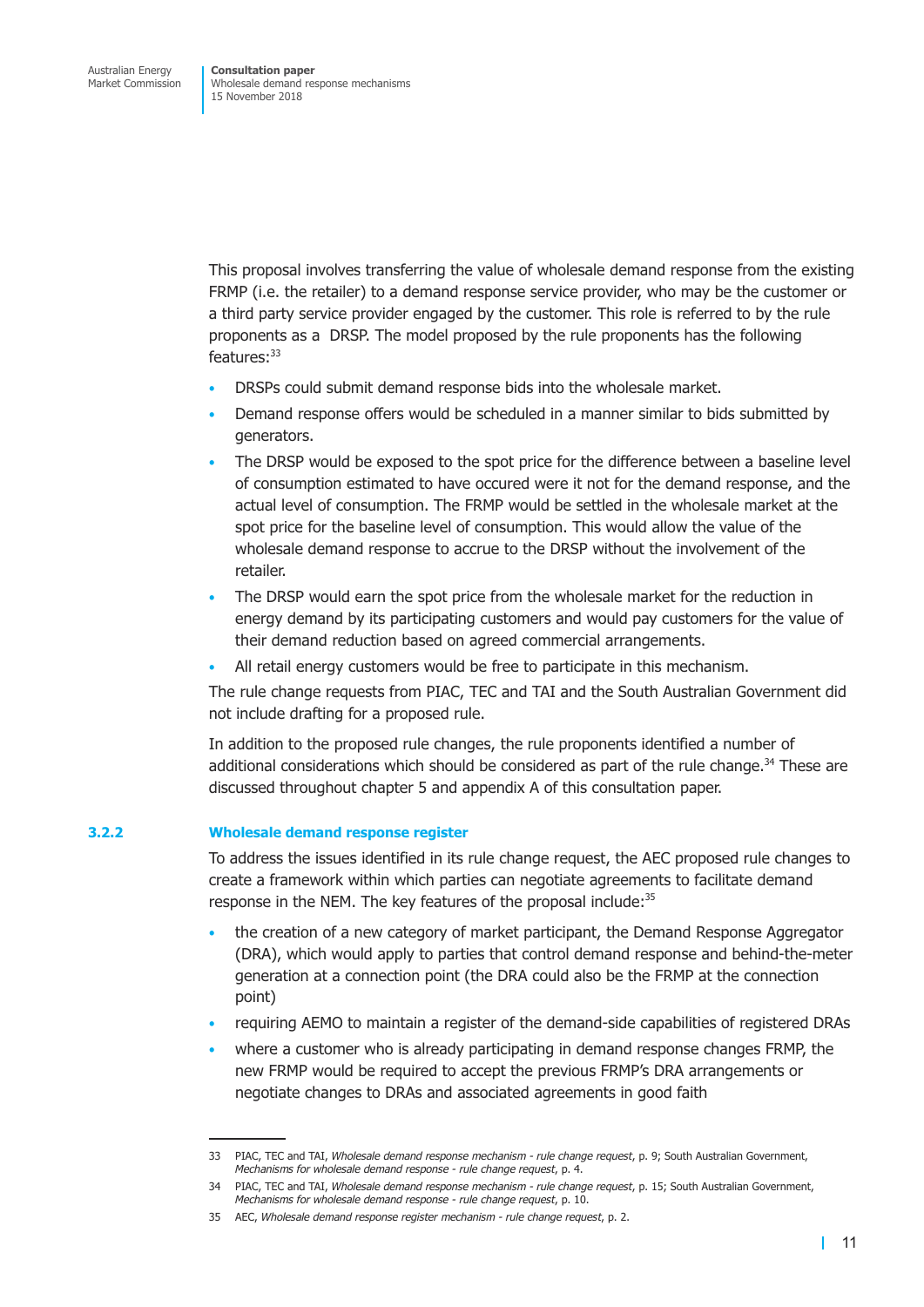This proposal involves transferring the value of wholesale demand response from the existing FRMP (i.e. the retailer) to a demand response service provider, who may be the customer or a third party service provider engaged by the customer. This role is referred to by the rule proponents as a  DRSP. The model proposed by the rule proponents has the following features:[33]

- DRSPs could submit demand response bids into the wholesale market.
- Demand response offers would be scheduled in a manner similar to bids submitted by generators.
- The DRSP would be exposed to the spot price for the difference between a baseline level of consumption estimated to have occured were it not for the demand response, and the actual level of consumption. The FRMP would be settled in the wholesale market at the spot price for the baseline level of consumption. This would allow the value of the wholesale demand response to accrue to the DRSP without the involvement of the retailer.
- The DRSP would earn the spot price from the wholesale market for the reduction in energy demand by its participating customers and would pay customers for the value of their demand reduction based on agreed commercial arrangements.
- All retail energy customers would be free to participate in this mechanism.

The rule change requests from PIAC, TEC and TAI and the South Australian Government did not include drafting for a proposed rule.

In addition to the proposed rule changes, the rule proponents identified a number of additional considerations which should be considered as part of the rule change.[34] These are discussed throughout chapter 5 and appendix A of this consultation paper.

### 3.2.2 Wholesale demand response register

To address the issues identified in its rule change request, the AEC proposed rule changes to create a framework within which parties can negotiate agreements to facilitate demand response in the NEM. The key features of the proposal include:[35]

- the creation of a new category of market participant, the Demand Response Aggregator (DRA), which would apply to parties that control demand response and behind-the-meter generation at a connection point (the DRA could also be the FRMP at the connection point)
- requiring AEMO to maintain a register of the demand-side capabilities of registered DRAs
- where a customer who is already participating in demand response changes FRMP, the new FRMP would be required to accept the previous FRMP's DRA arrangements or negotiate changes to DRAs and associated agreements in good faith

---

33 PIAC, TEC and TAI, *Wholesale demand response mechanism - rule change request*, p. 9; South Australian Government, *Mechanisms for wholesale demand response - rule change request*, p. 4.

34 PIAC, TEC and TAI, *Wholesale demand response mechanism - rule change request*, p. 15; South Australian Government, *Mechanisms for wholesale demand response - rule change request*, p. 10.

35 AEC, *Wholesale demand response register mechanism - rule change request*, p. 2.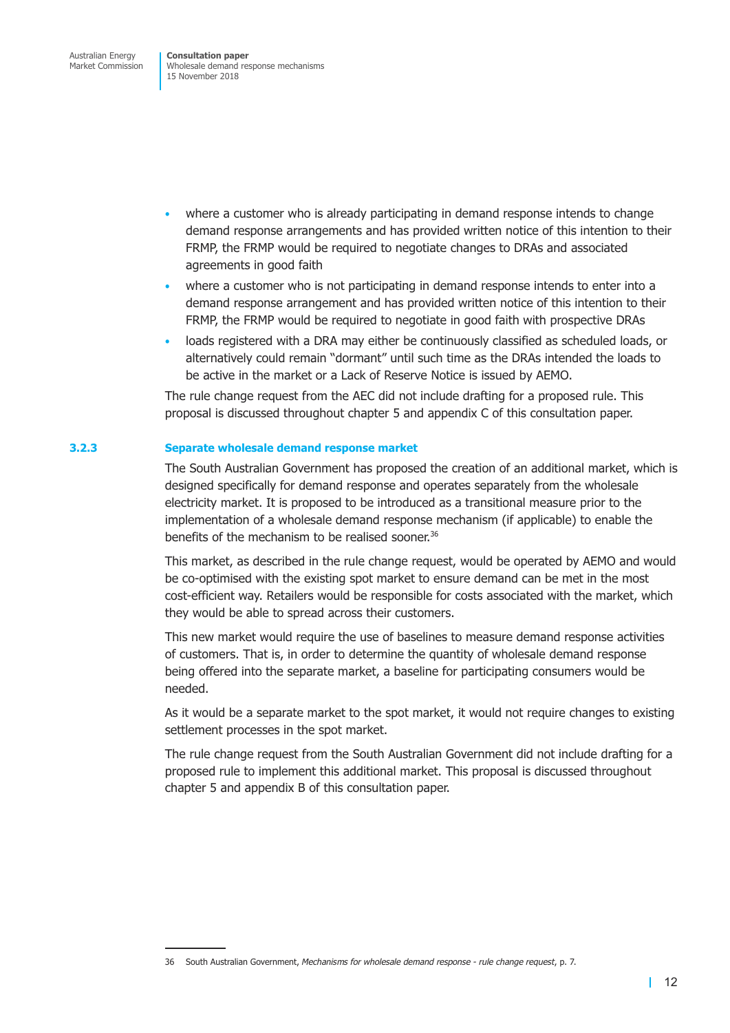- where a customer who is already participating in demand response intends to change demand response arrangements and has provided written notice of this intention to their FRMP, the FRMP would be required to negotiate changes to DRAs and associated agreements in good faith
- where a customer who is not participating in demand response intends to enter into a demand response arrangement and has provided written notice of this intention to their FRMP, the FRMP would be required to negotiate in good faith with prospective DRAs
- loads registered with a DRA may either be continuously classified as scheduled loads, or alternatively could remain "dormant" until such time as the DRAs intended the loads to be active in the market or a Lack of Reserve Notice is issued by AEMO.

The rule change request from the AEC did not include drafting for a proposed rule. This proposal is discussed throughout chapter 5 and appendix C of this consultation paper.

### 3.2.3 Separate wholesale demand response market

The South Australian Government has proposed the creation of an additional market, which is designed specifically for demand response and operates separately from the wholesale electricity market. It is proposed to be introduced as a transitional measure prior to the implementation of a wholesale demand response mechanism (if applicable) to enable the benefits of the mechanism to be realised sooner.[36]

This market, as described in the rule change request, would be operated by AEMO and would be co-optimised with the existing spot market to ensure demand can be met in the most cost-efficient way. Retailers would be responsible for costs associated with the market, which they would be able to spread across their customers.

This new market would require the use of baselines to measure demand response activities of customers. That is, in order to determine the quantity of wholesale demand response being offered into the separate market, a baseline for participating consumers would be needed.

As it would be a separate market to the spot market, it would not require changes to existing settlement processes in the spot market.

The rule change request from the South Australian Government did not include drafting for a proposed rule to implement this additional market. This proposal is discussed throughout chapter 5 and appendix B of this consultation paper.

---

36 South Australian Government, *Mechanisms for wholesale demand response - rule change request*, p. 7.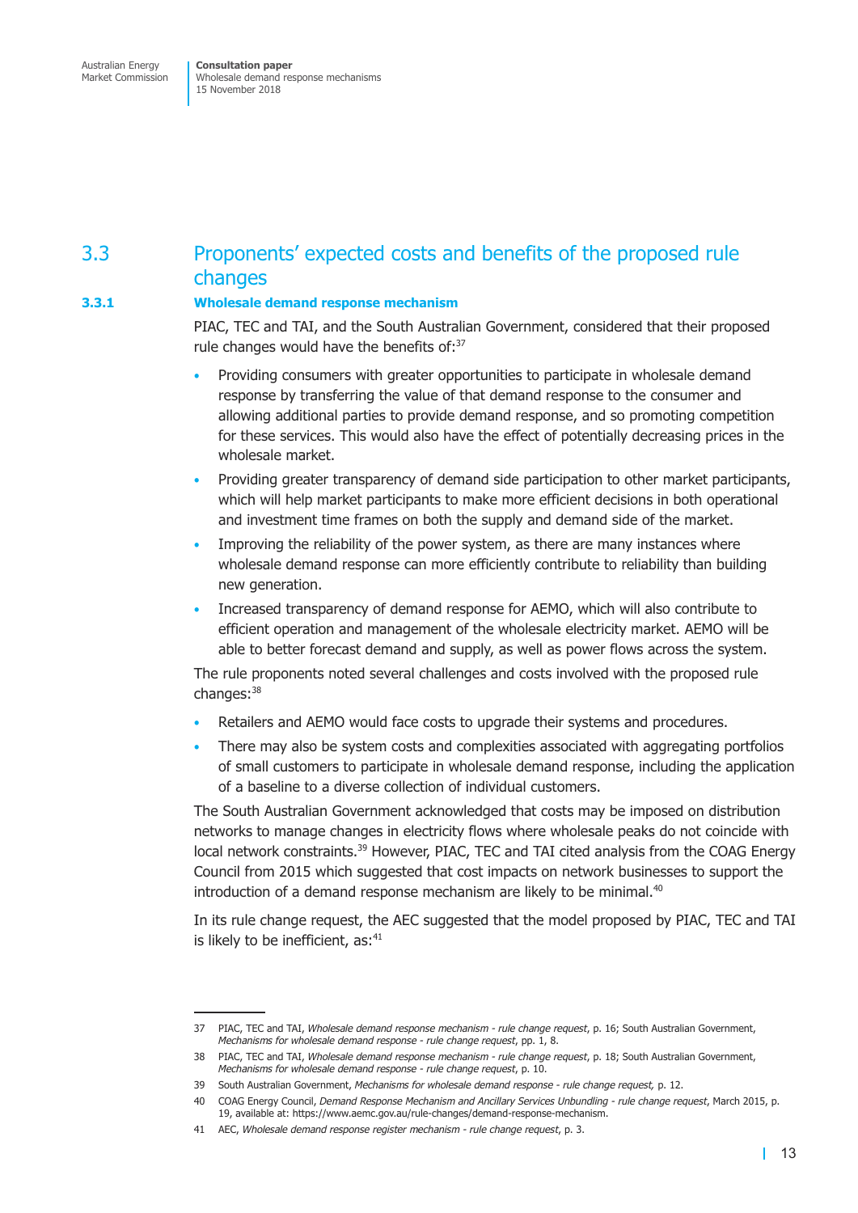## 3.3 Proponents' expected costs and benefits of the proposed rule changes

### 3.3.1 Wholesale demand response mechanism

PIAC, TEC and TAI, and the South Australian Government, considered that their proposed rule changes would have the benefits of:[37]

- Providing consumers with greater opportunities to participate in wholesale demand response by transferring the value of that demand response to the consumer and allowing additional parties to provide demand response, and so promoting competition for these services. This would also have the effect of potentially decreasing prices in the wholesale market.
- Providing greater transparency of demand side participation to other market participants, which will help market participants to make more efficient decisions in both operational and investment time frames on both the supply and demand side of the market.
- Improving the reliability of the power system, as there are many instances where wholesale demand response can more efficiently contribute to reliability than building new generation.
- Increased transparency of demand response for AEMO, which will also contribute to efficient operation and management of the wholesale electricity market. AEMO will be able to better forecast demand and supply, as well as power flows across the system.

The rule proponents noted several challenges and costs involved with the proposed rule changes:[38]

- Retailers and AEMO would face costs to upgrade their systems and procedures.
- There may also be system costs and complexities associated with aggregating portfolios of small customers to participate in wholesale demand response, including the application of a baseline to a diverse collection of individual customers.

The South Australian Government acknowledged that costs may be imposed on distribution networks to manage changes in electricity flows where wholesale peaks do not coincide with local network constraints.[39] However, PIAC, TEC and TAI cited analysis from the COAG Energy Council from 2015 which suggested that cost impacts on network businesses to support the introduction of a demand response mechanism are likely to be minimal.[40]

In its rule change request, the AEC suggested that the model proposed by PIAC, TEC and TAI is likely to be inefficient, as:[41]

---

37 PIAC, TEC and TAI, *Wholesale demand response mechanism - rule change request*, p. 16; South Australian Government, *Mechanisms for wholesale demand response - rule change request*, pp. 1, 8.

38 PIAC, TEC and TAI, *Wholesale demand response mechanism - rule change request*, p. 18; South Australian Government, *Mechanisms for wholesale demand response - rule change request*, p. 10.

39 South Australian Government, *Mechanisms for wholesale demand response - rule change request,* p. 12.

40 COAG Energy Council, *Demand Response Mechanism and Ancillary Services Unbundling - rule change request*, March 2015, p. 19, available at: https://www.aemc.gov.au/rule-changes/demand-response-mechanism.

41 AEC, *Wholesale demand response register mechanism - rule change request*, p. 3.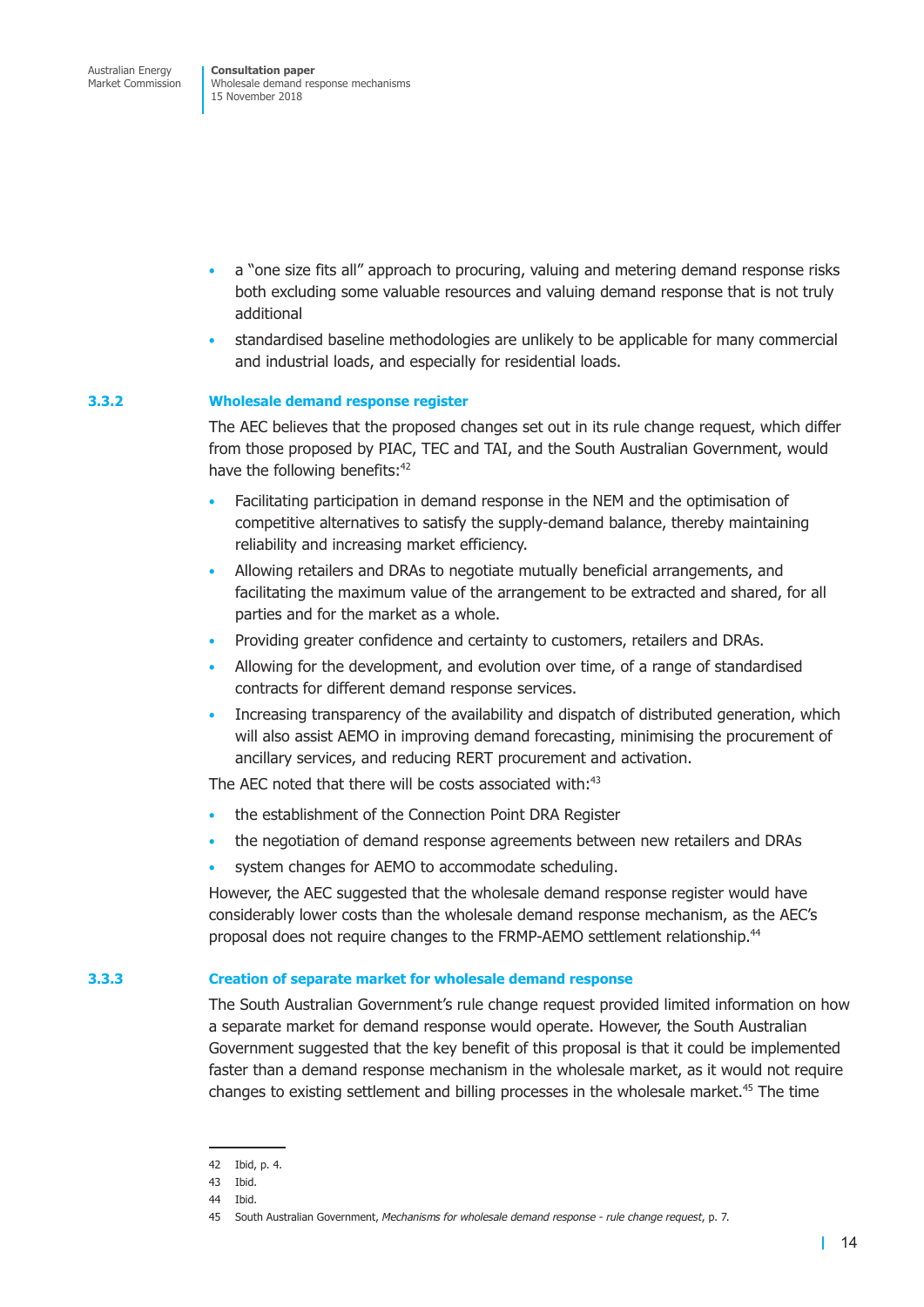- a "one size fits all" approach to procuring, valuing and metering demand response risks both excluding some valuable resources and valuing demand response that is not truly additional
- standardised baseline methodologies are unlikely to be applicable for many commercial and industrial loads, and especially for residential loads.

### 3.3.2 Wholesale demand response register

The AEC believes that the proposed changes set out in its rule change request, which differ from those proposed by PIAC, TEC and TAI, and the South Australian Government, would have the following benefits:[42]

- Facilitating participation in demand response in the NEM and the optimisation of competitive alternatives to satisfy the supply-demand balance, thereby maintaining reliability and increasing market efficiency.
- Allowing retailers and DRAs to negotiate mutually beneficial arrangements, and facilitating the maximum value of the arrangement to be extracted and shared, for all parties and for the market as a whole.
- Providing greater confidence and certainty to customers, retailers and DRAs.
- Allowing for the development, and evolution over time, of a range of standardised contracts for different demand response services.
- Increasing transparency of the availability and dispatch of distributed generation, which will also assist AEMO in improving demand forecasting, minimising the procurement of ancillary services, and reducing RERT procurement and activation.

The AEC noted that there will be costs associated with:[43]

- the establishment of the Connection Point DRA Register
- the negotiation of demand response agreements between new retailers and DRAs
- system changes for AEMO to accommodate scheduling.

However, the AEC suggested that the wholesale demand response register would have considerably lower costs than the wholesale demand response mechanism, as the AEC's proposal does not require changes to the FRMP-AEMO settlement relationship.[44]

### 3.3.3 Creation of separate market for wholesale demand response

The South Australian Government's rule change request provided limited information on how a separate market for demand response would operate. However, the South Australian Government suggested that the key benefit of this proposal is that it could be implemented faster than a demand response mechanism in the wholesale market, as it would not require changes to existing settlement and billing processes in the wholesale market.[45] The time

---

42 Ibid, p. 4.

43 Ibid.

44 Ibid.

45 South Australian Government, *Mechanisms for wholesale demand response - rule change request*, p. 7.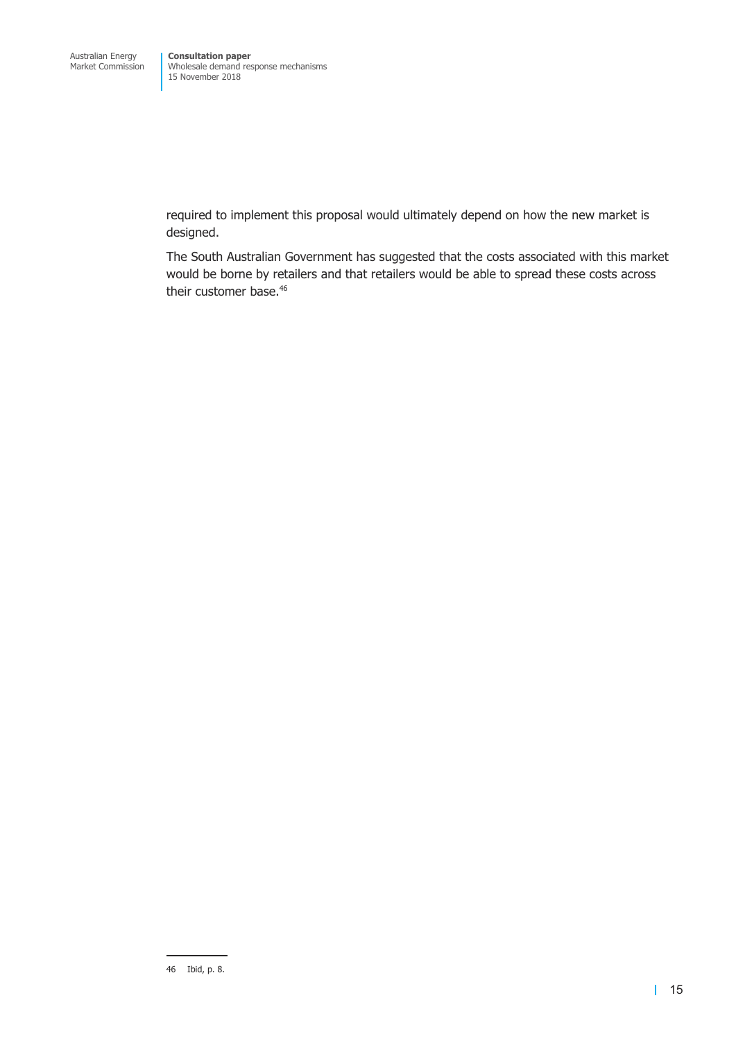required to implement this proposal would ultimately depend on how the new market is designed.

The South Australian Government has suggested that the costs associated with this market would be borne by retailers and that retailers would be able to spread these costs across their customer base.[46]

46 Ibid, p. 8.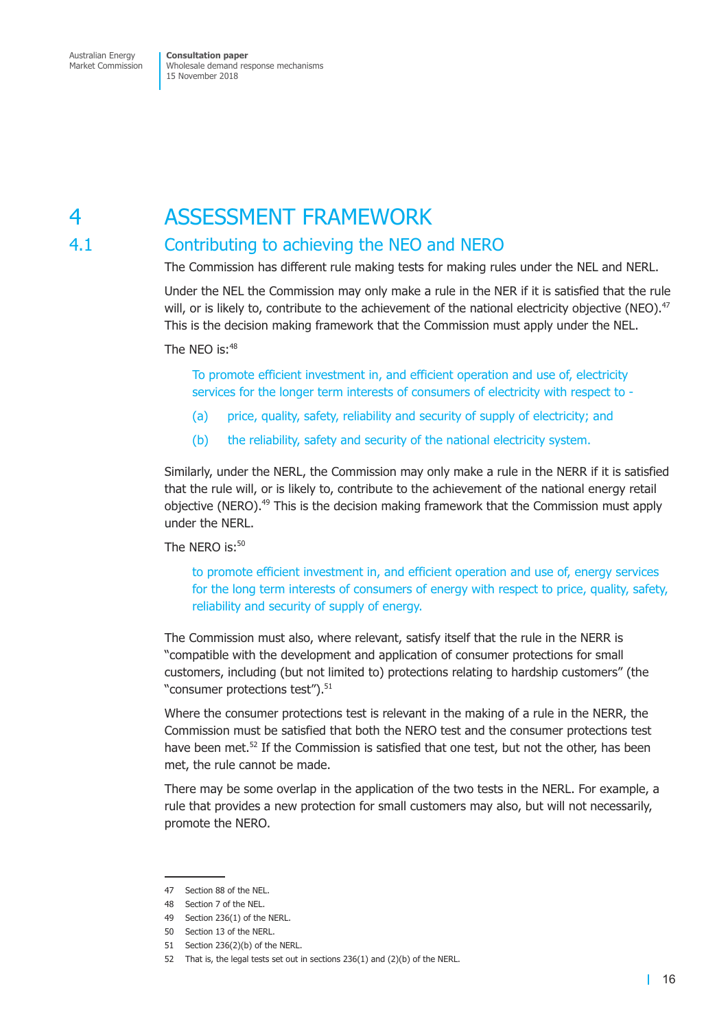# 4 ASSESSMENT FRAMEWORK

## 4.1 Contributing to achieving the NEO and NERO

The Commission has different rule making tests for making rules under the NEL and NERL.

Under the NEL the Commission may only make a rule in the NER if it is satisfied that the rule will, or is likely to, contribute to the achievement of the national electricity objective (NEO).[47] This is the decision making framework that the Commission must apply under the NEL.

The NEO is:[48]

> To promote efficient investment in, and efficient operation and use of, electricity services for the longer term interests of consumers of electricity with respect to -
>
> (a) price, quality, safety, reliability and security of supply of electricity; and
>
> (b) the reliability, safety and security of the national electricity system.

Similarly, under the NERL, the Commission may only make a rule in the NERR if it is satisfied that the rule will, or is likely to, contribute to the achievement of the national energy retail objective (NERO).[49] This is the decision making framework that the Commission must apply under the NERL.

The NERO is:[50]

> to promote efficient investment in, and efficient operation and use of, energy services for the long term interests of consumers of energy with respect to price, quality, safety, reliability and security of supply of energy.

The Commission must also, where relevant, satisfy itself that the rule in the NERR is "compatible with the development and application of consumer protections for small customers, including (but not limited to) protections relating to hardship customers" (the "consumer protections test").[51]

Where the consumer protections test is relevant in the making of a rule in the NERR, the Commission must be satisfied that both the NERO test and the consumer protections test have been met.[52] If the Commission is satisfied that one test, but not the other, has been met, the rule cannot be made.

There may be some overlap in the application of the two tests in the NERL. For example, a rule that provides a new protection for small customers may also, but will not necessarily, promote the NERO.

---

47 Section 88 of the NEL.

48 Section 7 of the NEL.

49 Section 236(1) of the NERL.

50 Section 13 of the NERL.

51 Section 236(2)(b) of the NERL.

52 That is, the legal tests set out in sections 236(1) and (2)(b) of the NERL.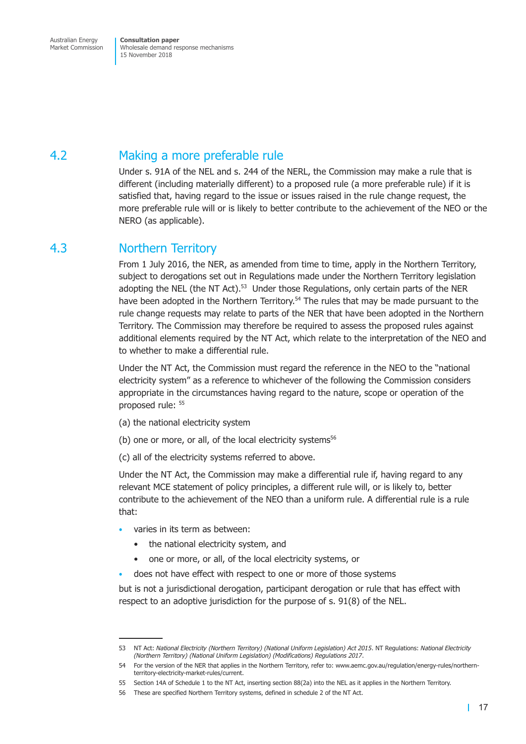## 4.2 Making a more preferable rule

Under s. 91A of the NEL and s. 244 of the NERL, the Commission may make a rule that is different (including materially different) to a proposed rule (a more preferable rule) if it is satisfied that, having regard to the issue or issues raised in the rule change request, the more preferable rule will or is likely to better contribute to the achievement of the NEO or the NERO (as applicable).

## 4.3 Northern Territory

From 1 July 2016, the NER, as amended from time to time, apply in the Northern Territory, subject to derogations set out in Regulations made under the Northern Territory legislation adopting the NEL (the NT Act).[53] Under those Regulations, only certain parts of the NER have been adopted in the Northern Territory.[54] The rules that may be made pursuant to the rule change requests may relate to parts of the NER that have been adopted in the Northern Territory. The Commission may therefore be required to assess the proposed rules against additional elements required by the NT Act, which relate to the interpretation of the NEO and to whether to make a differential rule.

Under the NT Act, the Commission must regard the reference in the NEO to the "national electricity system" as a reference to whichever of the following the Commission considers appropriate in the circumstances having regard to the nature, scope or operation of the proposed rule: [55]

(a) the national electricity system

(b) one or more, or all, of the local electricity systems[56]

(c) all of the electricity systems referred to above.

Under the NT Act, the Commission may make a differential rule if, having regard to any relevant MCE statement of policy principles, a different rule will, or is likely to, better contribute to the achievement of the NEO than a uniform rule. A differential rule is a rule that:

- varies in its term as between:
  - the national electricity system, and
  - one or more, or all, of the local electricity systems, or
- does not have effect with respect to one or more of those systems

but is not a jurisdictional derogation, participant derogation or rule that has effect with respect to an adoptive jurisdiction for the purpose of s. 91(8) of the NEL.

---

53 NT Act: *National Electricity (Northern Territory) (National Uniform Legislation) Act 2015*. NT Regulations: *National Electricity (Northern Territory) (National Uniform Legislation) (Modifications) Regulations 2017*.

54 For the version of the NER that applies in the Northern Territory, refer to: www.aemc.gov.au/regulation/energy-rules/northern-territory-electricity-market-rules/current.

55 Section 14A of Schedule 1 to the NT Act, inserting section 88(2a) into the NEL as it applies in the Northern Territory.

56 These are specified Northern Territory systems, defined in schedule 2 of the NT Act.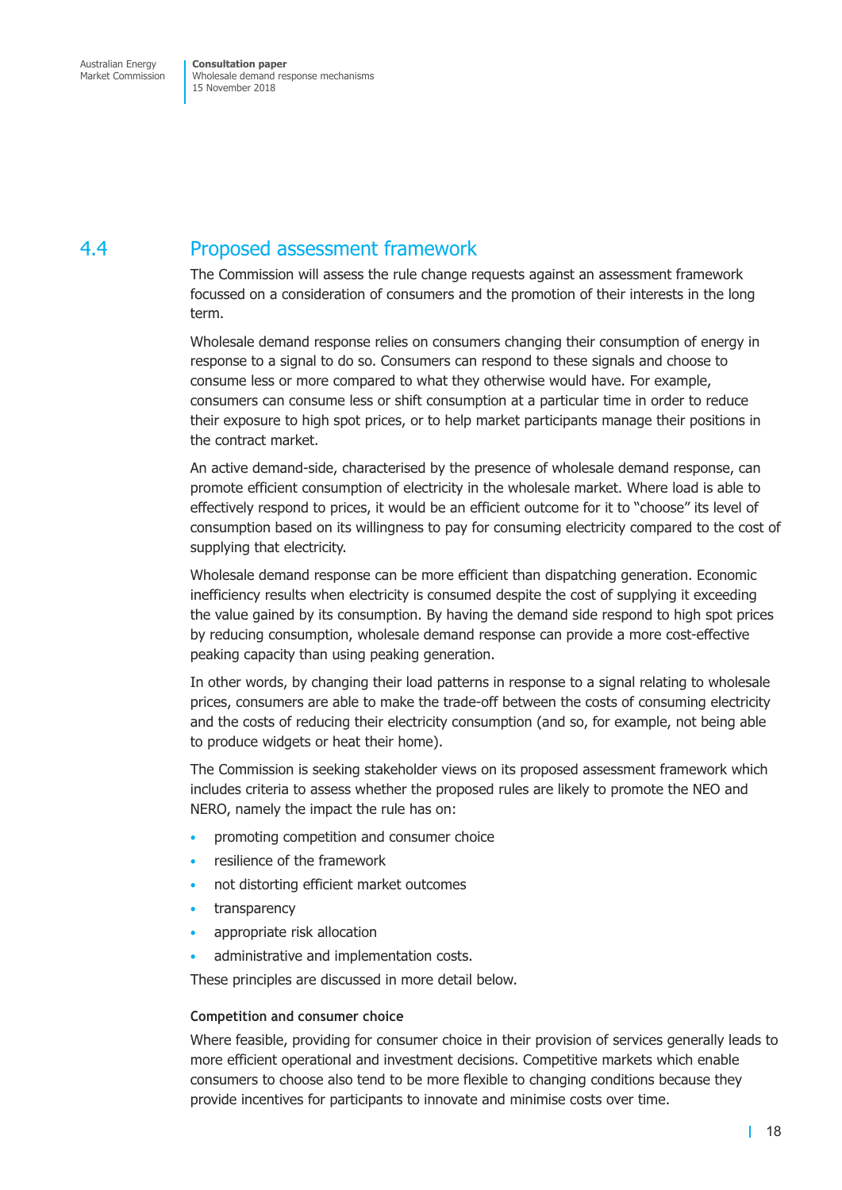## 4.4 Proposed assessment framework

The Commission will assess the rule change requests against an assessment framework focussed on a consideration of consumers and the promotion of their interests in the long term.

Wholesale demand response relies on consumers changing their consumption of energy in response to a signal to do so. Consumers can respond to these signals and choose to consume less or more compared to what they otherwise would have. For example, consumers can consume less or shift consumption at a particular time in order to reduce their exposure to high spot prices, or to help market participants manage their positions in the contract market.

An active demand-side, characterised by the presence of wholesale demand response, can promote efficient consumption of electricity in the wholesale market. Where load is able to effectively respond to prices, it would be an efficient outcome for it to "choose" its level of consumption based on its willingness to pay for consuming electricity compared to the cost of supplying that electricity.

Wholesale demand response can be more efficient than dispatching generation. Economic inefficiency results when electricity is consumed despite the cost of supplying it exceeding the value gained by its consumption. By having the demand side respond to high spot prices by reducing consumption, wholesale demand response can provide a more cost-effective peaking capacity than using peaking generation.

In other words, by changing their load patterns in response to a signal relating to wholesale prices, consumers are able to make the trade-off between the costs of consuming electricity and the costs of reducing their electricity consumption (and so, for example, not being able to produce widgets or heat their home).

The Commission is seeking stakeholder views on its proposed assessment framework which includes criteria to assess whether the proposed rules are likely to promote the NEO and NERO, namely the impact the rule has on:

- promoting competition and consumer choice
- resilience of the framework
- not distorting efficient market outcomes
- transparency
- appropriate risk allocation
- administrative and implementation costs.

These principles are discussed in more detail below.

#### Competition and consumer choice

Where feasible, providing for consumer choice in their provision of services generally leads to more efficient operational and investment decisions. Competitive markets which enable consumers to choose also tend to be more flexible to changing conditions because they provide incentives for participants to innovate and minimise costs over time.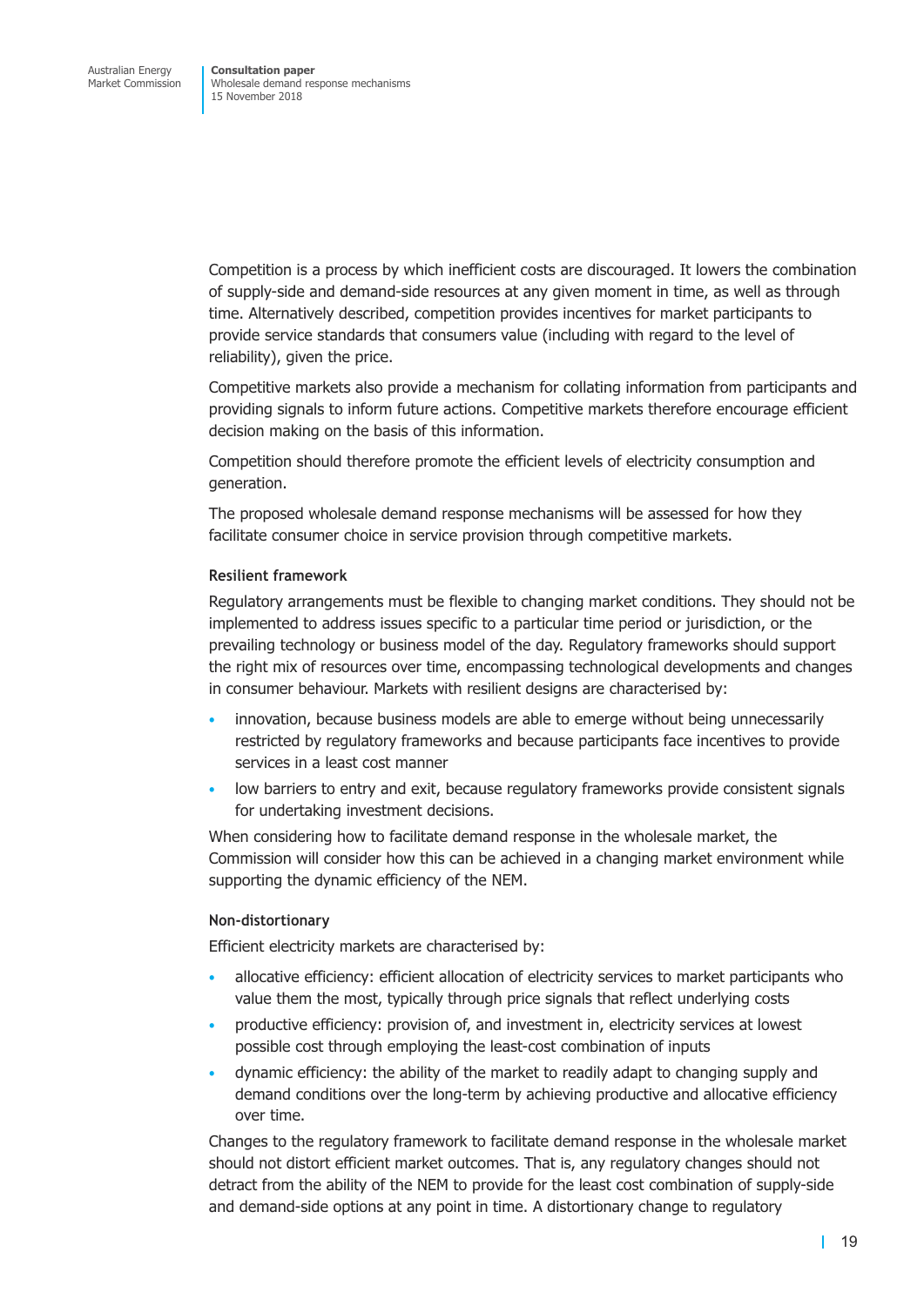Competition is a process by which inefficient costs are discouraged. It lowers the combination of supply-side and demand-side resources at any given moment in time, as well as through time. Alternatively described, competition provides incentives for market participants to provide service standards that consumers value (including with regard to the level of reliability), given the price.

Competitive markets also provide a mechanism for collating information from participants and providing signals to inform future actions. Competitive markets therefore encourage efficient decision making on the basis of this information.

Competition should therefore promote the efficient levels of electricity consumption and generation.

The proposed wholesale demand response mechanisms will be assessed for how they facilitate consumer choice in service provision through competitive markets.

#### Resilient framework

Regulatory arrangements must be flexible to changing market conditions. They should not be implemented to address issues specific to a particular time period or jurisdiction, or the prevailing technology or business model of the day. Regulatory frameworks should support the right mix of resources over time, encompassing technological developments and changes in consumer behaviour. Markets with resilient designs are characterised by:

- innovation, because business models are able to emerge without being unnecessarily restricted by regulatory frameworks and because participants face incentives to provide services in a least cost manner
- low barriers to entry and exit, because regulatory frameworks provide consistent signals for undertaking investment decisions.

When considering how to facilitate demand response in the wholesale market, the Commission will consider how this can be achieved in a changing market environment while supporting the dynamic efficiency of the NEM.

#### Non-distortionary

Efficient electricity markets are characterised by:

- allocative efficiency: efficient allocation of electricity services to market participants who value them the most, typically through price signals that reflect underlying costs
- productive efficiency: provision of, and investment in, electricity services at lowest possible cost through employing the least-cost combination of inputs
- dynamic efficiency: the ability of the market to readily adapt to changing supply and demand conditions over the long-term by achieving productive and allocative efficiency over time.

Changes to the regulatory framework to facilitate demand response in the wholesale market should not distort efficient market outcomes. That is, any regulatory changes should not detract from the ability of the NEM to provide for the least cost combination of supply-side and demand-side options at any point in time. A distortionary change to regulatory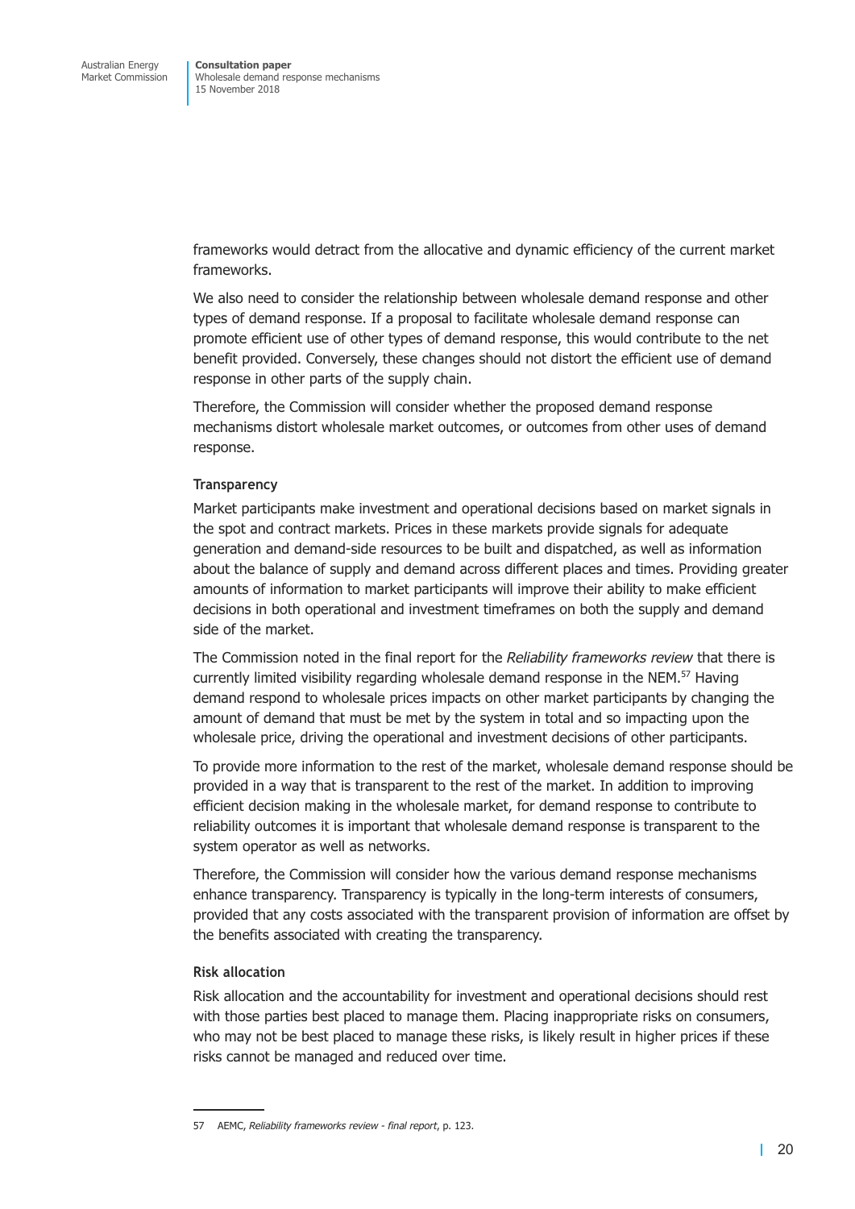frameworks would detract from the allocative and dynamic efficiency of the current market frameworks.

We also need to consider the relationship between wholesale demand response and other types of demand response. If a proposal to facilitate wholesale demand response can promote efficient use of other types of demand response, this would contribute to the net benefit provided. Conversely, these changes should not distort the efficient use of demand response in other parts of the supply chain.

Therefore, the Commission will consider whether the proposed demand response mechanisms distort wholesale market outcomes, or outcomes from other uses of demand response.

#### Transparency

Market participants make investment and operational decisions based on market signals in the spot and contract markets. Prices in these markets provide signals for adequate generation and demand-side resources to be built and dispatched, as well as information about the balance of supply and demand across different places and times. Providing greater amounts of information to market participants will improve their ability to make efficient decisions in both operational and investment timeframes on both the supply and demand side of the market.

The Commission noted in the final report for the *Reliability frameworks review* that there is currently limited visibility regarding wholesale demand response in the NEM.[57] Having demand respond to wholesale prices impacts on other market participants by changing the amount of demand that must be met by the system in total and so impacting upon the wholesale price, driving the operational and investment decisions of other participants.

To provide more information to the rest of the market, wholesale demand response should be provided in a way that is transparent to the rest of the market. In addition to improving efficient decision making in the wholesale market, for demand response to contribute to reliability outcomes it is important that wholesale demand response is transparent to the system operator as well as networks.

Therefore, the Commission will consider how the various demand response mechanisms enhance transparency. Transparency is typically in the long-term interests of consumers, provided that any costs associated with the transparent provision of information are offset by the benefits associated with creating the transparency.

#### Risk allocation

Risk allocation and the accountability for investment and operational decisions should rest with those parties best placed to manage them. Placing inappropriate risks on consumers, who may not be best placed to manage these risks, is likely result in higher prices if these risks cannot be managed and reduced over time.

57 AEMC, *Reliability frameworks review - final report*, p. 123.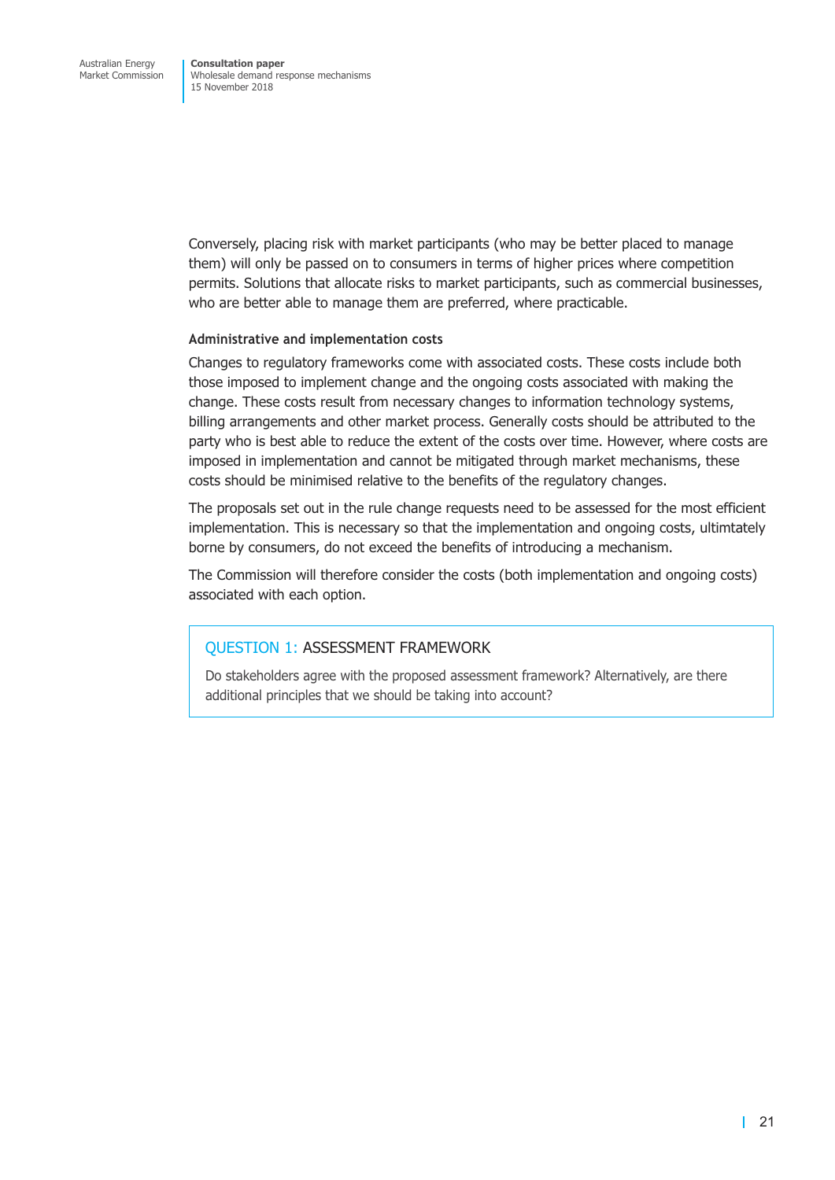Conversely, placing risk with market participants (who may be better placed to manage them) will only be passed on to consumers in terms of higher prices where competition permits. Solutions that allocate risks to market participants, such as commercial businesses, who are better able to manage them are preferred, where practicable.

**Administrative and implementation costs**

Changes to regulatory frameworks come with associated costs. These costs include both those imposed to implement change and the ongoing costs associated with making the change. These costs result from necessary changes to information technology systems, billing arrangements and other market process. Generally costs should be attributed to the party who is best able to reduce the extent of the costs over time. However, where costs are imposed in implementation and cannot be mitigated through market mechanisms, these costs should be minimised relative to the benefits of the regulatory changes.

The proposals set out in the rule change requests need to be assessed for the most efficient implementation. This is necessary so that the implementation and ongoing costs, ultimtately borne by consumers, do not exceed the benefits of introducing a mechanism.

The Commission will therefore consider the costs (both implementation and ongoing costs) associated with each option.

> **QUESTION 1: ASSESSMENT FRAMEWORK**
>
> Do stakeholders agree with the proposed assessment framework? Alternatively, are there additional principles that we should be taking into account?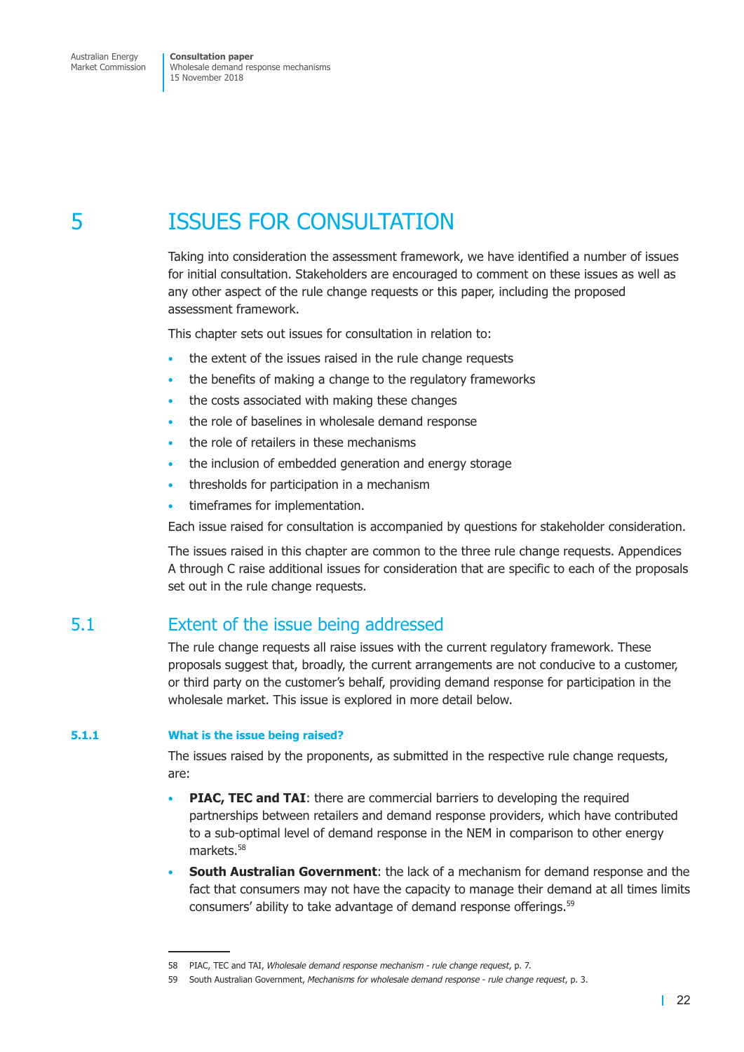# 5 ISSUES FOR CONSULTATION

Taking into consideration the assessment framework, we have identified a number of issues for initial consultation. Stakeholders are encouraged to comment on these issues as well as any other aspect of the rule change requests or this paper, including the proposed assessment framework.

This chapter sets out issues for consultation in relation to:

- the extent of the issues raised in the rule change requests
- the benefits of making a change to the regulatory frameworks
- the costs associated with making these changes
- the role of baselines in wholesale demand response
- the role of retailers in these mechanisms
- the inclusion of embedded generation and energy storage
- thresholds for participation in a mechanism
- timeframes for implementation.

Each issue raised for consultation is accompanied by questions for stakeholder consideration.

The issues raised in this chapter are common to the three rule change requests. Appendices A through C raise additional issues for consideration that are specific to each of the proposals set out in the rule change requests.

## 5.1 Extent of the issue being addressed

The rule change requests all raise issues with the current regulatory framework. These proposals suggest that, broadly, the current arrangements are not conducive to a customer, or third party on the customer's behalf, providing demand response for participation in the wholesale market. This issue is explored in more detail below.

### 5.1.1 What is the issue being raised?

The issues raised by the proponents, as submitted in the respective rule change requests, are:

- **PIAC, TEC and TAI**: there are commercial barriers to developing the required partnerships between retailers and demand response providers, which have contributed to a sub-optimal level of demand response in the NEM in comparison to other energy markets.[58]
- **South Australian Government**: the lack of a mechanism for demand response and the fact that consumers may not have the capacity to manage their demand at all times limits consumers' ability to take advantage of demand response offerings.[59]

58 PIAC, TEC and TAI, *Wholesale demand response mechanism - rule change request*, p. 7.

59 South Australian Government, *Mechanisms for wholesale demand response - rule change request*, p. 3.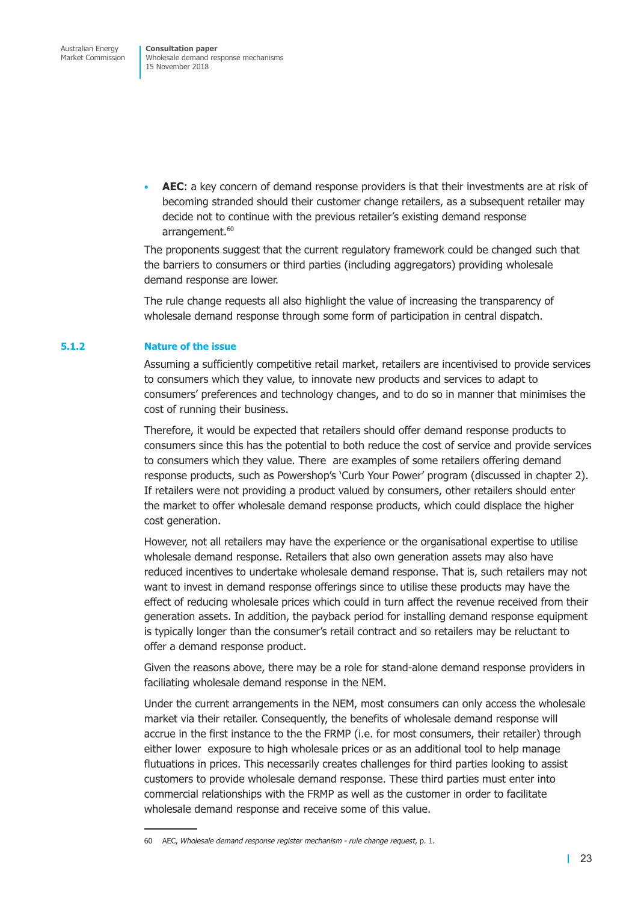- **AEC**: a key concern of demand response providers is that their investments are at risk of becoming stranded should their customer change retailers, as a subsequent retailer may decide not to continue with the previous retailer's existing demand response arrangement.[60]

The proponents suggest that the current regulatory framework could be changed such that the barriers to consumers or third parties (including aggregators) providing wholesale demand response are lower.

The rule change requests all also highlight the value of increasing the transparency of wholesale demand response through some form of participation in central dispatch.

### 5.1.2 Nature of the issue

Assuming a sufficiently competitive retail market, retailers are incentivised to provide services to consumers which they value, to innovate new products and services to adapt to consumers' preferences and technology changes, and to do so in manner that minimises the cost of running their business.

Therefore, it would be expected that retailers should offer demand response products to consumers since this has the potential to both reduce the cost of service and provide services to consumers which they value. There  are examples of some retailers offering demand response products, such as Powershop's 'Curb Your Power' program (discussed in chapter 2). If retailers were not providing a product valued by consumers, other retailers should enter the market to offer wholesale demand response products, which could displace the higher cost generation.

However, not all retailers may have the experience or the organisational expertise to utilise wholesale demand response. Retailers that also own generation assets may also have reduced incentives to undertake wholesale demand response. That is, such retailers may not want to invest in demand response offerings since to utilise these products may have the effect of reducing wholesale prices which could in turn affect the revenue received from their generation assets. In addition, the payback period for installing demand response equipment is typically longer than the consumer's retail contract and so retailers may be reluctant to offer a demand response product.

Given the reasons above, there may be a role for stand-alone demand response providers in faciliating wholesale demand response in the NEM.

Under the current arrangements in the NEM, most consumers can only access the wholesale market via their retailer. Consequently, the benefits of wholesale demand response will accrue in the first instance to the the FRMP (i.e. for most consumers, their retailer) through either lower  exposure to high wholesale prices or as an additional tool to help manage flutuations in prices. This necessarily creates challenges for third parties looking to assist customers to provide wholesale demand response. These third parties must enter into commercial relationships with the FRMP as well as the customer in order to facilitate wholesale demand response and receive some of this value.

---

60 AEC, *Wholesale demand response register mechanism - rule change request*, p. 1.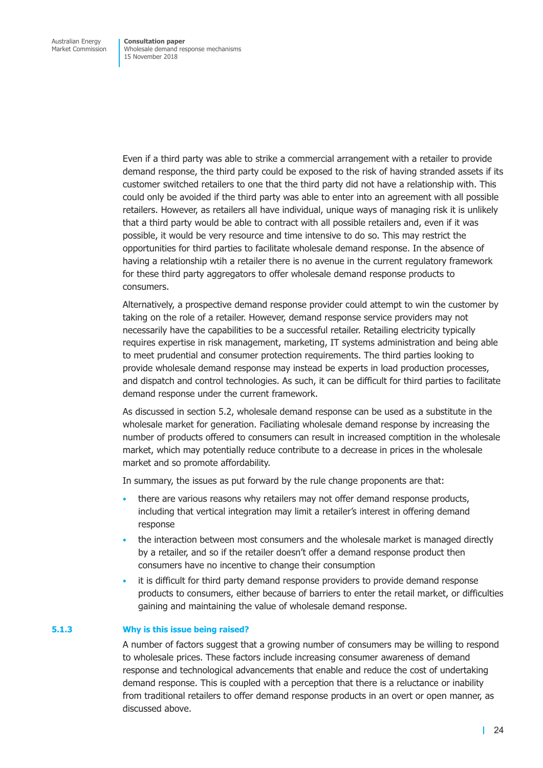Even if a third party was able to strike a commercial arrangement with a retailer to provide demand response, the third party could be exposed to the risk of having stranded assets if its customer switched retailers to one that the third party did not have a relationship with. This could only be avoided if the third party was able to enter into an agreement with all possible retailers. However, as retailers all have individual, unique ways of managing risk it is unlikely that a third party would be able to contract with all possible retailers and, even if it was possible, it would be very resource and time intensive to do so. This may restrict the opportunities for third parties to facilitate wholesale demand response. In the absence of having a relationship wtih a retailer there is no avenue in the current regulatory framework for these third party aggregators to offer wholesale demand response products to consumers.

Alternatively, a prospective demand response provider could attempt to win the customer by taking on the role of a retailer. However, demand response service providers may not necessarily have the capabilities to be a successful retailer. Retailing electricity typically requires expertise in risk management, marketing, IT systems administration and being able to meet prudential and consumer protection requirements. The third parties looking to provide wholesale demand response may instead be experts in load production processes, and dispatch and control technologies. As such, it can be difficult for third parties to facilitate demand response under the current framework.

As discussed in section 5.2, wholesale demand response can be used as a substitute in the wholesale market for generation. Faciliating wholesale demand response by increasing the number of products offered to consumers can result in increased comptition in the wholesale market, which may potentially reduce contribute to a decrease in prices in the wholesale market and so promote affordability.

In summary, the issues as put forward by the rule change proponents are that:

- there are various reasons why retailers may not offer demand response products, including that vertical integration may limit a retailer's interest in offering demand response
- the interaction between most consumers and the wholesale market is managed directly by a retailer, and so if the retailer doesn't offer a demand response product then consumers have no incentive to change their consumption
- it is difficult for third party demand response providers to provide demand response products to consumers, either because of barriers to enter the retail market, or difficulties gaining and maintaining the value of wholesale demand response.

### 5.1.3 Why is this issue being raised?

A number of factors suggest that a growing number of consumers may be willing to respond to wholesale prices. These factors include increasing consumer awareness of demand response and technological advancements that enable and reduce the cost of undertaking demand response. This is coupled with a perception that there is a reluctance or inability from traditional retailers to offer demand response products in an overt or open manner, as discussed above.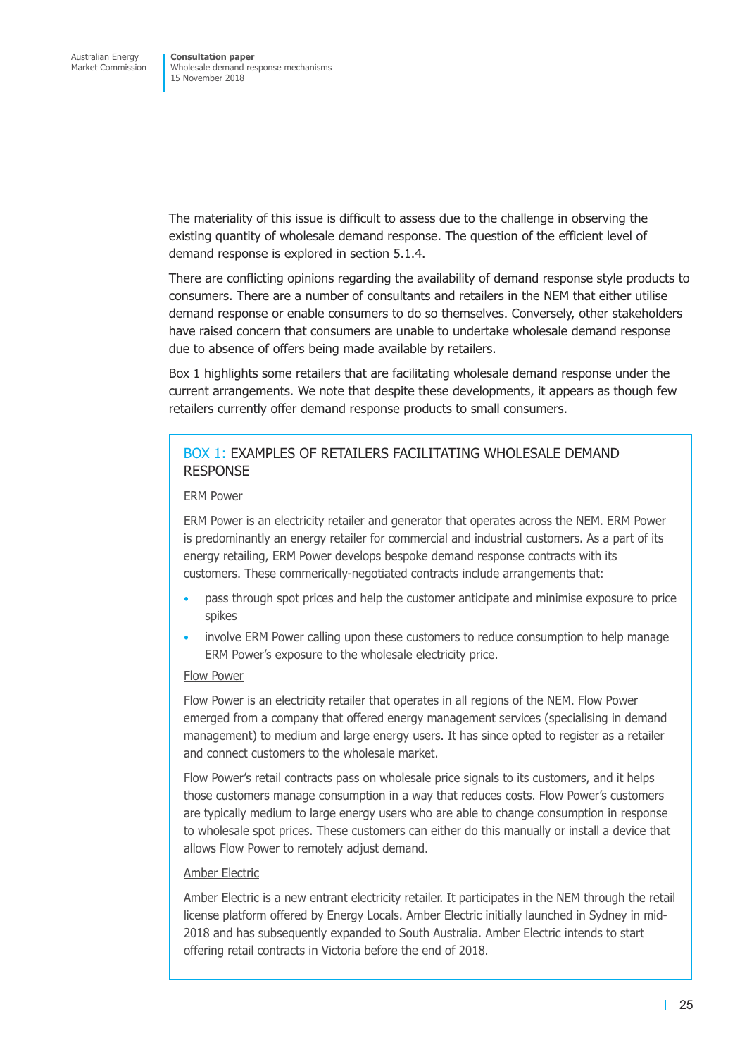The materiality of this issue is difficult to assess due to the challenge in observing the existing quantity of wholesale demand response. The question of the efficient level of demand response is explored in section 5.1.4.

There are conflicting opinions regarding the availability of demand response style products to consumers. There are a number of consultants and retailers in the NEM that either utilise demand response or enable consumers to do so themselves. Conversely, other stakeholders have raised concern that consumers are unable to undertake wholesale demand response due to absence of offers being made available by retailers.

Box 1 highlights some retailers that are facilitating wholesale demand response under the current arrangements. We note that despite these developments, it appears as though few retailers currently offer demand response products to small consumers.

### BOX 1: EXAMPLES OF RETAILERS FACILITATING WHOLESALE DEMAND RESPONSE

ERM Power

ERM Power is an electricity retailer and generator that operates across the NEM. ERM Power is predominantly an energy retailer for commercial and industrial customers. As a part of its energy retailing, ERM Power develops bespoke demand response contracts with its customers. These commerically-negotiated contracts include arrangements that:

- pass through spot prices and help the customer anticipate and minimise exposure to price spikes
- involve ERM Power calling upon these customers to reduce consumption to help manage ERM Power's exposure to the wholesale electricity price.

Flow Power

Flow Power is an electricity retailer that operates in all regions of the NEM. Flow Power emerged from a company that offered energy management services (specialising in demand management) to medium and large energy users. It has since opted to register as a retailer and connect customers to the wholesale market.

Flow Power's retail contracts pass on wholesale price signals to its customers, and it helps those customers manage consumption in a way that reduces costs. Flow Power's customers are typically medium to large energy users who are able to change consumption in response to wholesale spot prices. These customers can either do this manually or install a device that allows Flow Power to remotely adjust demand.

Amber Electric

Amber Electric is a new entrant electricity retailer. It participates in the NEM through the retail license platform offered by Energy Locals. Amber Electric initially launched in Sydney in mid-2018 and has subsequently expanded to South Australia. Amber Electric intends to start offering retail contracts in Victoria before the end of 2018.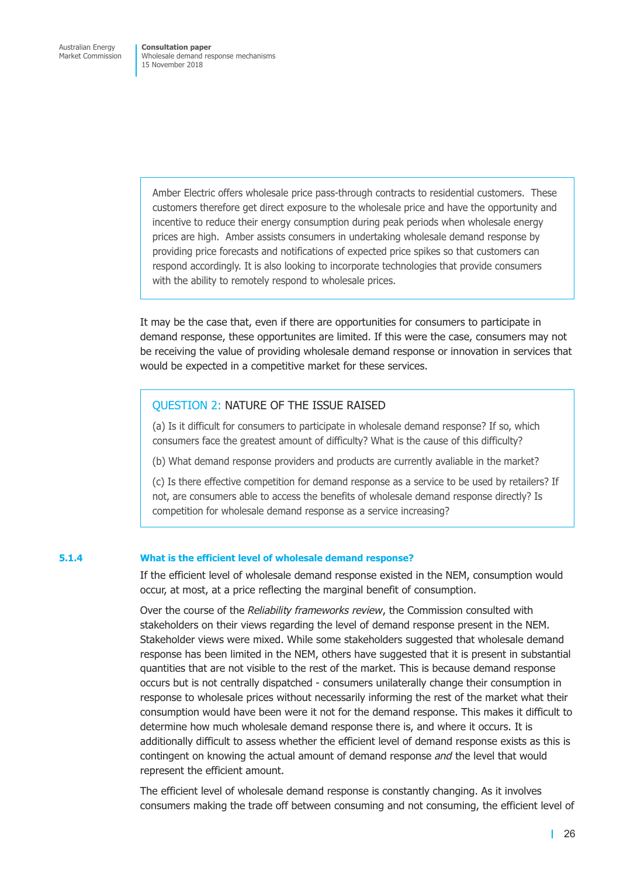> Amber Electric offers wholesale price pass-through contracts to residential customers. These customers therefore get direct exposure to the wholesale price and have the opportunity and incentive to reduce their energy consumption during peak periods when wholesale energy prices are high. Amber assists consumers in undertaking wholesale demand response by providing price forecasts and notifications of expected price spikes so that customers can respond accordingly. It is also looking to incorporate technologies that provide consumers with the ability to remotely respond to wholesale prices.

It may be the case that, even if there are opportunities for consumers to participate in demand response, these opportunites are limited. If this were the case, consumers may not be receiving the value of providing wholesale demand response or innovation in services that would be expected in a competitive market for these services.

> **QUESTION 2: NATURE OF THE ISSUE RAISED**
>
> (a) Is it difficult for consumers to participate in wholesale demand response? If so, which consumers face the greatest amount of difficulty? What is the cause of this difficulty?
>
> (b) What demand response providers and products are currently avaliable in the market?
>
> (c) Is there effective competition for demand response as a service to be used by retailers? If not, are consumers able to access the benefits of wholesale demand response directly? Is competition for wholesale demand response as a service increasing?

#### 5.1.4 What is the efficient level of wholesale demand response?

If the efficient level of wholesale demand response existed in the NEM, consumption would occur, at most, at a price reflecting the marginal benefit of consumption.

Over the course of the *Reliability frameworks review*, the Commission consulted with stakeholders on their views regarding the level of demand response present in the NEM. Stakeholder views were mixed. While some stakeholders suggested that wholesale demand response has been limited in the NEM, others have suggested that it is present in substantial quantities that are not visible to the rest of the market. This is because demand response occurs but is not centrally dispatched - consumers unilaterally change their consumption in response to wholesale prices without necessarily informing the rest of the market what their consumption would have been were it not for the demand response. This makes it difficult to determine how much wholesale demand response there is, and where it occurs. It is additionally difficult to assess whether the efficient level of demand response exists as this is contingent on knowing the actual amount of demand response *and* the level that would represent the efficient amount.

The efficient level of wholesale demand response is constantly changing. As it involves consumers making the trade off between consuming and not consuming, the efficient level of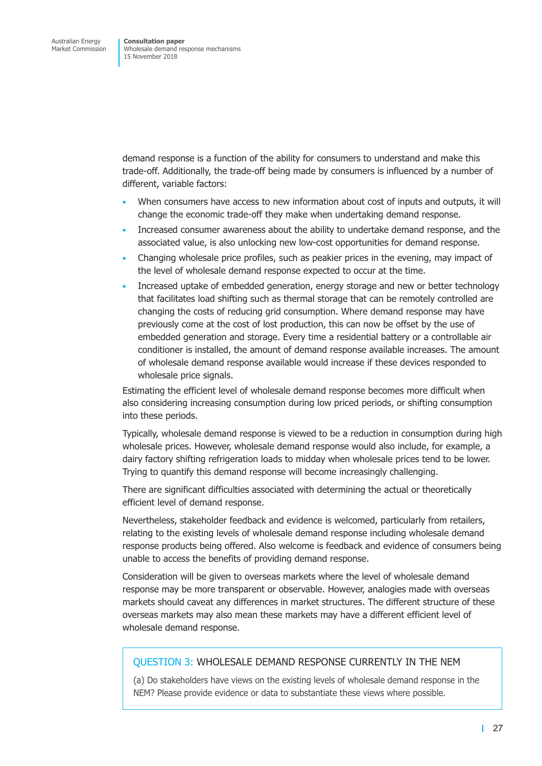demand response is a function of the ability for consumers to understand and make this trade-off. Additionally, the trade-off being made by consumers is influenced by a number of different, variable factors:

- When consumers have access to new information about cost of inputs and outputs, it will change the economic trade-off they make when undertaking demand response.
- Increased consumer awareness about the ability to undertake demand response, and the associated value, is also unlocking new low-cost opportunities for demand response.
- Changing wholesale price profiles, such as peakier prices in the evening, may impact of the level of wholesale demand response expected to occur at the time.
- Increased uptake of embedded generation, energy storage and new or better technology that facilitates load shifting such as thermal storage that can be remotely controlled are changing the costs of reducing grid consumption. Where demand response may have previously come at the cost of lost production, this can now be offset by the use of embedded generation and storage. Every time a residential battery or a controllable air conditioner is installed, the amount of demand response available increases. The amount of wholesale demand response available would increase if these devices responded to wholesale price signals.

Estimating the efficient level of wholesale demand response becomes more difficult when also considering increasing consumption during low priced periods, or shifting consumption into these periods.

Typically, wholesale demand response is viewed to be a reduction in consumption during high wholesale prices. However, wholesale demand response would also include, for example, a dairy factory shifting refrigeration loads to midday when wholesale prices tend to be lower. Trying to quantify this demand response will become increasingly challenging.

There are significant difficulties associated with determining the actual or theoretically efficient level of demand response.

Nevertheless, stakeholder feedback and evidence is welcomed, particularly from retailers, relating to the existing levels of wholesale demand response including wholesale demand response products being offered. Also welcome is feedback and evidence of consumers being unable to access the benefits of providing demand response.

Consideration will be given to overseas markets where the level of wholesale demand response may be more transparent or observable. However, analogies made with overseas markets should caveat any differences in market structures. The different structure of these overseas markets may also mean these markets may have a different efficient level of wholesale demand response.

> **QUESTION 3:** WHOLESALE DEMAND RESPONSE CURRENTLY IN THE NEM
>
> (a) Do stakeholders have views on the existing levels of wholesale demand response in the NEM? Please provide evidence or data to substantiate these views where possible.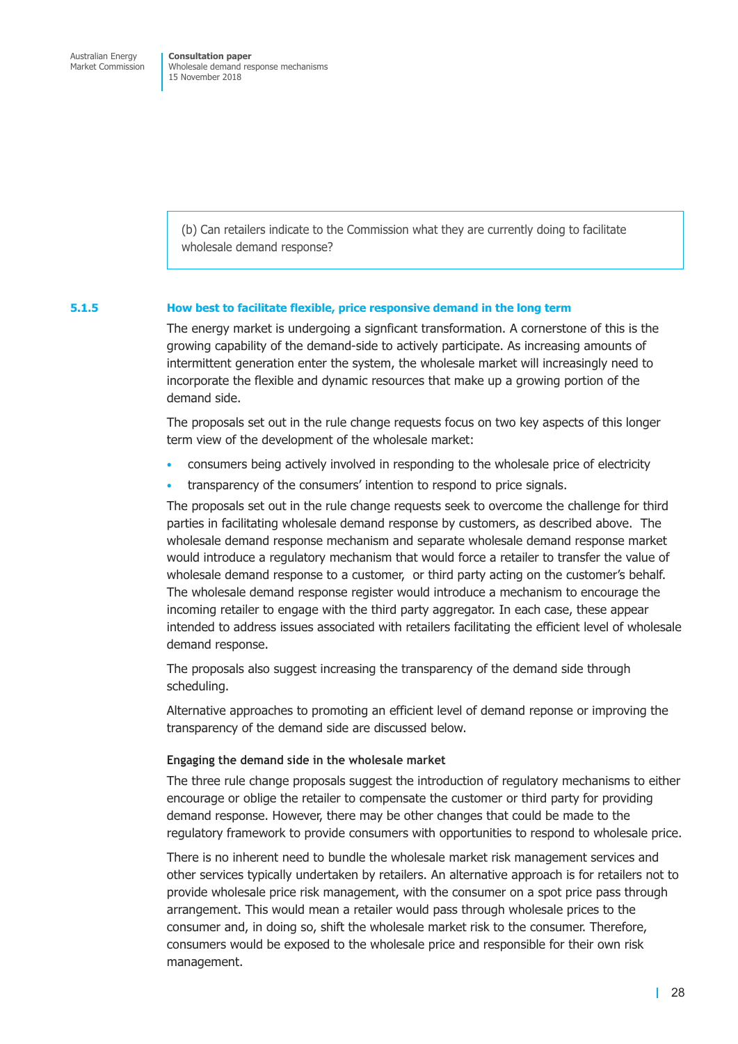> (b) Can retailers indicate to the Commission what they are currently doing to facilitate wholesale demand response?

### 5.1.5 How best to facilitate flexible, price responsive demand in the long term

The energy market is undergoing a signficant transformation. A cornerstone of this is the growing capability of the demand-side to actively participate. As increasing amounts of intermittent generation enter the system, the wholesale market will increasingly need to incorporate the flexible and dynamic resources that make up a growing portion of the demand side.

The proposals set out in the rule change requests focus on two key aspects of this longer term view of the development of the wholesale market:

- consumers being actively involved in responding to the wholesale price of electricity
- transparency of the consumers' intention to respond to price signals.

The proposals set out in the rule change requests seek to overcome the challenge for third parties in facilitating wholesale demand response by customers, as described above. The wholesale demand response mechanism and separate wholesale demand response market would introduce a regulatory mechanism that would force a retailer to transfer the value of wholesale demand response to a customer, or third party acting on the customer's behalf. The wholesale demand response register would introduce a mechanism to encourage the incoming retailer to engage with the third party aggregator. In each case, these appear intended to address issues associated with retailers facilitating the efficient level of wholesale demand response.

The proposals also suggest increasing the transparency of the demand side through scheduling.

Alternative approaches to promoting an efficient level of demand reponse or improving the transparency of the demand side are discussed below.

#### Engaging the demand side in the wholesale market

The three rule change proposals suggest the introduction of regulatory mechanisms to either encourage or oblige the retailer to compensate the customer or third party for providing demand response. However, there may be other changes that could be made to the regulatory framework to provide consumers with opportunities to respond to wholesale price.

There is no inherent need to bundle the wholesale market risk management services and other services typically undertaken by retailers. An alternative approach is for retailers not to provide wholesale price risk management, with the consumer on a spot price pass through arrangement. This would mean a retailer would pass through wholesale prices to the consumer and, in doing so, shift the wholesale market risk to the consumer. Therefore, consumers would be exposed to the wholesale price and responsible for their own risk management.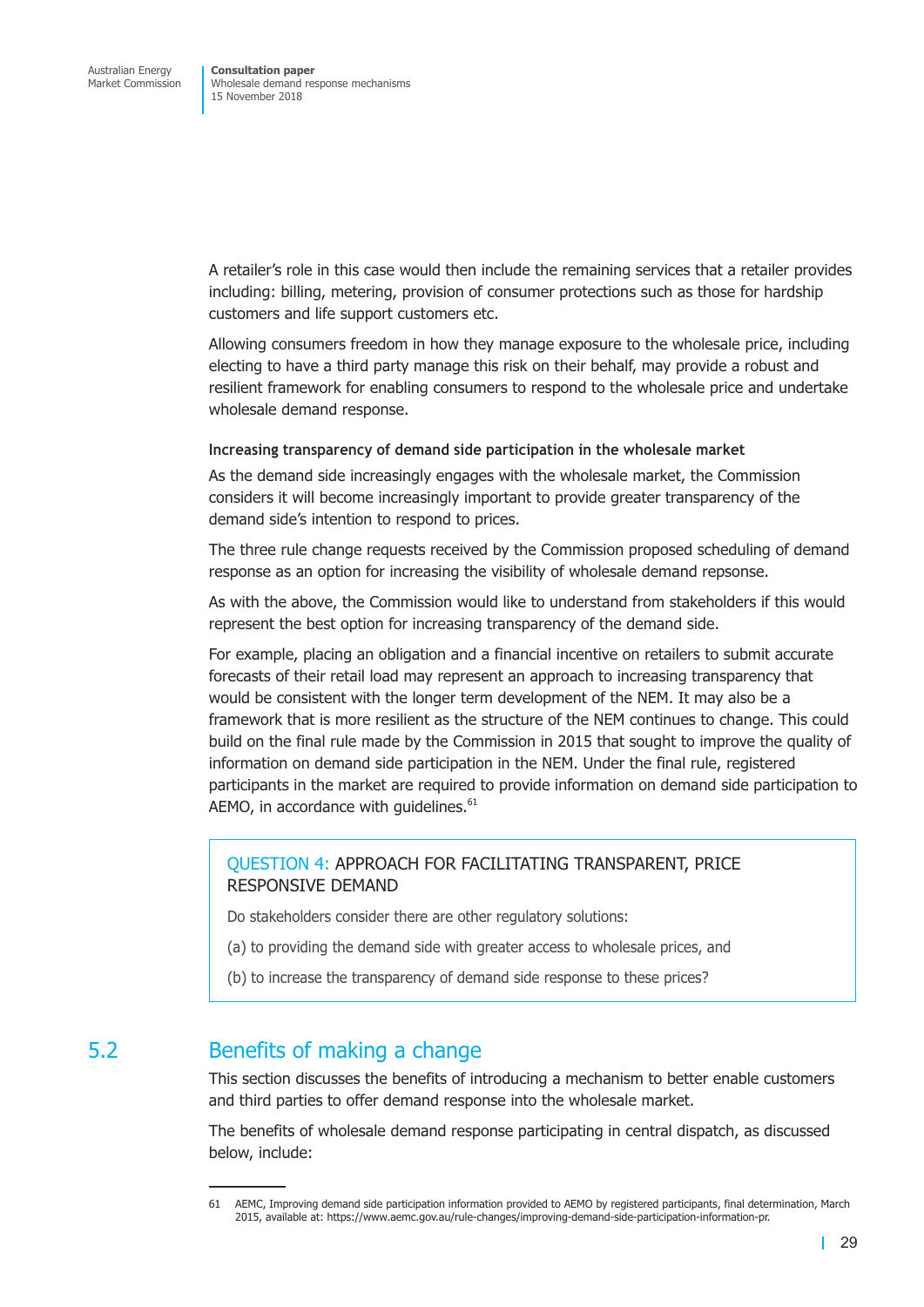A retailer's role in this case would then include the remaining services that a retailer provides including: billing, metering, provision of consumer protections such as those for hardship customers and life support customers etc.

Allowing consumers freedom in how they manage exposure to the wholesale price, including electing to have a third party manage this risk on their behalf, may provide a robust and resilient framework for enabling consumers to respond to the wholesale price and undertake wholesale demand response.

**Increasing transparency of demand side participation in the wholesale market**

As the demand side increasingly engages with the wholesale market, the Commission considers it will become increasingly important to provide greater transparency of the demand side's intention to respond to prices.

The three rule change requests received by the Commission proposed scheduling of demand response as an option for increasing the visibility of wholesale demand repsonse.

As with the above, the Commission would like to understand from stakeholders if this would represent the best option for increasing transparency of the demand side.

For example, placing an obligation and a financial incentive on retailers to submit accurate forecasts of their retail load may represent an approach to increasing transparency that would be consistent with the longer term development of the NEM. It may also be a framework that is more resilient as the structure of the NEM continues to change. This could build on the final rule made by the Commission in 2015 that sought to improve the quality of information on demand side participation in the NEM. Under the final rule, registered participants in the market are required to provide information on demand side participation to AEMO, in accordance with guidelines.[61]

> QUESTION 4: APPROACH FOR FACILITATING TRANSPARENT, PRICE RESPONSIVE DEMAND
>
> Do stakeholders consider there are other regulatory solutions:
>
> (a) to providing the demand side with greater access to wholesale prices, and
>
> (b) to increase the transparency of demand side response to these prices?

## 5.2 Benefits of making a change

This section discusses the benefits of introducing a mechanism to better enable customers and third parties to offer demand response into the wholesale market.

The benefits of wholesale demand response participating in central dispatch, as discussed below, include:

---

61 AEMC, Improving demand side participation information provided to AEMO by registered participants, final determination, March 2015, available at: https://www.aemc.gov.au/rule-changes/improving-demand-side-participation-information-pr.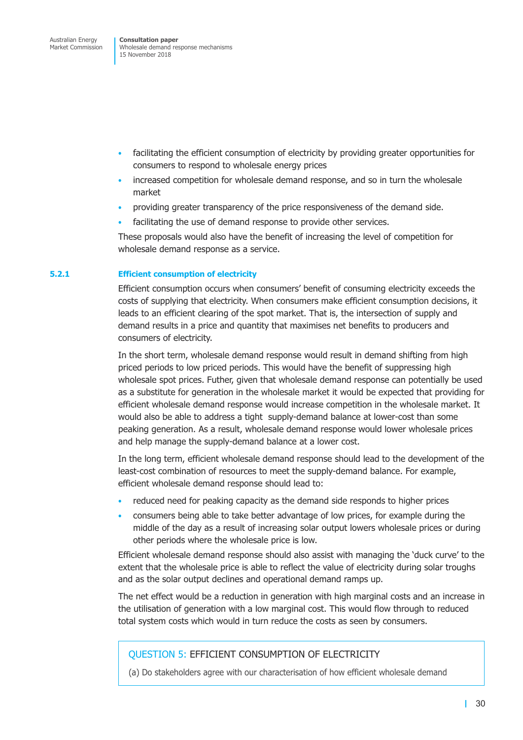- facilitating the efficient consumption of electricity by providing greater opportunities for consumers to respond to wholesale energy prices
- increased competition for wholesale demand response, and so in turn the wholesale market
- providing greater transparency of the price responsiveness of the demand side.
- facilitating the use of demand response to provide other services.

These proposals would also have the benefit of increasing the level of competition for wholesale demand response as a service.

### 5.2.1 Efficient consumption of electricity

Efficient consumption occurs when consumers' benefit of consuming electricity exceeds the costs of supplying that electricity. When consumers make efficient consumption decisions, it leads to an efficient clearing of the spot market. That is, the intersection of supply and demand results in a price and quantity that maximises net benefits to producers and consumers of electricity.

In the short term, wholesale demand response would result in demand shifting from high priced periods to low priced periods. This would have the benefit of suppressing high wholesale spot prices. Futher, given that wholesale demand response can potentially be used as a substitute for generation in the wholesale market it would be expected that providing for efficient wholesale demand response would increase competition in the wholesale market. It would also be able to address a tight supply-demand balance at lower-cost than some peaking generation. As a result, wholesale demand response would lower wholesale prices and help manage the supply-demand balance at a lower cost.

In the long term, efficient wholesale demand response should lead to the development of the least-cost combination of resources to meet the supply-demand balance. For example, efficient wholesale demand response should lead to:

- reduced need for peaking capacity as the demand side responds to higher prices
- consumers being able to take better advantage of low prices, for example during the middle of the day as a result of increasing solar output lowers wholesale prices or during other periods where the wholesale price is low.

Efficient wholesale demand response should also assist with managing the 'duck curve' to the extent that the wholesale price is able to reflect the value of electricity during solar troughs and as the solar output declines and operational demand ramps up.

The net effect would be a reduction in generation with high marginal costs and an increase in the utilisation of generation with a low marginal cost. This would flow through to reduced total system costs which would in turn reduce the costs as seen by consumers.

> **QUESTION 5: EFFICIENT CONSUMPTION OF ELECTRICITY**
>
> (a) Do stakeholders agree with our characterisation of how efficient wholesale demand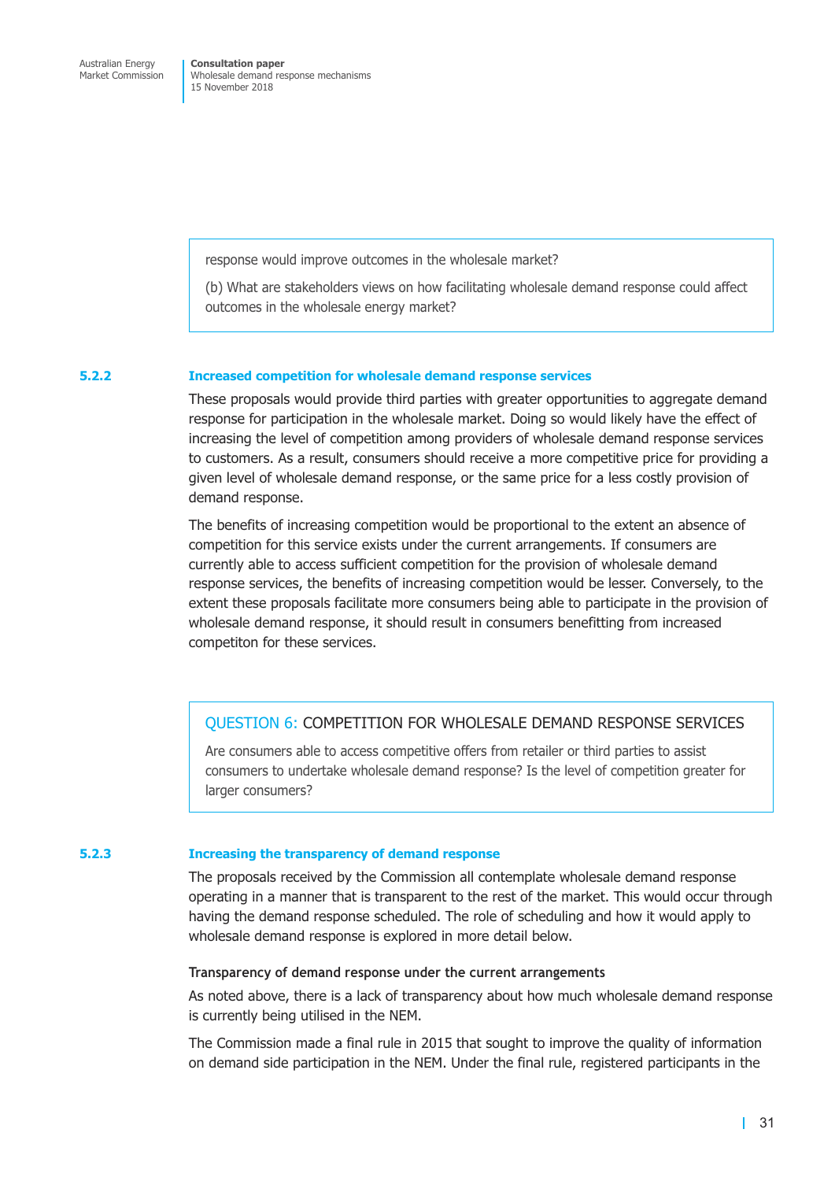response would improve outcomes in the wholesale market?

(b) What are stakeholders views on how facilitating wholesale demand response could affect outcomes in the wholesale energy market?

### 5.2.2 Increased competition for wholesale demand response services

These proposals would provide third parties with greater opportunities to aggregate demand response for participation in the wholesale market. Doing so would likely have the effect of increasing the level of competition among providers of wholesale demand response services to customers. As a result, consumers should receive a more competitive price for providing a given level of wholesale demand response, or the same price for a less costly provision of demand response.

The benefits of increasing competition would be proportional to the extent an absence of competition for this service exists under the current arrangements. If consumers are currently able to access sufficient competition for the provision of wholesale demand response services, the benefits of increasing competition would be lesser. Conversely, to the extent these proposals facilitate more consumers being able to participate in the provision of wholesale demand response, it should result in consumers benefitting from increased competiton for these services.

> **QUESTION 6:** COMPETITION FOR WHOLESALE DEMAND RESPONSE SERVICES
>
> Are consumers able to access competitive offers from retailer or third parties to assist consumers to undertake wholesale demand response? Is the level of competition greater for larger consumers?

### 5.2.3 Increasing the transparency of demand response

The proposals received by the Commission all contemplate wholesale demand response operating in a manner that is transparent to the rest of the market. This would occur through having the demand response scheduled. The role of scheduling and how it would apply to wholesale demand response is explored in more detail below.

#### Transparency of demand response under the current arrangements

As noted above, there is a lack of transparency about how much wholesale demand response is currently being utilised in the NEM.

The Commission made a final rule in 2015 that sought to improve the quality of information on demand side participation in the NEM. Under the final rule, registered participants in the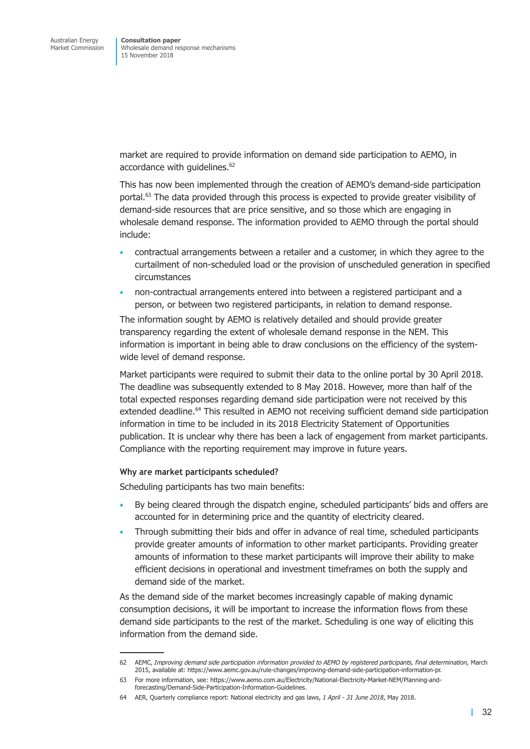market are required to provide information on demand side participation to AEMO, in accordance with guidelines.[62]

This has now been implemented through the creation of AEMO's demand-side participation portal.[63] The data provided through this process is expected to provide greater visibility of demand-side resources that are price sensitive, and so those which are engaging in wholesale demand response. The information provided to AEMO through the portal should include:

- contractual arrangements between a retailer and a customer, in which they agree to the curtailment of non-scheduled load or the provision of unscheduled generation in specified circumstances
- non-contractual arrangements entered into between a registered participant and a person, or between two registered participants, in relation to demand response.

The information sought by AEMO is relatively detailed and should provide greater transparency regarding the extent of wholesale demand response in the NEM. This information is important in being able to draw conclusions on the efficiency of the system-wide level of demand response.

Market participants were required to submit their data to the online portal by 30 April 2018. The deadline was subsequently extended to 8 May 2018. However, more than half of the total expected responses regarding demand side participation were not received by this extended deadline.[64] This resulted in AEMO not receiving sufficient demand side participation information in time to be included in its 2018 Electricity Statement of Opportunities publication. It is unclear why there has been a lack of engagement from market participants. Compliance with the reporting requirement may improve in future years.

#### Why are market participants scheduled?

Scheduling participants has two main benefits:

- By being cleared through the dispatch engine, scheduled participants' bids and offers are accounted for in determining price and the quantity of electricity cleared.
- Through submitting their bids and offer in advance of real time, scheduled participants provide greater amounts of information to other market participants. Providing greater amounts of information to these market participants will improve their ability to make efficient decisions in operational and investment timeframes on both the supply and demand side of the market.

As the demand side of the market becomes increasingly capable of making dynamic consumption decisions, it will be important to increase the information flows from these demand side participants to the rest of the market. Scheduling is one way of eliciting this information from the demand side.

---

62 AEMC, *Improving demand side participation information provided to AEMO by registered participants, final determination,* March 2015, available at: https://www.aemc.gov.au/rule-changes/improving-demand-side-participation-information-pr.

63 For more information, see: https://www.aemo.com.au/Electricity/National-Electricity-Market-NEM/Planning-and-forecasting/Demand-Side-Participation-Information-Guidelines.

64 AER, Quarterly compliance report: National electricity and gas laws, *1 April - 31 June 2018*, May 2018.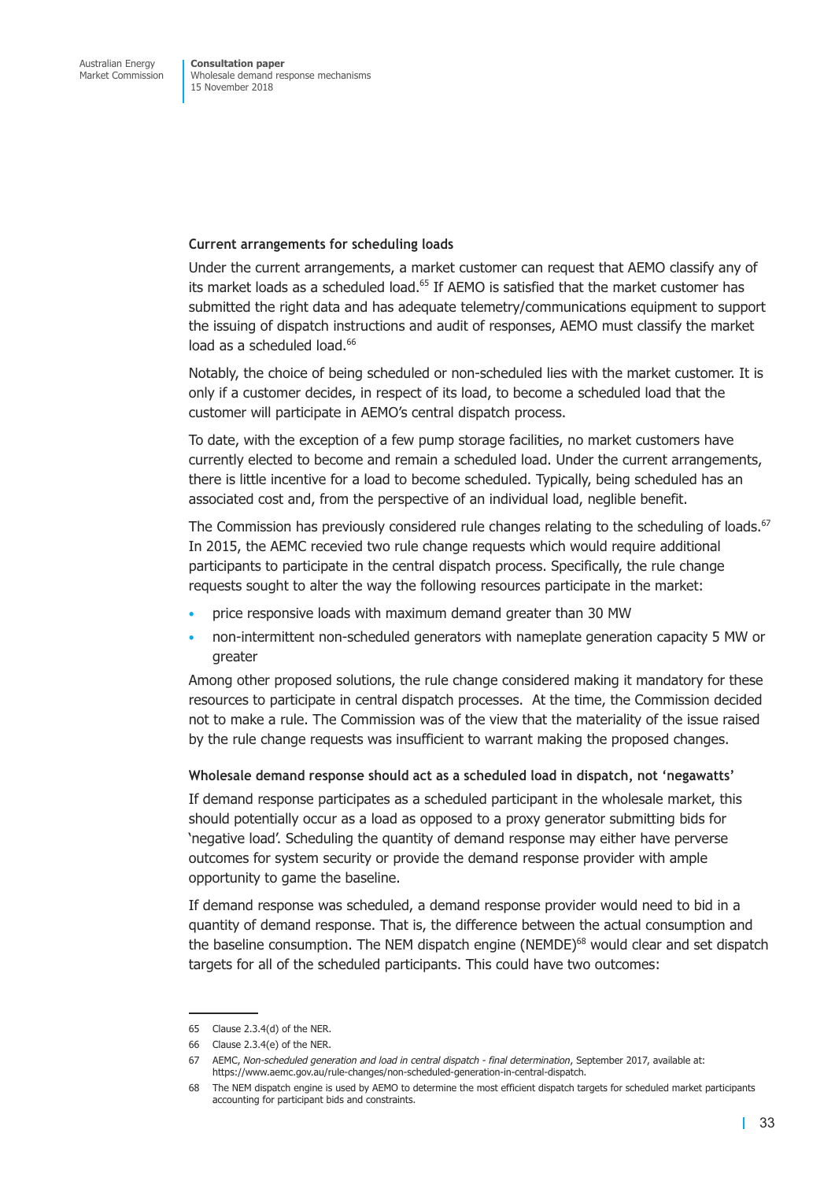### Current arrangements for scheduling loads

Under the current arrangements, a market customer can request that AEMO classify any of its market loads as a scheduled load.[65] If AEMO is satisfied that the market customer has submitted the right data and has adequate telemetry/communications equipment to support the issuing of dispatch instructions and audit of responses, AEMO must classify the market load as a scheduled load.[66]

Notably, the choice of being scheduled or non-scheduled lies with the market customer. It is only if a customer decides, in respect of its load, to become a scheduled load that the customer will participate in AEMO's central dispatch process.

To date, with the exception of a few pump storage facilities, no market customers have currently elected to become and remain a scheduled load. Under the current arrangements, there is little incentive for a load to become scheduled. Typically, being scheduled has an associated cost and, from the perspective of an individual load, neglible benefit.

The Commission has previously considered rule changes relating to the scheduling of loads.[67] In 2015, the AEMC recevied two rule change requests which would require additional participants to participate in the central dispatch process. Specifically, the rule change requests sought to alter the way the following resources participate in the market:

- price responsive loads with maximum demand greater than 30 MW
- non-intermittent non-scheduled generators with nameplate generation capacity 5 MW or greater

Among other proposed solutions, the rule change considered making it mandatory for these resources to participate in central dispatch processes. At the time, the Commission decided not to make a rule. The Commission was of the view that the materiality of the issue raised by the rule change requests was insufficient to warrant making the proposed changes.

### Wholesale demand response should act as a scheduled load in dispatch, not 'negawatts'

If demand response participates as a scheduled participant in the wholesale market, this should potentially occur as a load as opposed to a proxy generator submitting bids for 'negative load'. Scheduling the quantity of demand response may either have perverse outcomes for system security or provide the demand response provider with ample opportunity to game the baseline.

If demand response was scheduled, a demand response provider would need to bid in a quantity of demand response. That is, the difference between the actual consumption and the baseline consumption. The NEM dispatch engine (NEMDE)[68] would clear and set dispatch targets for all of the scheduled participants. This could have two outcomes:

---

65 Clause 2.3.4(d) of the NER.

66 Clause 2.3.4(e) of the NER.

67 AEMC, *Non-scheduled generation and load in central dispatch - final determination*, September 2017, available at: https://www.aemc.gov.au/rule-changes/non-scheduled-generation-in-central-dispatch.

68 The NEM dispatch engine is used by AEMO to determine the most efficient dispatch targets for scheduled market participants accounting for participant bids and constraints.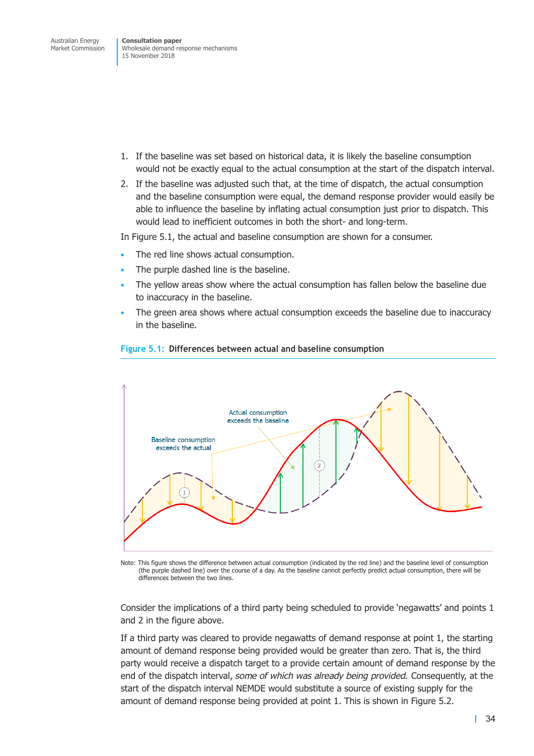1. If the baseline was set based on historical data, it is likely the baseline consumption would not be exactly equal to the actual consumption at the start of the dispatch interval.
2. If the baseline was adjusted such that, at the time of dispatch, the actual consumption and the baseline consumption were equal, the demand response provider would easily be able to influence the baseline by inflating actual consumption just prior to dispatch. This would lead to inefficient outcomes in both the short- and long-term.

In Figure 5.1, the actual and baseline consumption are shown for a consumer.

- The red line shows actual consumption.
- The purple dashed line is the baseline.
- The yellow areas show where the actual consumption has fallen below the baseline due to inaccuracy in the baseline.
- The green area shows where actual consumption exceeds the baseline due to inaccuracy in the baseline.

**Figure 5.1: Differences between actual and baseline consumption**

Note: This figure shows the difference between actual consumption (indicated by the red line) and the baseline level of consumption (the purple dashed line) over the course of a day. As the baseline cannot perfectly predict actual consumption, there will be differences between the two lines.

Consider the implications of a third party being scheduled to provide 'negawatts' and points 1 and 2 in the figure above.

If a third party was cleared to provide negawatts of demand response at point 1, the starting amount of demand response being provided would be greater than zero. That is, the third party would receive a dispatch target to a provide certain amount of demand response by the end of the dispatch interval, *some of which was already being provided.* Consequently, at the start of the dispatch interval NEMDE would substitute a source of existing supply for the amount of demand response being provided at point 1. This is shown in Figure 5.2.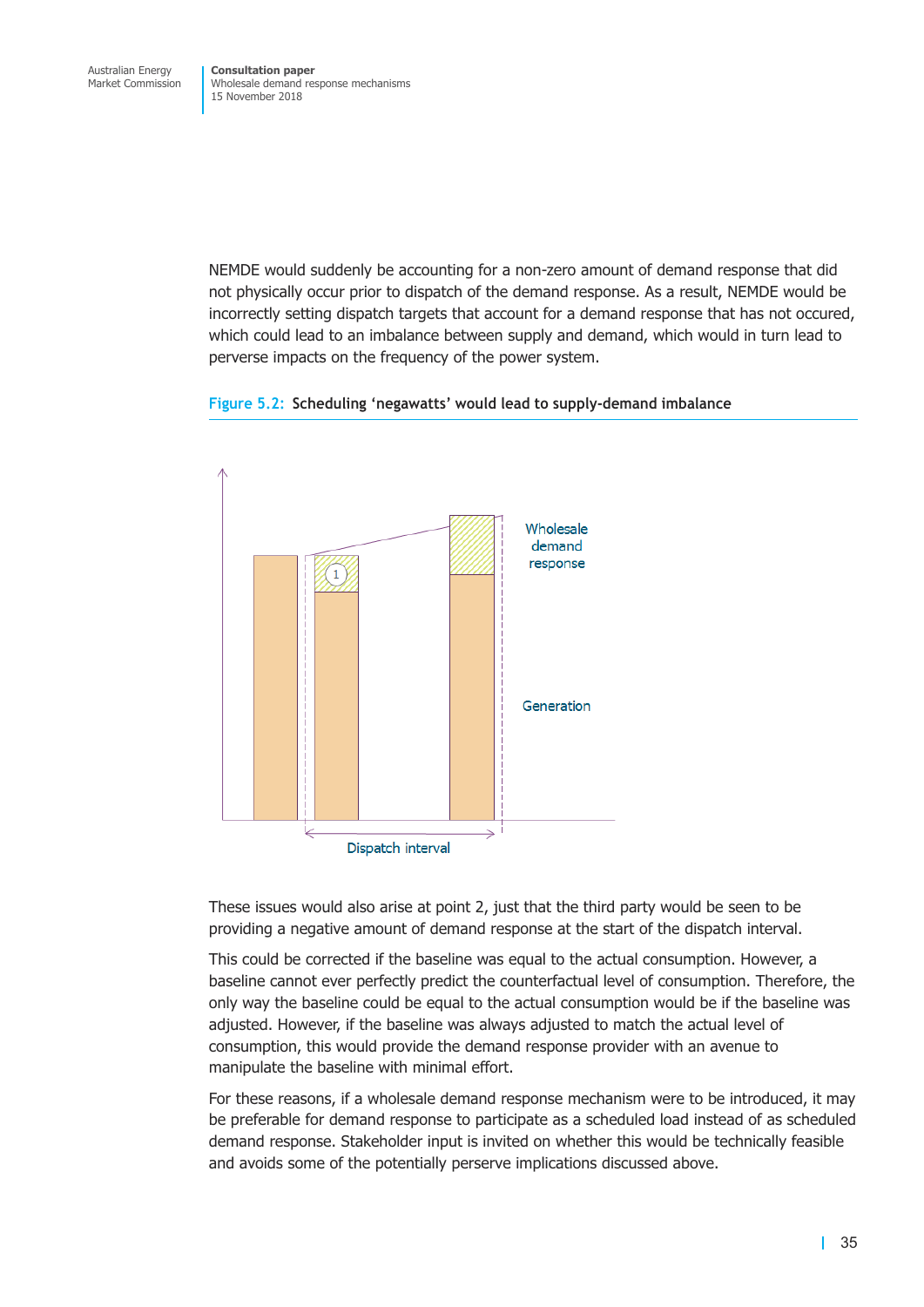NEMDE would suddenly be accounting for a non-zero amount of demand response that did not physically occur prior to dispatch of the demand response. As a result, NEMDE would be incorrectly setting dispatch targets that account for a demand response that has not occured, which could lead to an imbalance between supply and demand, which would in turn lead to perverse impacts on the frequency of the power system.

**Figure 5.2: Scheduling 'negawatts' would lead to supply-demand imbalance**

These issues would also arise at point 2, just that the third party would be seen to be providing a negative amount of demand response at the start of the dispatch interval.

This could be corrected if the baseline was equal to the actual consumption. However, a baseline cannot ever perfectly predict the counterfactual level of consumption. Therefore, the only way the baseline could be equal to the actual consumption would be if the baseline was adjusted. However, if the baseline was always adjusted to match the actual level of consumption, this would provide the demand response provider with an avenue to manipulate the baseline with minimal effort.

For these reasons, if a wholesale demand response mechanism were to be introduced, it may be preferable for demand response to participate as a scheduled load instead of as scheduled demand response. Stakeholder input is invited on whether this would be technically feasible and avoids some of the potentially perserve implications discussed above.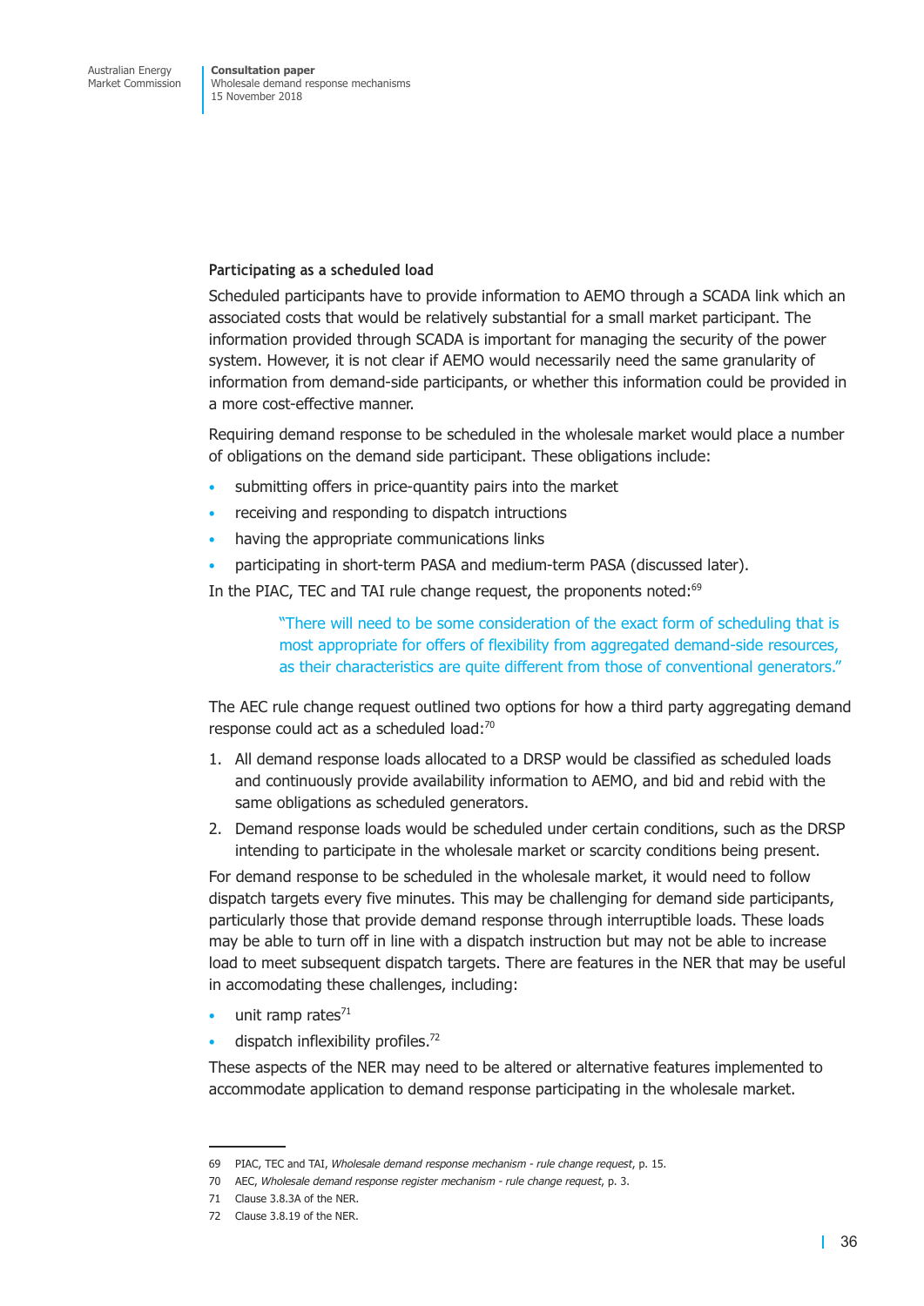#### Participating as a scheduled load

Scheduled participants have to provide information to AEMO through a SCADA link which an associated costs that would be relatively substantial for a small market participant. The information provided through SCADA is important for managing the security of the power system. However, it is not clear if AEMO would necessarily need the same granularity of information from demand-side participants, or whether this information could be provided in a more cost-effective manner.

Requiring demand response to be scheduled in the wholesale market would place a number of obligations on the demand side participant. These obligations include:

- submitting offers in price-quantity pairs into the market
- receiving and responding to dispatch intructions
- having the appropriate communications links
- participating in short-term PASA and medium-term PASA (discussed later).

In the PIAC, TEC and TAI rule change request, the proponents noted:[69]

> "There will need to be some consideration of the exact form of scheduling that is most appropriate for offers of flexibility from aggregated demand-side resources, as their characteristics are quite different from those of conventional generators."

The AEC rule change request outlined two options for how a third party aggregating demand response could act as a scheduled load:[70]

1. All demand response loads allocated to a DRSP would be classified as scheduled loads and continuously provide availability information to AEMO, and bid and rebid with the same obligations as scheduled generators.
2. Demand response loads would be scheduled under certain conditions, such as the DRSP intending to participate in the wholesale market or scarcity conditions being present.

For demand response to be scheduled in the wholesale market, it would need to follow dispatch targets every five minutes. This may be challenging for demand side participants, particularly those that provide demand response through interruptible loads. These loads may be able to turn off in line with a dispatch instruction but may not be able to increase load to meet subsequent dispatch targets. There are features in the NER that may be useful in accomodating these challenges, including:

- unit ramp rates[71]
- dispatch inflexibility profiles.[72]

These aspects of the NER may need to be altered or alternative features implemented to accommodate application to demand response participating in the wholesale market.

---

69 PIAC, TEC and TAI, *Wholesale demand response mechanism - rule change request*, p. 15.

70 AEC, *Wholesale demand response register mechanism - rule change request*, p. 3.

71 Clause 3.8.3A of the NER.

72 Clause 3.8.19 of the NER.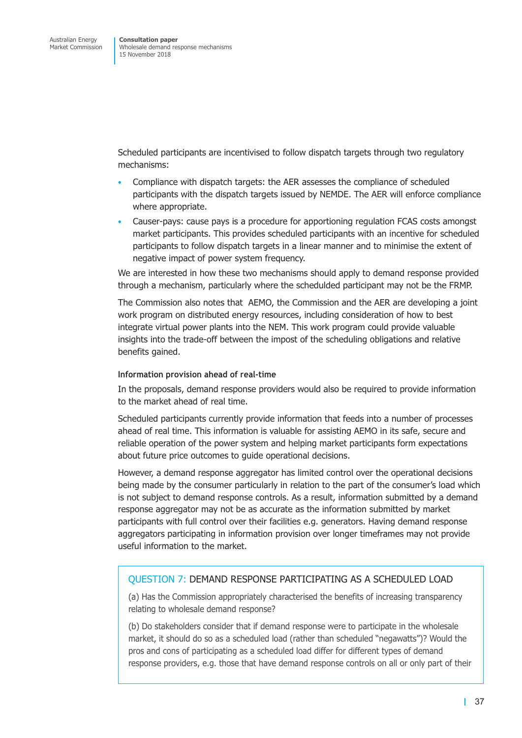Scheduled participants are incentivised to follow dispatch targets through two regulatory mechanisms:

- Compliance with dispatch targets: the AER assesses the compliance of scheduled participants with the dispatch targets issued by NEMDE. The AER will enforce compliance where appropriate.
- Causer-pays: cause pays is a procedure for apportioning regulation FCAS costs amongst market participants. This provides scheduled participants with an incentive for scheduled participants to follow dispatch targets in a linear manner and to minimise the extent of negative impact of power system frequency.

We are interested in how these two mechanisms should apply to demand response provided through a mechanism, particularly where the scheduldled participant may not be the FRMP.

The Commission also notes that AEMO, the Commission and the AER are developing a joint work program on distributed energy resources, including consideration of how to best integrate virtual power plants into the NEM. This work program could provide valuable insights into the trade-off between the impost of the scheduling obligations and relative benefits gained.

**Information provision ahead of real-time**

In the proposals, demand response providers would also be required to provide information to the market ahead of real time.

Scheduled participants currently provide information that feeds into a number of processes ahead of real time. This information is valuable for assisting AEMO in its safe, secure and reliable operation of the power system and helping market participants form expectations about future price outcomes to guide operational decisions.

However, a demand response aggregator has limited control over the operational decisions being made by the consumer particularly in relation to the part of the consumer's load which is not subject to demand response controls. As a result, information submitted by a demand response aggregator may not be as accurate as the information submitted by market participants with full control over their facilities e.g. generators. Having demand response aggregators participating in information provision over longer timeframes may not provide useful information to the market.

> **QUESTION 7: DEMAND RESPONSE PARTICIPATING AS A SCHEDULED LOAD**
>
> (a) Has the Commission appropriately characterised the benefits of increasing transparency relating to wholesale demand response?
>
> (b) Do stakeholders consider that if demand response were to participate in the wholesale market, it should do so as a scheduled load (rather than scheduled "negawatts")? Would the pros and cons of participating as a scheduled load differ for different types of demand response providers, e.g. those that have demand response controls on all or only part of their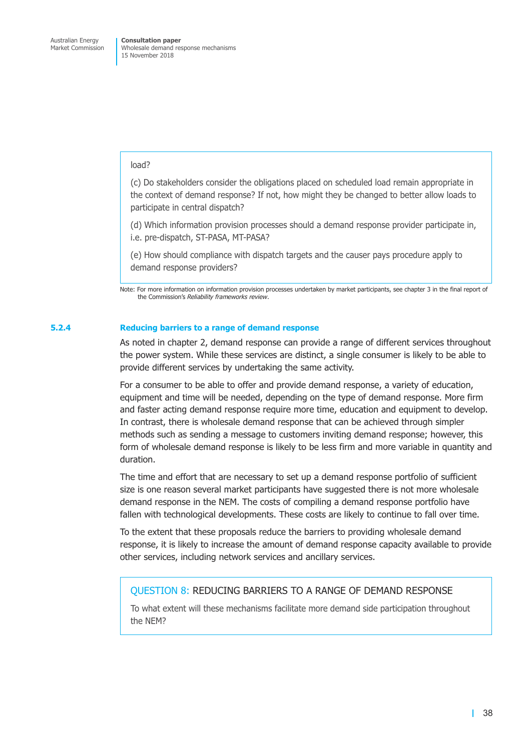load?

(c) Do stakeholders consider the obligations placed on scheduled load remain appropriate in the context of demand response? If not, how might they be changed to better allow loads to participate in central dispatch?

(d) Which information provision processes should a demand response provider participate in, i.e. pre-dispatch, ST-PASA, MT-PASA?

(e) How should compliance with dispatch targets and the causer pays procedure apply to demand response providers?

Note: For more information on information provision processes undertaken by market participants, see chapter 3 in the final report of the Commission's *Reliability frameworks review*.

### 5.2.4 Reducing barriers to a range of demand response

As noted in chapter 2, demand response can provide a range of different services throughout the power system. While these services are distinct, a single consumer is likely to be able to provide different services by undertaking the same activity.

For a consumer to be able to offer and provide demand response, a variety of education, equipment and time will be needed, depending on the type of demand response. More firm and faster acting demand response require more time, education and equipment to develop. In contrast, there is wholesale demand response that can be achieved through simpler methods such as sending a message to customers inviting demand response; however, this form of wholesale demand response is likely to be less firm and more variable in quantity and duration.

The time and effort that are necessary to set up a demand response portfolio of sufficient size is one reason several market participants have suggested there is not more wholesale demand response in the NEM. The costs of compiling a demand response portfolio have fallen with technological developments. These costs are likely to continue to fall over time.

To the extent that these proposals reduce the barriers to providing wholesale demand response, it is likely to increase the amount of demand response capacity available to provide other services, including network services and ancillary services.

QUESTION 8: REDUCING BARRIERS TO A RANGE OF DEMAND RESPONSE

To what extent will these mechanisms facilitate more demand side participation throughout the NEM?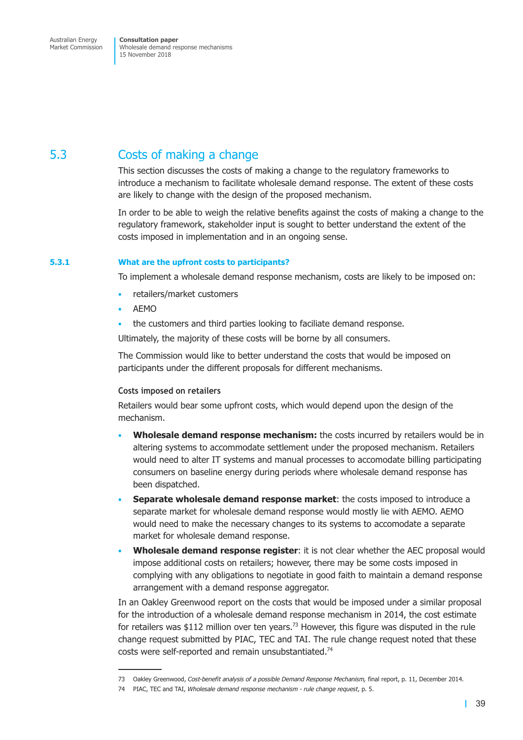## 5.3 Costs of making a change

This section discusses the costs of making a change to the regulatory frameworks to introduce a mechanism to facilitate wholesale demand response. The extent of these costs are likely to change with the design of the proposed mechanism.

In order to be able to weigh the relative benefits against the costs of making a change to the regulatory framework, stakeholder input is sought to better understand the extent of the costs imposed in implementation and in an ongoing sense.

### 5.3.1 What are the upfront costs to participants?

To implement a wholesale demand response mechanism, costs are likely to be imposed on:

- retailers/market customers
- AEMO
- the customers and third parties looking to faciliate demand response.

Ultimately, the majority of these costs will be borne by all consumers.

The Commission would like to better understand the costs that would be imposed on participants under the different proposals for different mechanisms.

#### Costs imposed on retailers

Retailers would bear some upfront costs, which would depend upon the design of the mechanism.

- **Wholesale demand response mechanism:** the costs incurred by retailers would be in altering systems to accommodate settlement under the proposed mechanism. Retailers would need to alter IT systems and manual processes to accomodate billing participating consumers on baseline energy during periods where wholesale demand response has been dispatched.
- **Separate wholesale demand response market**: the costs imposed to introduce a separate market for wholesale demand response would mostly lie with AEMO. AEMO would need to make the necessary changes to its systems to accomodate a separate market for wholesale demand response.
- **Wholesale demand response register**: it is not clear whether the AEC proposal would impose additional costs on retailers; however, there may be some costs imposed in complying with any obligations to negotiate in good faith to maintain a demand response arrangement with a demand response aggregator.

In an Oakley Greenwood report on the costs that would be imposed under a similar proposal for the introduction of a wholesale demand response mechanism in 2014, the cost estimate for retailers was $112 million over ten years.[73] However, this figure was disputed in the rule change request submitted by PIAC, TEC and TAI. The rule change request noted that these costs were self-reported and remain unsubstantiated.[74]

---

73 Oakley Greenwood, *Cost-benefit analysis of a possible Demand Response Mechanism,* final report, p. 11, December 2014.

74 PIAC, TEC and TAI, *Wholesale demand response mechanism - rule change request*, p. 5.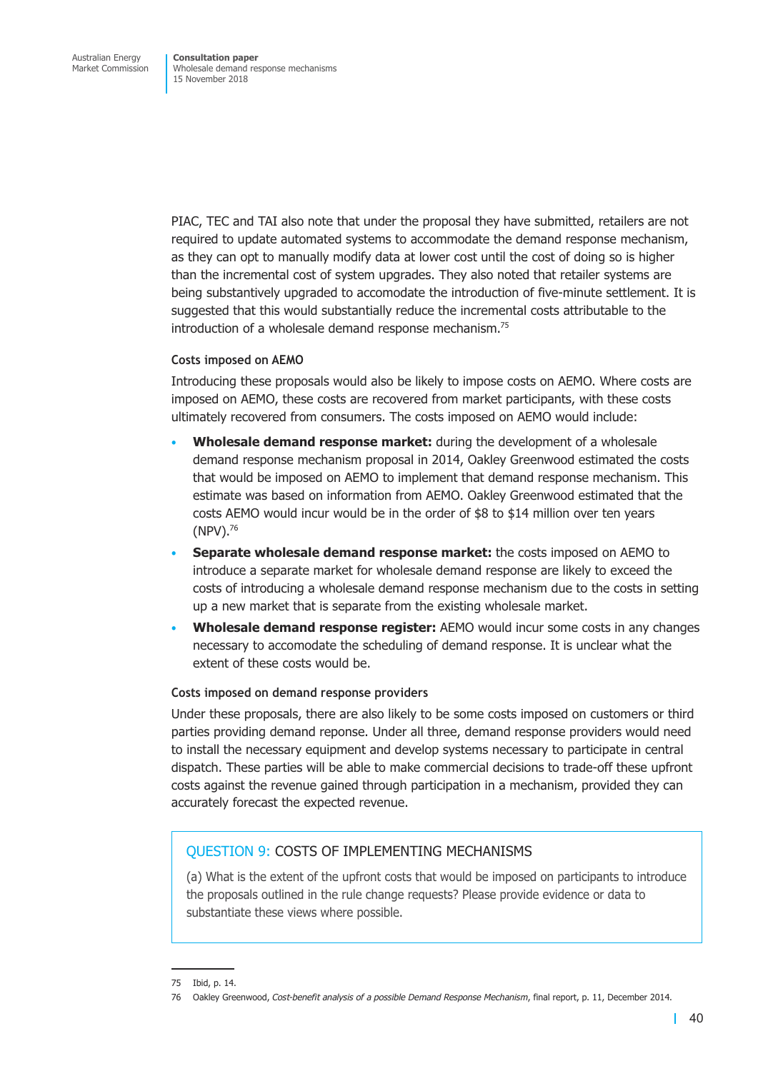PIAC, TEC and TAI also note that under the proposal they have submitted, retailers are not required to update automated systems to accommodate the demand response mechanism, as they can opt to manually modify data at lower cost until the cost of doing so is higher than the incremental cost of system upgrades. They also noted that retailer systems are being substantively upgraded to accomodate the introduction of five-minute settlement. It is suggested that this would substantially reduce the incremental costs attributable to the introduction of a wholesale demand response mechanism.[75]

#### Costs imposed on AEMO

Introducing these proposals would also be likely to impose costs on AEMO. Where costs are imposed on AEMO, these costs are recovered from market participants, with these costs ultimately recovered from consumers. The costs imposed on AEMO would include:

- **Wholesale demand response market:** during the development of a wholesale demand response mechanism proposal in 2014, Oakley Greenwood estimated the costs that would be imposed on AEMO to implement that demand response mechanism. This estimate was based on information from AEMO. Oakley Greenwood estimated that the costs AEMO would incur would be in the order of $8 to $14 million over ten years (NPV).[76]
- **Separate wholesale demand response market:** the costs imposed on AEMO to introduce a separate market for wholesale demand response are likely to exceed the costs of introducing a wholesale demand response mechanism due to the costs in setting up a new market that is separate from the existing wholesale market.
- **Wholesale demand response register:** AEMO would incur some costs in any changes necessary to accomodate the scheduling of demand response. It is unclear what the extent of these costs would be.

#### Costs imposed on demand response providers

Under these proposals, there are also likely to be some costs imposed on customers or third parties providing demand reponse. Under all three, demand response providers would need to install the necessary equipment and develop systems necessary to participate in central dispatch. These parties will be able to make commercial decisions to trade-off these upfront costs against the revenue gained through participation in a mechanism, provided they can accurately forecast the expected revenue.

> **QUESTION 9: COSTS OF IMPLEMENTING MECHANISMS**
>
> (a) What is the extent of the upfront costs that would be imposed on participants to introduce the proposals outlined in the rule change requests? Please provide evidence or data to substantiate these views where possible.

75 Ibid, p. 14.

76 Oakley Greenwood, *Cost-benefit analysis of a possible Demand Response Mechanism*, final report, p. 11, December 2014.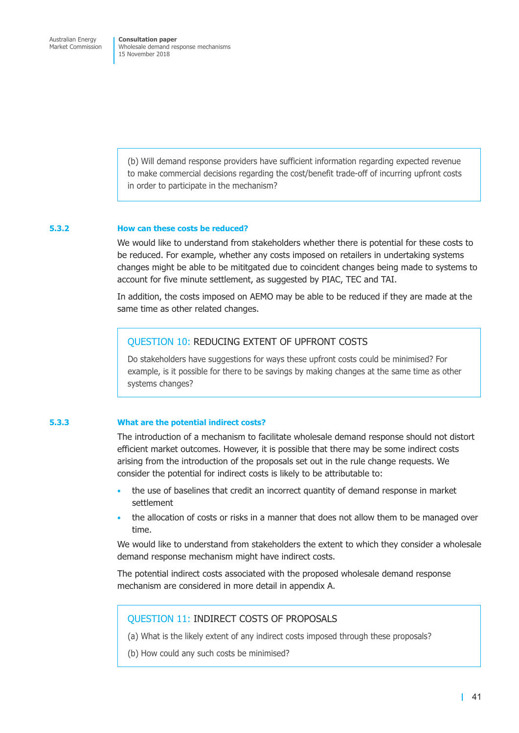(b) Will demand response providers have sufficient information regarding expected revenue to make commercial decisions regarding the cost/benefit trade-off of incurring upfront costs in order to participate in the mechanism?

### 5.3.2 How can these costs be reduced?

We would like to understand from stakeholders whether there is potential for these costs to be reduced. For example, whether any costs imposed on retailers in undertaking systems changes might be able to be mititgated due to coincident changes being made to systems to account for five minute settlement, as suggested by PIAC, TEC and TAI.

In addition, the costs imposed on AEMO may be able to be reduced if they are made at the same time as other related changes.

> **QUESTION 10: REDUCING EXTENT OF UPFRONT COSTS**
>
> Do stakeholders have suggestions for ways these upfront costs could be minimised? For example, is it possible for there to be savings by making changes at the same time as other systems changes?

### 5.3.3 What are the potential indirect costs?

The introduction of a mechanism to facilitate wholesale demand response should not distort efficient market outcomes. However, it is possible that there may be some indirect costs arising from the introduction of the proposals set out in the rule change requests. We consider the potential for indirect costs is likely to be attributable to:

- the use of baselines that credit an incorrect quantity of demand response in market settlement
- the allocation of costs or risks in a manner that does not allow them to be managed over time.

We would like to understand from stakeholders the extent to which they consider a wholesale demand response mechanism might have indirect costs.

The potential indirect costs associated with the proposed wholesale demand response mechanism are considered in more detail in appendix A.

> **QUESTION 11: INDIRECT COSTS OF PROPOSALS**
>
> (a) What is the likely extent of any indirect costs imposed through these proposals?
>
> (b) How could any such costs be minimised?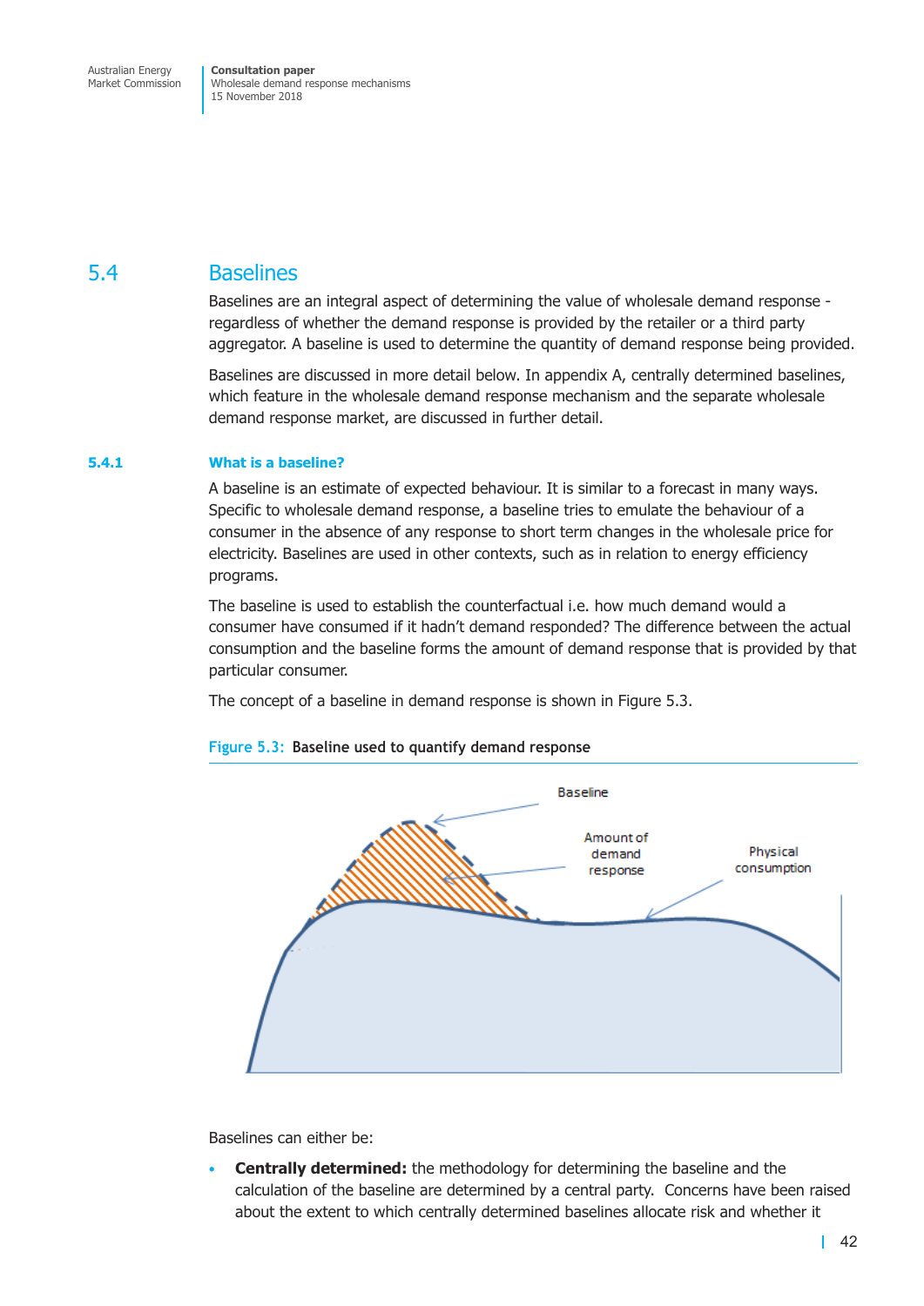## 5.4 Baselines

Baselines are an integral aspect of determining the value of wholesale demand response - regardless of whether the demand response is provided by the retailer or a third party aggregator. A baseline is used to determine the quantity of demand response being provided.

Baselines are discussed in more detail below. In appendix A, centrally determined baselines, which feature in the wholesale demand response mechanism and the separate wholesale demand response market, are discussed in further detail.

### 5.4.1 What is a baseline?

A baseline is an estimate of expected behaviour. It is similar to a forecast in many ways. Specific to wholesale demand response, a baseline tries to emulate the behaviour of a consumer in the absence of any response to short term changes in the wholesale price for electricity. Baselines are used in other contexts, such as in relation to energy efficiency programs.

The baseline is used to establish the counterfactual i.e. how much demand would a consumer have consumed if it hadn't demand responded? The difference between the actual consumption and the baseline forms the amount of demand response that is provided by that particular consumer.

The concept of a baseline in demand response is shown in Figure 5.3.

Figure 5.3: Baseline used to quantify demand response

Baseline

Amount of demand response

Physical consumption

Baselines can either be:

- **Centrally determined:** the methodology for determining the baseline and the calculation of the baseline are determined by a central party. Concerns have been raised about the extent to which centrally determined baselines allocate risk and whether it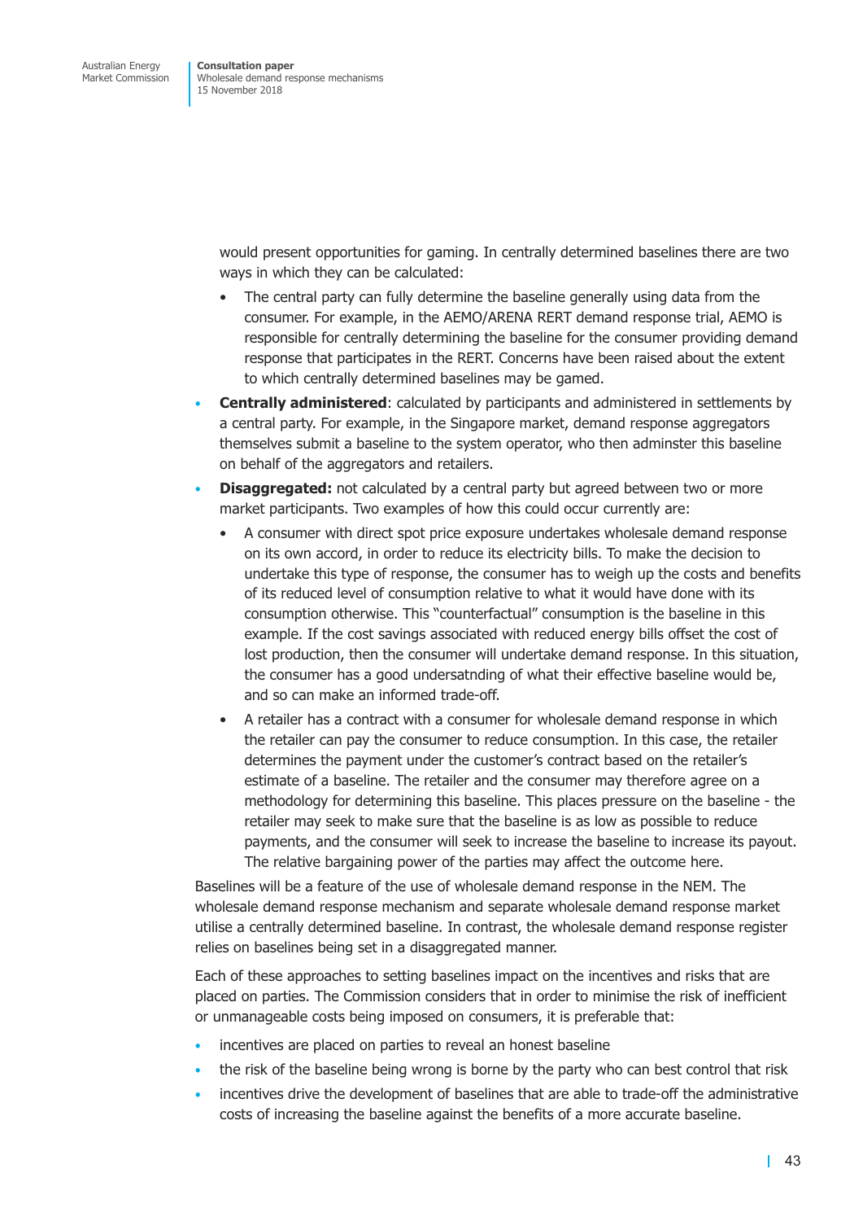would present opportunities for gaming. In centrally determined baselines there are two ways in which they can be calculated:

  - The central party can fully determine the baseline generally using data from the consumer. For example, in the AEMO/ARENA RERT demand response trial, AEMO is responsible for centrally determining the baseline for the consumer providing demand response that participates in the RERT. Concerns have been raised about the extent to which centrally determined baselines may be gamed.

- **Centrally administered**: calculated by participants and administered in settlements by a central party. For example, in the Singapore market, demand response aggregators themselves submit a baseline to the system operator, who then adminster this baseline on behalf of the aggregators and retailers.
- **Disaggregated:** not calculated by a central party but agreed between two or more market participants. Two examples of how this could occur currently are:
  - A consumer with direct spot price exposure undertakes wholesale demand response on its own accord, in order to reduce its electricity bills. To make the decision to undertake this type of response, the consumer has to weigh up the costs and benefits of its reduced level of consumption relative to what it would have done with its consumption otherwise. This "counterfactual" consumption is the baseline in this example. If the cost savings associated with reduced energy bills offset the cost of lost production, then the consumer will undertake demand response. In this situation, the consumer has a good undersatnding of what their effective baseline would be, and so can make an informed trade-off.
  - A retailer has a contract with a consumer for wholesale demand response in which the retailer can pay the consumer to reduce consumption. In this case, the retailer determines the payment under the customer's contract based on the retailer's estimate of a baseline. The retailer and the consumer may therefore agree on a methodology for determining this baseline. This places pressure on the baseline - the retailer may seek to make sure that the baseline is as low as possible to reduce payments, and the consumer will seek to increase the baseline to increase its payout. The relative bargaining power of the parties may affect the outcome here.

Baselines will be a feature of the use of wholesale demand response in the NEM. The wholesale demand response mechanism and separate wholesale demand response market utilise a centrally determined baseline. In contrast, the wholesale demand response register relies on baselines being set in a disaggregated manner.

Each of these approaches to setting baselines impact on the incentives and risks that are placed on parties. The Commission considers that in order to minimise the risk of inefficient or unmanageable costs being imposed on consumers, it is preferable that:

- incentives are placed on parties to reveal an honest baseline
- the risk of the baseline being wrong is borne by the party who can best control that risk
- incentives drive the development of baselines that are able to trade-off the administrative costs of increasing the baseline against the benefits of a more accurate baseline.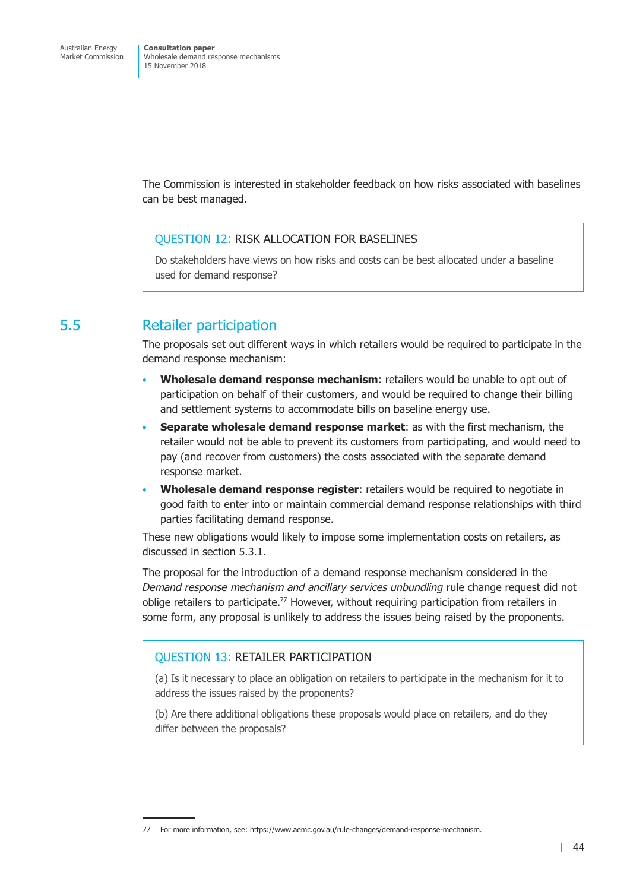The Commission is interested in stakeholder feedback on how risks associated with baselines can be best managed.

> QUESTION 12: RISK ALLOCATION FOR BASELINES
>
> Do stakeholders have views on how risks and costs can be best allocated under a baseline used for demand response?

## 5.5 Retailer participation

The proposals set out different ways in which retailers would be required to participate in the demand response mechanism:

- **Wholesale demand response mechanism**: retailers would be unable to opt out of participation on behalf of their customers, and would be required to change their billing and settlement systems to accommodate bills on baseline energy use.
- **Separate wholesale demand response market**: as with the first mechanism, the retailer would not be able to prevent its customers from participating, and would need to pay (and recover from customers) the costs associated with the separate demand response market.
- **Wholesale demand response register**: retailers would be required to negotiate in good faith to enter into or maintain commercial demand response relationships with third parties facilitating demand response.

These new obligations would likely to impose some implementation costs on retailers, as discussed in section 5.3.1.

The proposal for the introduction of a demand response mechanism considered in the *Demand response mechanism and ancillary services unbundling* rule change request did not oblige retailers to participate.[77] However, without requiring participation from retailers in some form, any proposal is unlikely to address the issues being raised by the proponents.

> QUESTION 13: RETAILER PARTICIPATION
>
> (a) Is it necessary to place an obligation on retailers to participate in the mechanism for it to address the issues raised by the proponents?
>
> (b) Are there additional obligations these proposals would place on retailers, and do they differ between the proposals?

---

77 For more information, see: https://www.aemc.gov.au/rule-changes/demand-response-mechanism.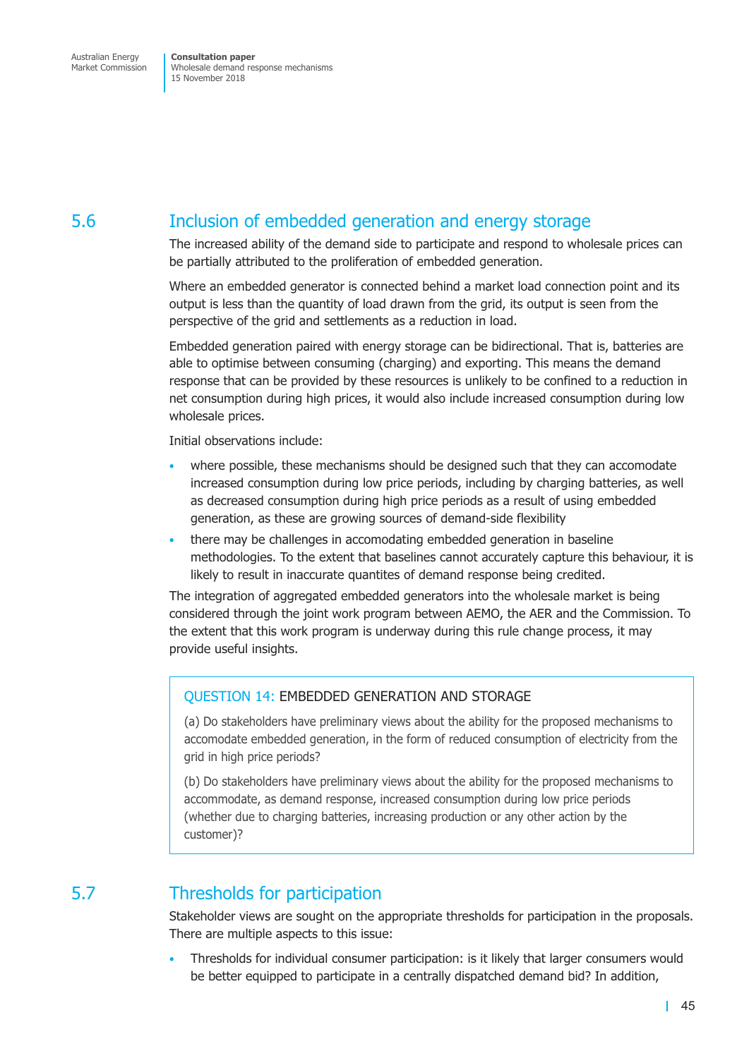## 5.6 Inclusion of embedded generation and energy storage

The increased ability of the demand side to participate and respond to wholesale prices can be partially attributed to the proliferation of embedded generation.

Where an embedded generator is connected behind a market load connection point and its output is less than the quantity of load drawn from the grid, its output is seen from the perspective of the grid and settlements as a reduction in load.

Embedded generation paired with energy storage can be bidirectional. That is, batteries are able to optimise between consuming (charging) and exporting. This means the demand response that can be provided by these resources is unlikely to be confined to a reduction in net consumption during high prices, it would also include increased consumption during low wholesale prices.

Initial observations include:

- where possible, these mechanisms should be designed such that they can accomodate increased consumption during low price periods, including by charging batteries, as well as decreased consumption during high price periods as a result of using embedded generation, as these are growing sources of demand-side flexibility
- there may be challenges in accomodating embedded generation in baseline methodologies. To the extent that baselines cannot accurately capture this behaviour, it is likely to result in inaccurate quantites of demand response being credited.

The integration of aggregated embedded generators into the wholesale market is being considered through the joint work program between AEMO, the AER and the Commission. To the extent that this work program is underway during this rule change process, it may provide useful insights.

> QUESTION 14: EMBEDDED GENERATION AND STORAGE
>
> (a) Do stakeholders have preliminary views about the ability for the proposed mechanisms to accomodate embedded generation, in the form of reduced consumption of electricity from the grid in high price periods?
>
> (b) Do stakeholders have preliminary views about the ability for the proposed mechanisms to accommodate, as demand response, increased consumption during low price periods (whether due to charging batteries, increasing production or any other action by the customer)?

## 5.7 Thresholds for participation

Stakeholder views are sought on the appropriate thresholds for participation in the proposals. There are multiple aspects to this issue:

- Thresholds for individual consumer participation: is it likely that larger consumers would be better equipped to participate in a centrally dispatched demand bid? In addition,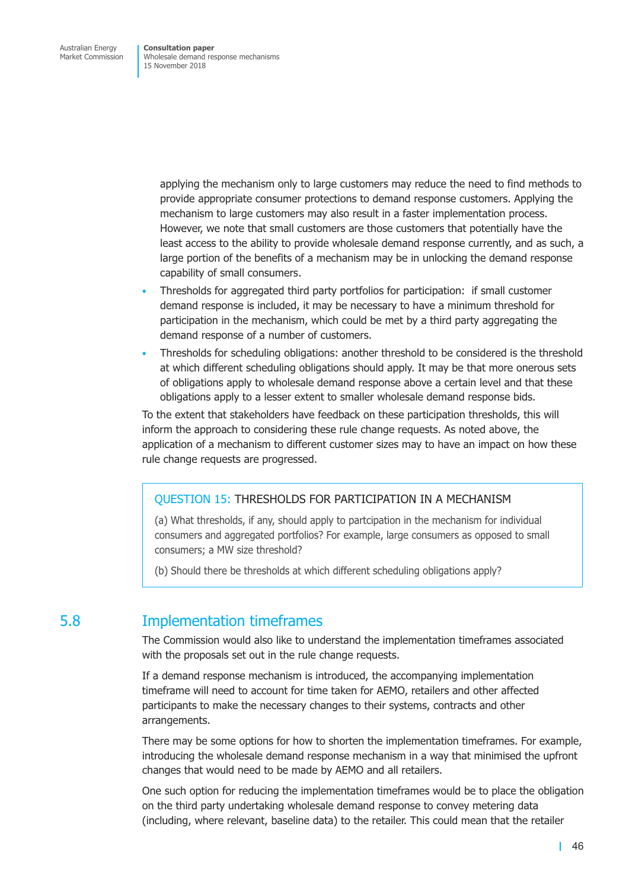applying the mechanism only to large customers may reduce the need to find methods to provide appropriate consumer protections to demand response customers. Applying the mechanism to large customers may also result in a faster implementation process. However, we note that small customers are those customers that potentially have the least access to the ability to provide wholesale demand response currently, and as such, a large portion of the benefits of a mechanism may be in unlocking the demand response capability of small consumers.

- Thresholds for aggregated third party portfolios for participation: if small customer demand response is included, it may be necessary to have a minimum threshold for participation in the mechanism, which could be met by a third party aggregating the demand response of a number of customers.
- Thresholds for scheduling obligations: another threshold to be considered is the threshold at which different scheduling obligations should apply. It may be that more onerous sets of obligations apply to wholesale demand response above a certain level and that these obligations apply to a lesser extent to smaller wholesale demand response bids.

To the extent that stakeholders have feedback on these participation thresholds, this will inform the approach to considering these rule change requests. As noted above, the application of a mechanism to different customer sizes may to have an impact on how these rule change requests are progressed.

> QUESTION 15: THRESHOLDS FOR PARTICIPATION IN A MECHANISM
>
> (a) What thresholds, if any, should apply to partcipation in the mechanism for individual consumers and aggregated portfolios? For example, large consumers as opposed to small consumers; a MW size threshold?
>
> (b) Should there be thresholds at which different scheduling obligations apply?

## 5.8 Implementation timeframes

The Commission would also like to understand the implementation timeframes associated with the proposals set out in the rule change requests.

If a demand response mechanism is introduced, the accompanying implementation timeframe will need to account for time taken for AEMO, retailers and other affected participants to make the necessary changes to their systems, contracts and other arrangements.

There may be some options for how to shorten the implementation timeframes. For example, introducing the wholesale demand response mechanism in a way that minimised the upfront changes that would need to be made by AEMO and all retailers.

One such option for reducing the implementation timeframes would be to place the obligation on the third party undertaking wholesale demand response to convey metering data (including, where relevant, baseline data) to the retailer. This could mean that the retailer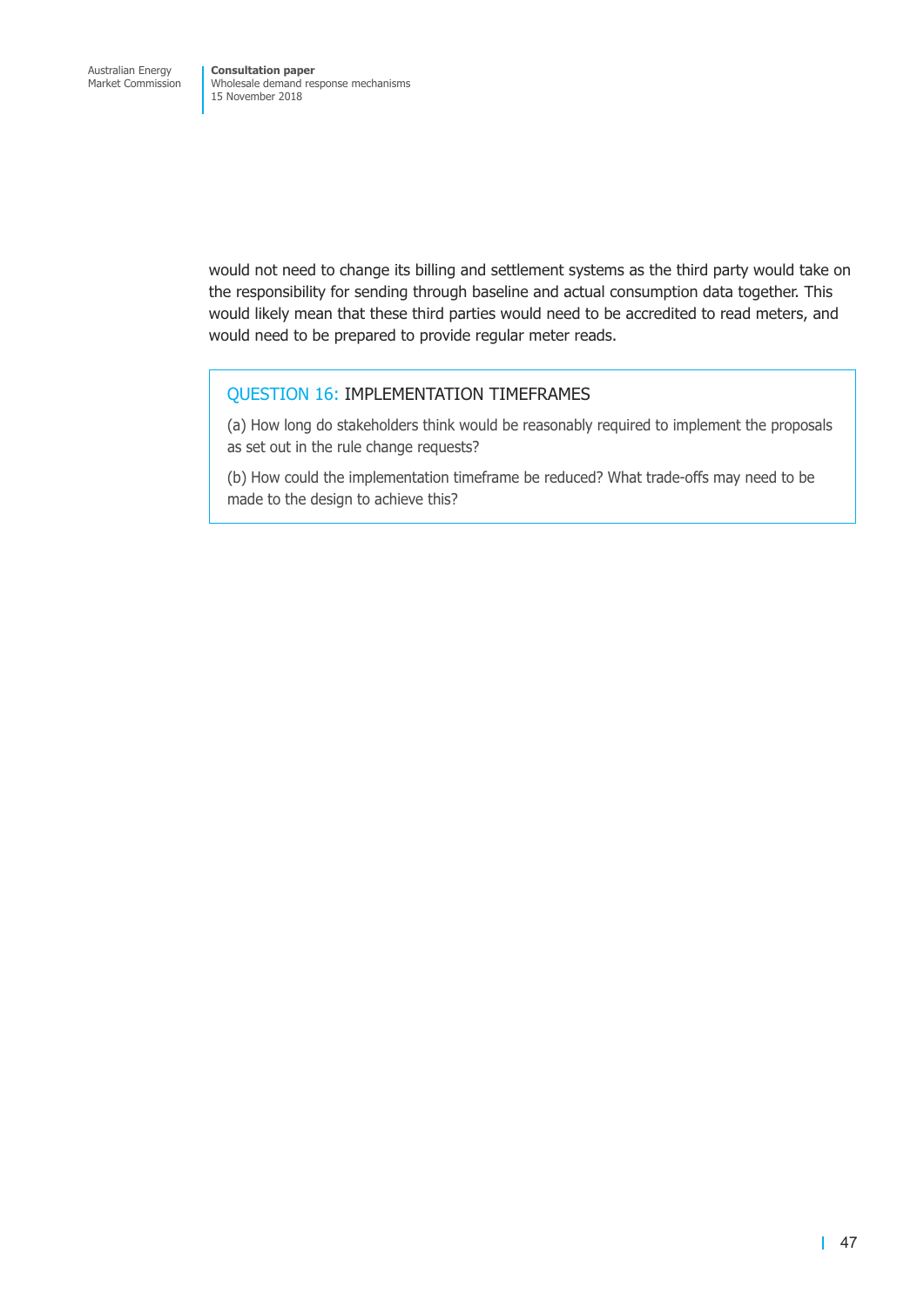would not need to change its billing and settlement systems as the third party would take on the responsibility for sending through baseline and actual consumption data together. This would likely mean that these third parties would need to be accredited to read meters, and would need to be prepared to provide regular meter reads.

> **QUESTION 16: IMPLEMENTATION TIMEFRAMES**
>
> (a) How long do stakeholders think would be reasonably required to implement the proposals as set out in the rule change requests?
>
> (b) How could the implementation timeframe be reduced? What trade-offs may need to be made to the design to achieve this?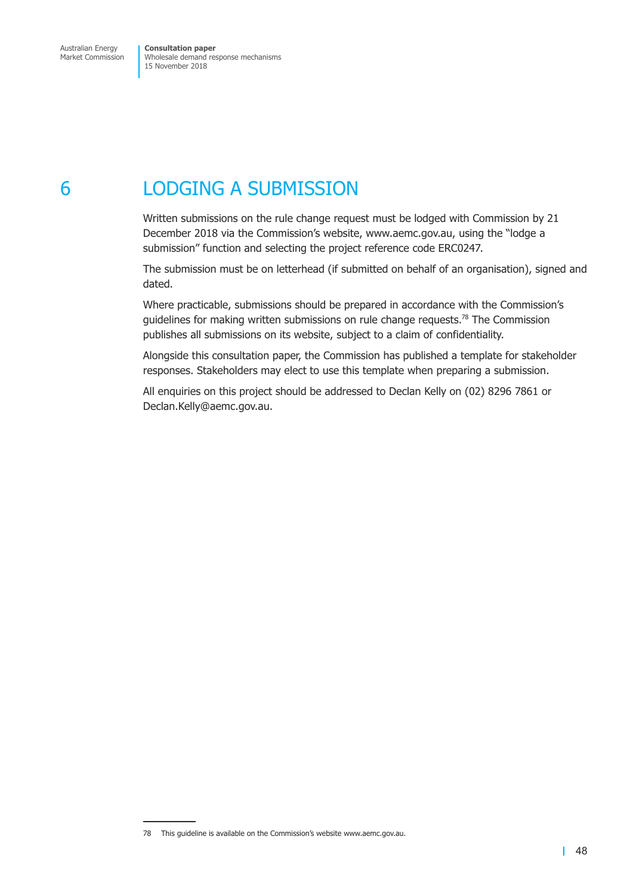# 6 LODGING A SUBMISSION

Written submissions on the rule change request must be lodged with Commission by 21 December 2018 via the Commission's website, www.aemc.gov.au, using the "lodge a submission" function and selecting the project reference code ERC0247.

The submission must be on letterhead (if submitted on behalf of an organisation), signed and dated.

Where practicable, submissions should be prepared in accordance with the Commission's guidelines for making written submissions on rule change requests.[78] The Commission publishes all submissions on its website, subject to a claim of confidentiality.

Alongside this consultation paper, the Commission has published a template for stakeholder responses. Stakeholders may elect to use this template when preparing a submission.

All enquiries on this project should be addressed to Declan Kelly on (02) 8296 7861 or Declan.Kelly@aemc.gov.au.

---

78 This guideline is available on the Commission's website www.aemc.gov.au.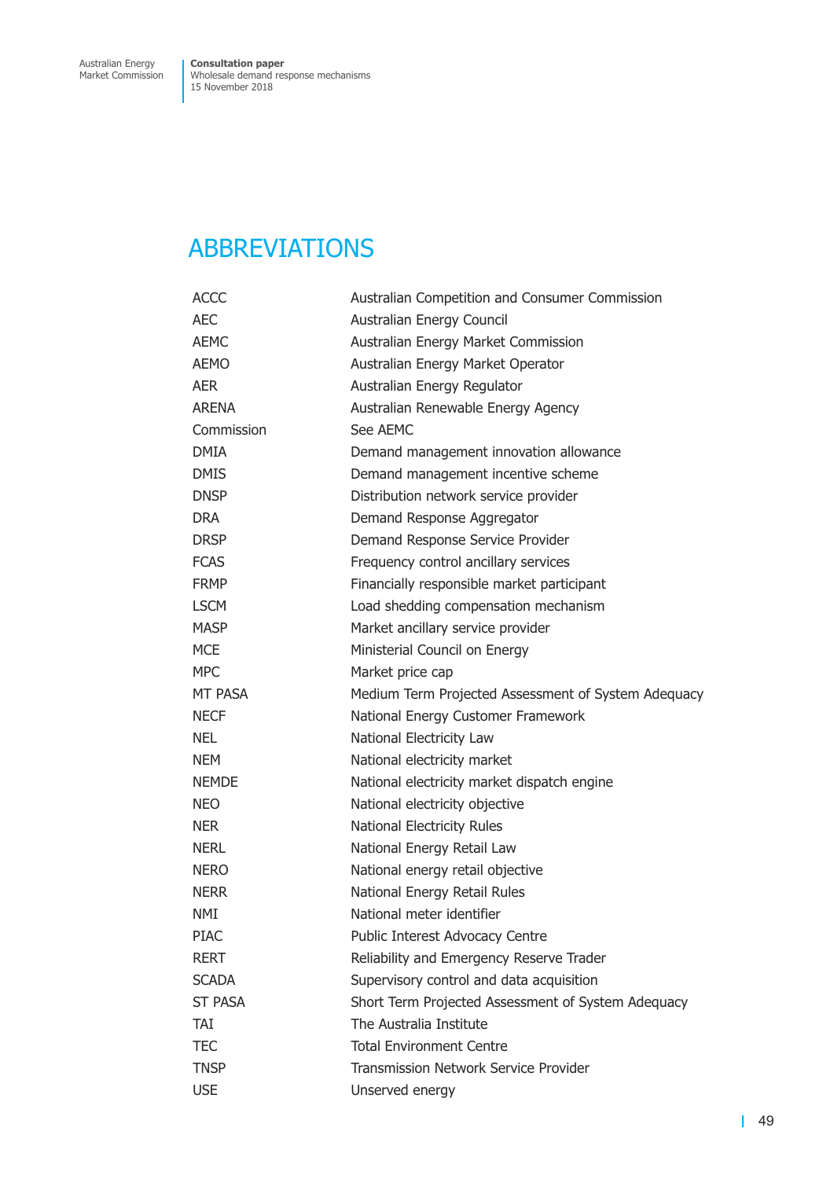# ABBREVIATIONS

| | |
|---|---|
| ACCC | Australian Competition and Consumer Commission |
| AEC | Australian Energy Council |
| AEMC | Australian Energy Market Commission |
| AEMO | Australian Energy Market Operator |
| AER | Australian Energy Regulator |
| ARENA | Australian Renewable Energy Agency |
| Commission | See AEMC |
| DMIA | Demand management innovation allowance |
| DMIS | Demand management incentive scheme |
| DNSP | Distribution network service provider |
| DRA | Demand Response Aggregator |
| DRSP | Demand Response Service Provider |
| FCAS | Frequency control ancillary services |
| FRMP | Financially responsible market participant |
| LSCM | Load shedding compensation mechanism |
| MASP | Market ancillary service provider |
| MCE | Ministerial Council on Energy |
| MPC | Market price cap |
| MT PASA | Medium Term Projected Assessment of System Adequacy |
| NECF | National Energy Customer Framework |
| NEL | National Electricity Law |
| NEM | National electricity market |
| NEMDE | National electricity market dispatch engine |
| NEO | National electricity objective |
| NER | National Electricity Rules |
| NERL | National Energy Retail Law |
| NERO | National energy retail objective |
| NERR | National Energy Retail Rules |
| NMI | National meter identifier |
| PIAC | Public Interest Advocacy Centre |
| RERT | Reliability and Emergency Reserve Trader |
| SCADA | Supervisory control and data acquisition |
| ST PASA | Short Term Projected Assessment of System Adequacy |
| TAI | The Australia Institute |
| TEC | Total Environment Centre |
| TNSP | Transmission Network Service Provider |
| USE | Unserved energy |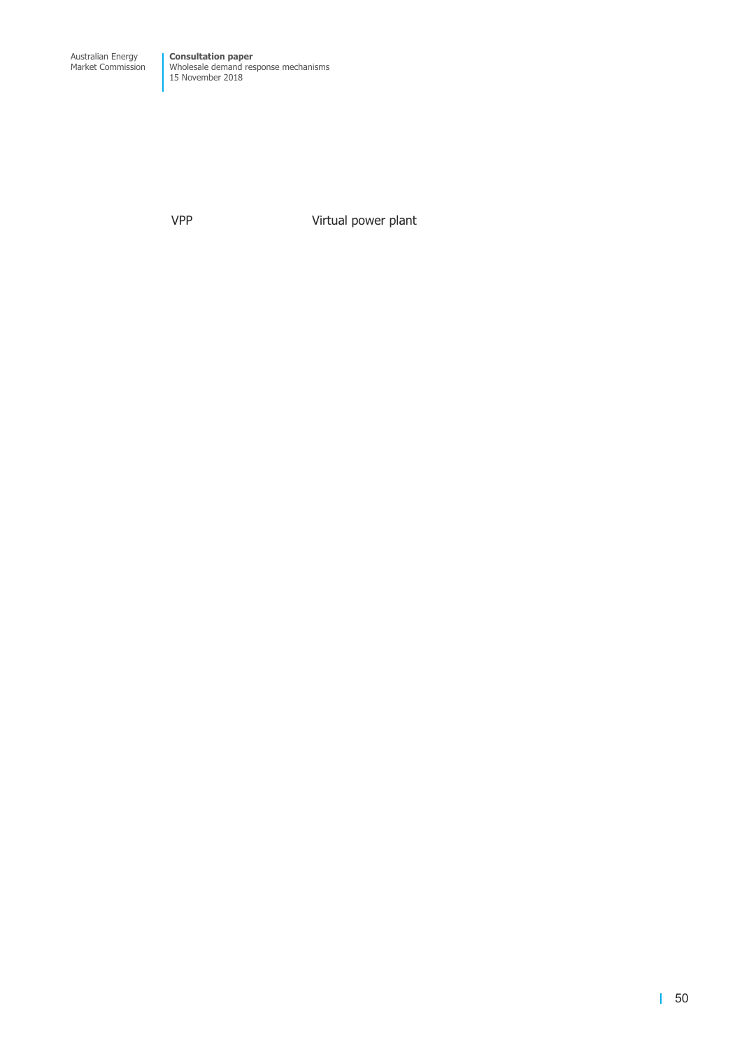| | |
|---|---|
| VPP | Virtual power plant |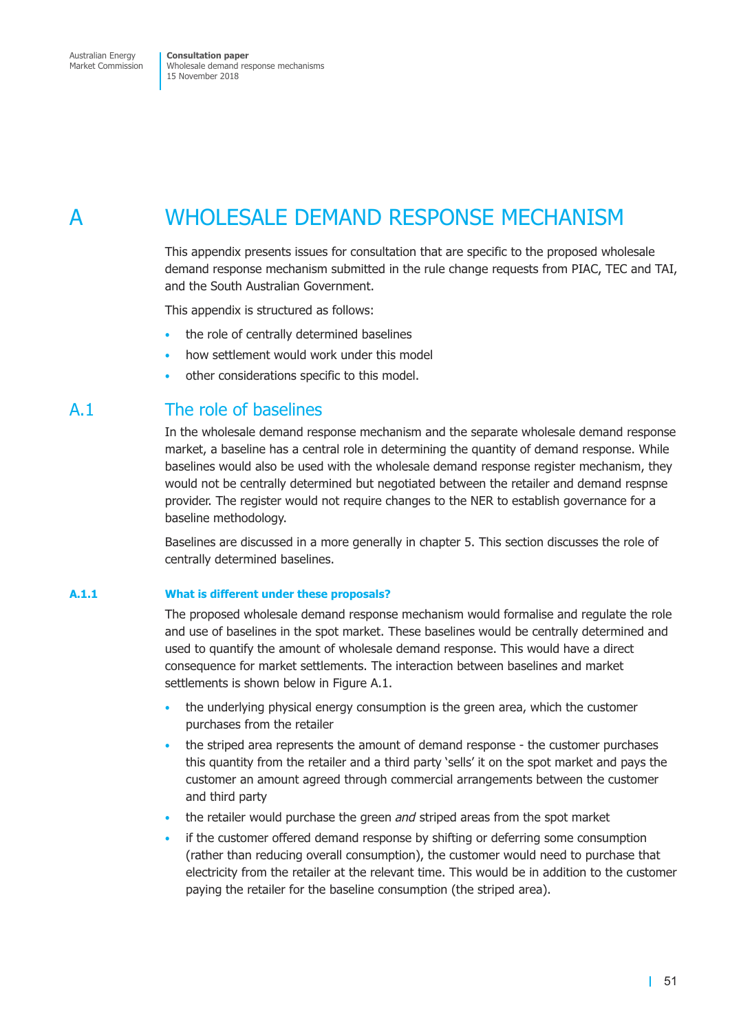# A WHOLESALE DEMAND RESPONSE MECHANISM

This appendix presents issues for consultation that are specific to the proposed wholesale demand response mechanism submitted in the rule change requests from PIAC, TEC and TAI, and the South Australian Government.

This appendix is structured as follows:

- the role of centrally determined baselines
- how settlement would work under this model
- other considerations specific to this model.

## A.1 The role of baselines

In the wholesale demand response mechanism and the separate wholesale demand response market, a baseline has a central role in determining the quantity of demand response. While baselines would also be used with the wholesale demand response register mechanism, they would not be centrally determined but negotiated between the retailer and demand respnse provider. The register would not require changes to the NER to establish governance for a baseline methodology.

Baselines are discussed in a more generally in chapter 5. This section discusses the role of centrally determined baselines.

### A.1.1 What is different under these proposals?

The proposed wholesale demand response mechanism would formalise and regulate the role and use of baselines in the spot market. These baselines would be centrally determined and used to quantify the amount of wholesale demand response. This would have a direct consequence for market settlements. The interaction between baselines and market settlements is shown below in Figure A.1.

- the underlying physical energy consumption is the green area, which the customer purchases from the retailer
- the striped area represents the amount of demand response - the customer purchases this quantity from the retailer and a third party 'sells' it on the spot market and pays the customer an amount agreed through commercial arrangements between the customer and third party
- the retailer would purchase the green *and* striped areas from the spot market
- if the customer offered demand response by shifting or deferring some consumption (rather than reducing overall consumption), the customer would need to purchase that electricity from the retailer at the relevant time. This would be in addition to the customer paying the retailer for the baseline consumption (the striped area).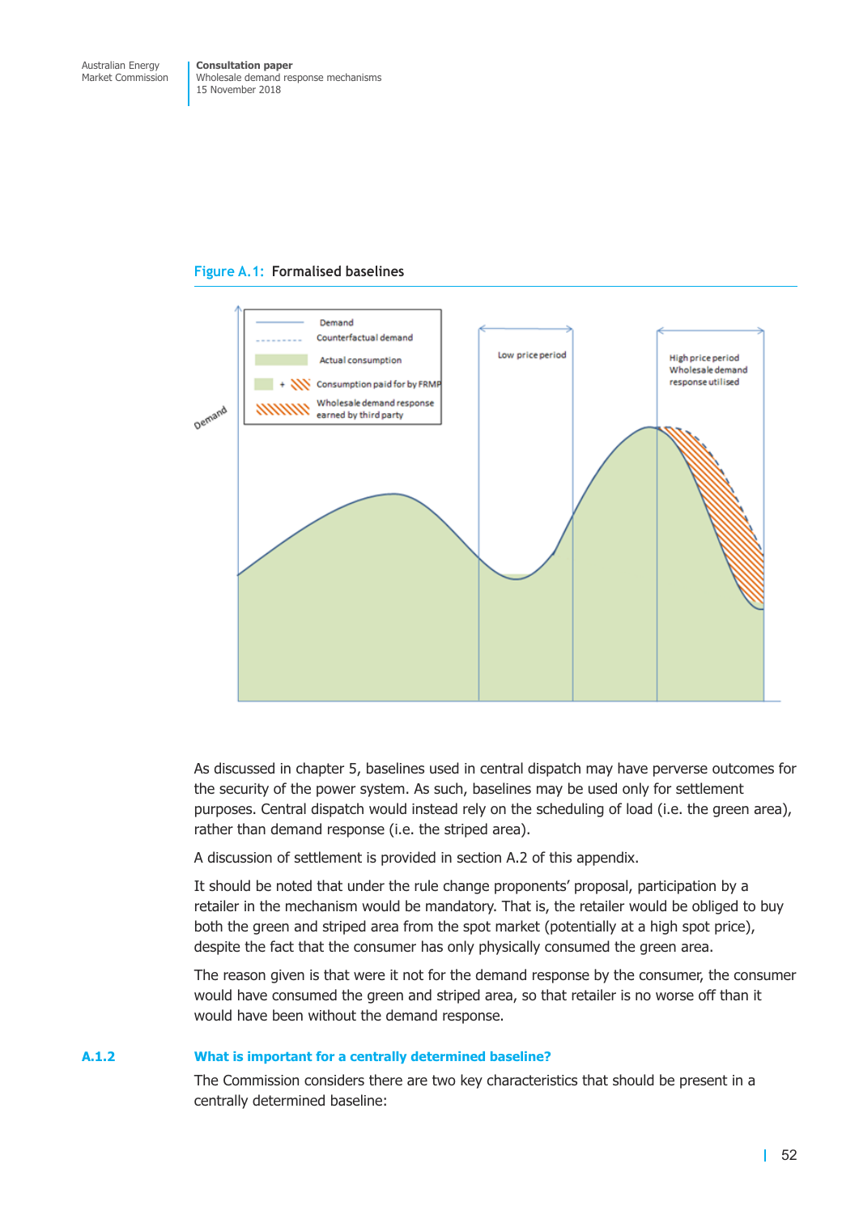Figure A.1: Formalised baselines

As discussed in chapter 5, baselines used in central dispatch may have perverse outcomes for the security of the power system. As such, baselines may be used only for settlement purposes. Central dispatch would instead rely on the scheduling of load (i.e. the green area), rather than demand response (i.e. the striped area).

A discussion of settlement is provided in section A.2 of this appendix.

It should be noted that under the rule change proponents' proposal, participation by a retailer in the mechanism would be mandatory. That is, the retailer would be obliged to buy both the green and striped area from the spot market (potentially at a high spot price), despite the fact that the consumer has only physically consumed the green area.

The reason given is that were it not for the demand response by the consumer, the consumer would have consumed the green and striped area, so that retailer is no worse off than it would have been without the demand response.

### A.1.2 What is important for a centrally determined baseline?

The Commission considers there are two key characteristics that should be present in a centrally determined baseline: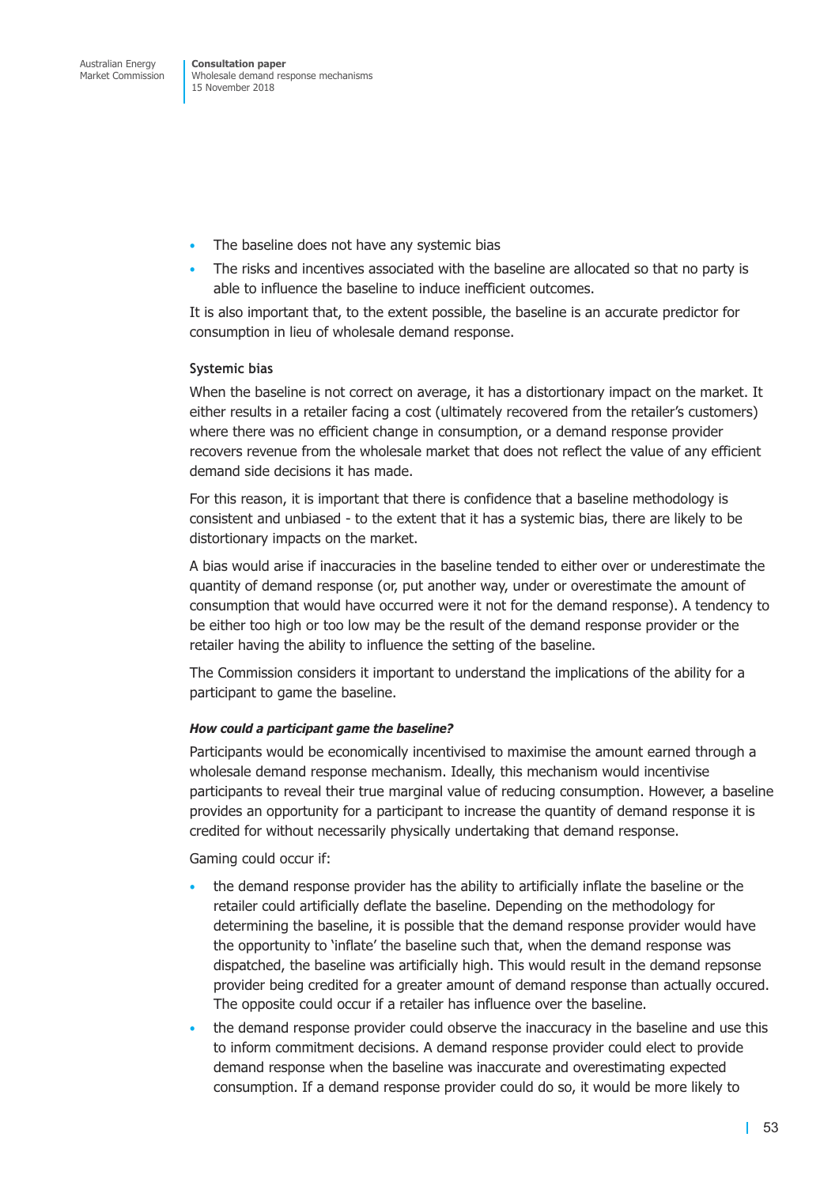- The baseline does not have any systemic bias
- The risks and incentives associated with the baseline are allocated so that no party is able to influence the baseline to induce inefficient outcomes.

It is also important that, to the extent possible, the baseline is an accurate predictor for consumption in lieu of wholesale demand response.

### Systemic bias

When the baseline is not correct on average, it has a distortionary impact on the market. It either results in a retailer facing a cost (ultimately recovered from the retailer's customers) where there was no efficient change in consumption, or a demand response provider recovers revenue from the wholesale market that does not reflect the value of any efficient demand side decisions it has made.

For this reason, it is important that there is confidence that a baseline methodology is consistent and unbiased - to the extent that it has a systemic bias, there are likely to be distortionary impacts on the market.

A bias would arise if inaccuracies in the baseline tended to either over or underestimate the quantity of demand response (or, put another way, under or overestimate the amount of consumption that would have occurred were it not for the demand response). A tendency to be either too high or too low may be the result of the demand response provider or the retailer having the ability to influence the setting of the baseline.

The Commission considers it important to understand the implications of the ability for a participant to game the baseline.

#### *How could a participant game the baseline?*

Participants would be economically incentivised to maximise the amount earned through a wholesale demand response mechanism. Ideally, this mechanism would incentivise participants to reveal their true marginal value of reducing consumption. However, a baseline provides an opportunity for a participant to increase the quantity of demand response it is credited for without necessarily physically undertaking that demand response.

Gaming could occur if:

- the demand response provider has the ability to artificially inflate the baseline or the retailer could artificially deflate the baseline. Depending on the methodology for determining the baseline, it is possible that the demand response provider would have the opportunity to 'inflate' the baseline such that, when the demand response was dispatched, the baseline was artificially high. This would result in the demand repsonse provider being credited for a greater amount of demand response than actually occured. The opposite could occur if a retailer has influence over the baseline.
- the demand response provider could observe the inaccuracy in the baseline and use this to inform commitment decisions. A demand response provider could elect to provide demand response when the baseline was inaccurate and overestimating expected consumption. If a demand response provider could do so, it would be more likely to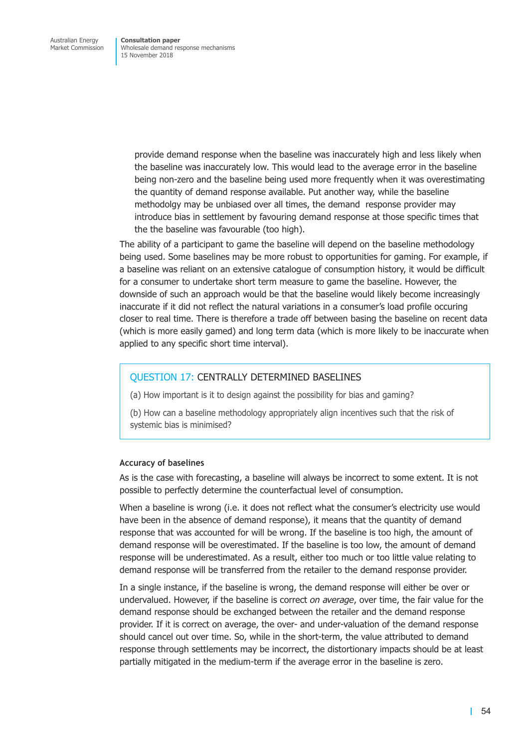provide demand response when the baseline was inaccurately high and less likely when the baseline was inaccurately low. This would lead to the average error in the baseline being non-zero and the baseline being used more frequently when it was overestimating the quantity of demand response available. Put another way, while the baseline methodolgy may be unbiased over all times, the demand response provider may introduce bias in settlement by favouring demand response at those specific times that the the baseline was favourable (too high).

The ability of a participant to game the baseline will depend on the baseline methodology being used. Some baselines may be more robust to opportunities for gaming. For example, if a baseline was reliant on an extensive catalogue of consumption history, it would be difficult for a consumer to undertake short term measure to game the baseline. However, the downside of such an approach would be that the baseline would likely become increasingly inaccurate if it did not reflect the natural variations in a consumer's load profile occuring closer to real time. There is therefore a trade off between basing the baseline on recent data (which is more easily gamed) and long term data (which is more likely to be inaccurate when applied to any specific short time interval).

> QUESTION 17: CENTRALLY DETERMINED BASELINES
>
> (a) How important is it to design against the possibility for bias and gaming?
>
> (b) How can a baseline methodology appropriately align incentives such that the risk of systemic bias is minimised?

### Accuracy of baselines

As is the case with forecasting, a baseline will always be incorrect to some extent. It is not possible to perfectly determine the counterfactual level of consumption.

When a baseline is wrong (i.e. it does not reflect what the consumer's electricity use would have been in the absence of demand response), it means that the quantity of demand response that was accounted for will be wrong. If the baseline is too high, the amount of demand response will be overestimated. If the baseline is too low, the amount of demand response will be underestimated. As a result, either too much or too little value relating to demand response will be transferred from the retailer to the demand response provider.

In a single instance, if the baseline is wrong, the demand response will either be over or undervalued. However, if the baseline is correct *on average*, over time, the fair value for the demand response should be exchanged between the retailer and the demand response provider. If it is correct on average, the over- and under-valuation of the demand response should cancel out over time. So, while in the short-term, the value attributed to demand response through settlements may be incorrect, the distortionary impacts should be at least partially mitigated in the medium-term if the average error in the baseline is zero.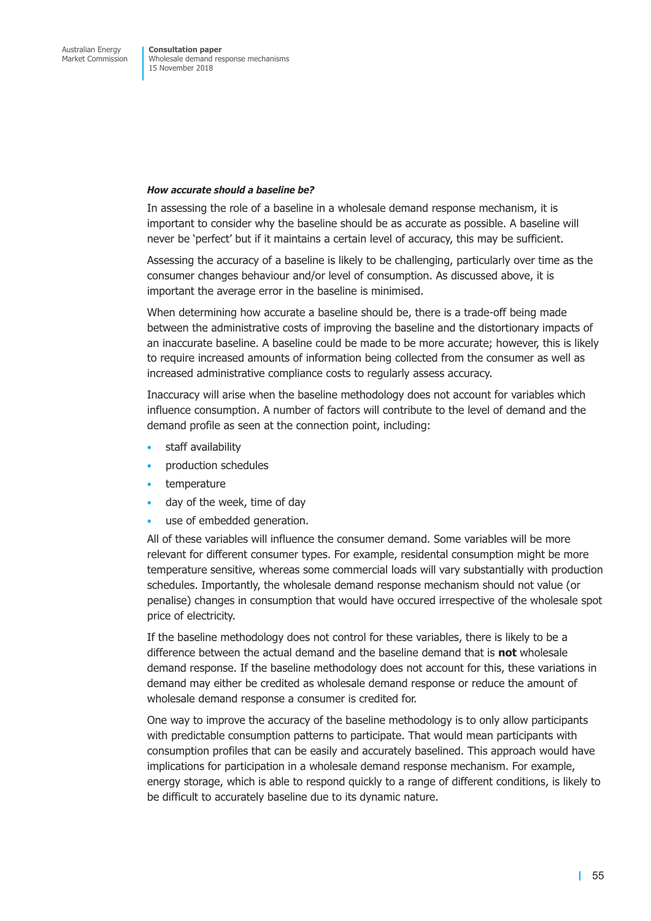***How accurate should a baseline be?***

In assessing the role of a baseline in a wholesale demand response mechanism, it is important to consider why the baseline should be as accurate as possible. A baseline will never be 'perfect' but if it maintains a certain level of accuracy, this may be sufficient.

Assessing the accuracy of a baseline is likely to be challenging, particularly over time as the consumer changes behaviour and/or level of consumption. As discussed above, it is important the average error in the baseline is minimised.

When determining how accurate a baseline should be, there is a trade-off being made between the administrative costs of improving the baseline and the distortionary impacts of an inaccurate baseline. A baseline could be made to be more accurate; however, this is likely to require increased amounts of information being collected from the consumer as well as increased administrative compliance costs to regularly assess accuracy.

Inaccuracy will arise when the baseline methodology does not account for variables which influence consumption. A number of factors will contribute to the level of demand and the demand profile as seen at the connection point, including:

- staff availability
- production schedules
- temperature
- day of the week, time of day
- use of embedded generation.

All of these variables will influence the consumer demand. Some variables will be more relevant for different consumer types. For example, residental consumption might be more temperature sensitive, whereas some commercial loads will vary substantially with production schedules. Importantly, the wholesale demand response mechanism should not value (or penalise) changes in consumption that would have occured irrespective of the wholesale spot price of electricity.

If the baseline methodology does not control for these variables, there is likely to be a difference between the actual demand and the baseline demand that is **not** wholesale demand response. If the baseline methodology does not account for this, these variations in demand may either be credited as wholesale demand response or reduce the amount of wholesale demand response a consumer is credited for.

One way to improve the accuracy of the baseline methodology is to only allow participants with predictable consumption patterns to participate. That would mean participants with consumption profiles that can be easily and accurately baselined. This approach would have implications for participation in a wholesale demand response mechanism. For example, energy storage, which is able to respond quickly to a range of different conditions, is likely to be difficult to accurately baseline due to its dynamic nature.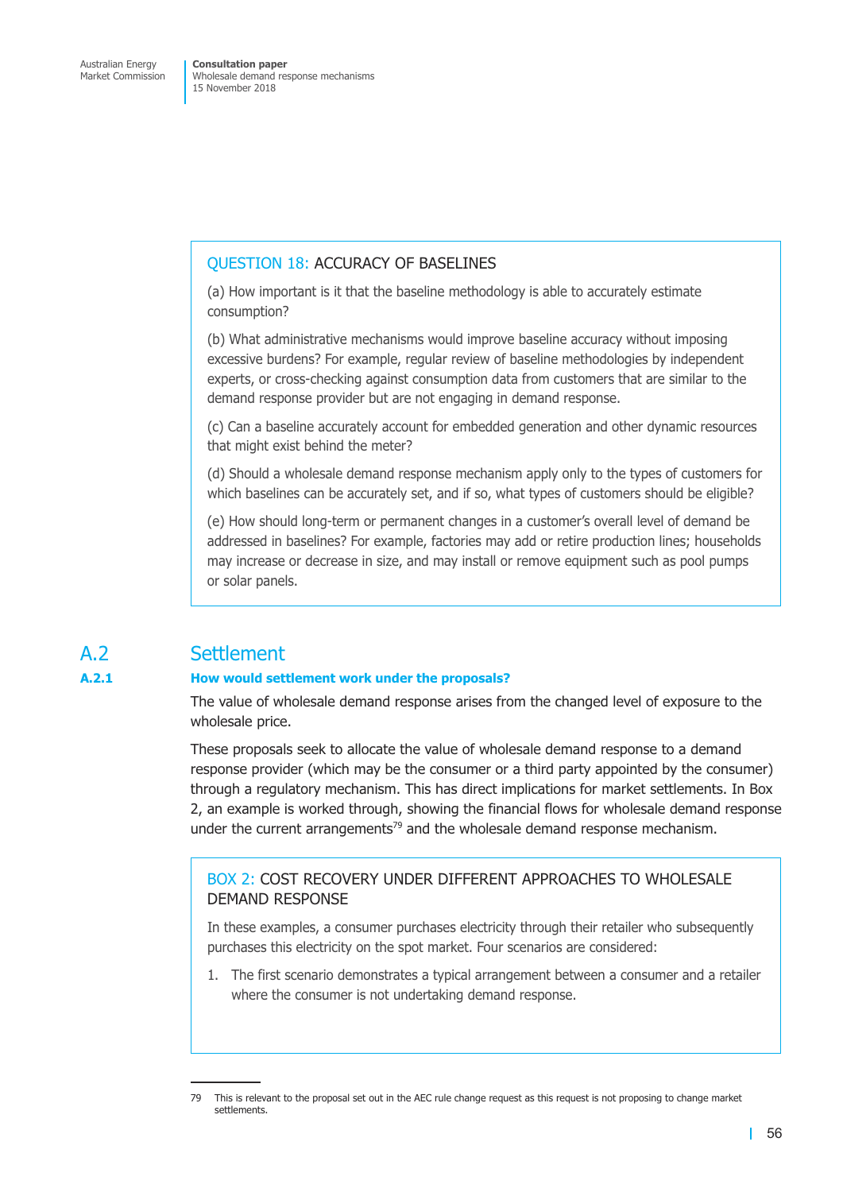> **QUESTION 18: ACCURACY OF BASELINES**
>
> (a) How important is it that the baseline methodology is able to accurately estimate consumption?
>
> (b) What administrative mechanisms would improve baseline accuracy without imposing excessive burdens? For example, regular review of baseline methodologies by independent experts, or cross-checking against consumption data from customers that are similar to the demand response provider but are not engaging in demand response.
>
> (c) Can a baseline accurately account for embedded generation and other dynamic resources that might exist behind the meter?
>
> (d) Should a wholesale demand response mechanism apply only to the types of customers for which baselines can be accurately set, and if so, what types of customers should be eligible?
>
> (e) How should long-term or permanent changes in a customer's overall level of demand be addressed in baselines? For example, factories may add or retire production lines; households may increase or decrease in size, and may install or remove equipment such as pool pumps or solar panels.

## A.2 Settlement

### A.2.1 How would settlement work under the proposals?

The value of wholesale demand response arises from the changed level of exposure to the wholesale price.

These proposals seek to allocate the value of wholesale demand response to a demand response provider (which may be the consumer or a third party appointed by the consumer) through a regulatory mechanism. This has direct implications for market settlements. In Box 2, an example is worked through, showing the financial flows for wholesale demand response under the current arrangements[79] and the wholesale demand response mechanism.

> **BOX 2: COST RECOVERY UNDER DIFFERENT APPROACHES TO WHOLESALE DEMAND RESPONSE**
>
> In these examples, a consumer purchases electricity through their retailer who subsequently purchases this electricity on the spot market. Four scenarios are considered:
>
> 1. The first scenario demonstrates a typical arrangement between a consumer and a retailer where the consumer is not undertaking demand response.

79 This is relevant to the proposal set out in the AEC rule change request as this request is not proposing to change market settlements.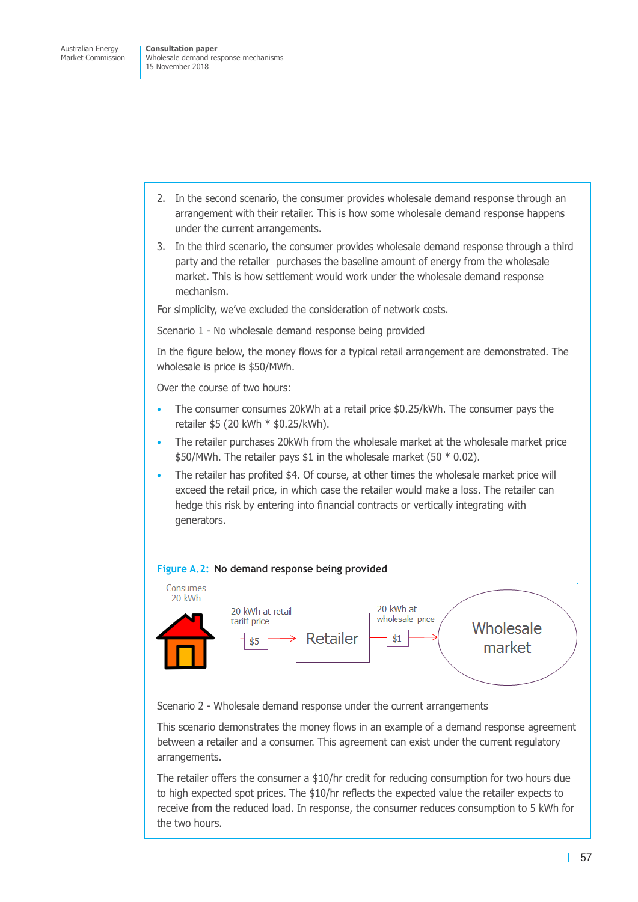2. In the second scenario, the consumer provides wholesale demand response through an arrangement with their retailer. This is how some wholesale demand response happens under the current arrangements.
3. In the third scenario, the consumer provides wholesale demand response through a third party and the retailer purchases the baseline amount of energy from the wholesale market. This is how settlement would work under the wholesale demand response mechanism.

For simplicity, we've excluded the consideration of network costs.

Scenario 1 - No wholesale demand response being provided

In the figure below, the money flows for a typical retail arrangement are demonstrated. The wholesale is price is $50/MWh.

Over the course of two hours:

- The consumer consumes 20kWh at a retail price $0.25/kWh. The consumer pays the retailer $5 (20 kWh * $0.25/kWh).
- The retailer purchases 20kWh from the wholesale market at the wholesale market price $50/MWh. The retailer pays $1 in the wholesale market (50 * 0.02).
- The retailer has profited $4. Of course, at other times the wholesale market price will exceed the retail price, in which case the retailer would make a loss. The retailer can hedge this risk by entering into financial contracts or vertically integrating with generators.

**Figure A.2: No demand response being provided**

Consumes 20 kWh → 20 kWh at retail tariff price [$5] → Retailer → 20 kWh at wholesale price [$1] → Wholesale market

Scenario 2 - Wholesale demand response under the current arrangements

This scenario demonstrates the money flows in an example of a demand response agreement between a retailer and a consumer. This agreement can exist under the current regulatory arrangements.

The retailer offers the consumer a $10/hr credit for reducing consumption for two hours due to high expected spot prices. The $10/hr reflects the expected value the retailer expects to receive from the reduced load. In response, the consumer reduces consumption to 5 kWh for the two hours.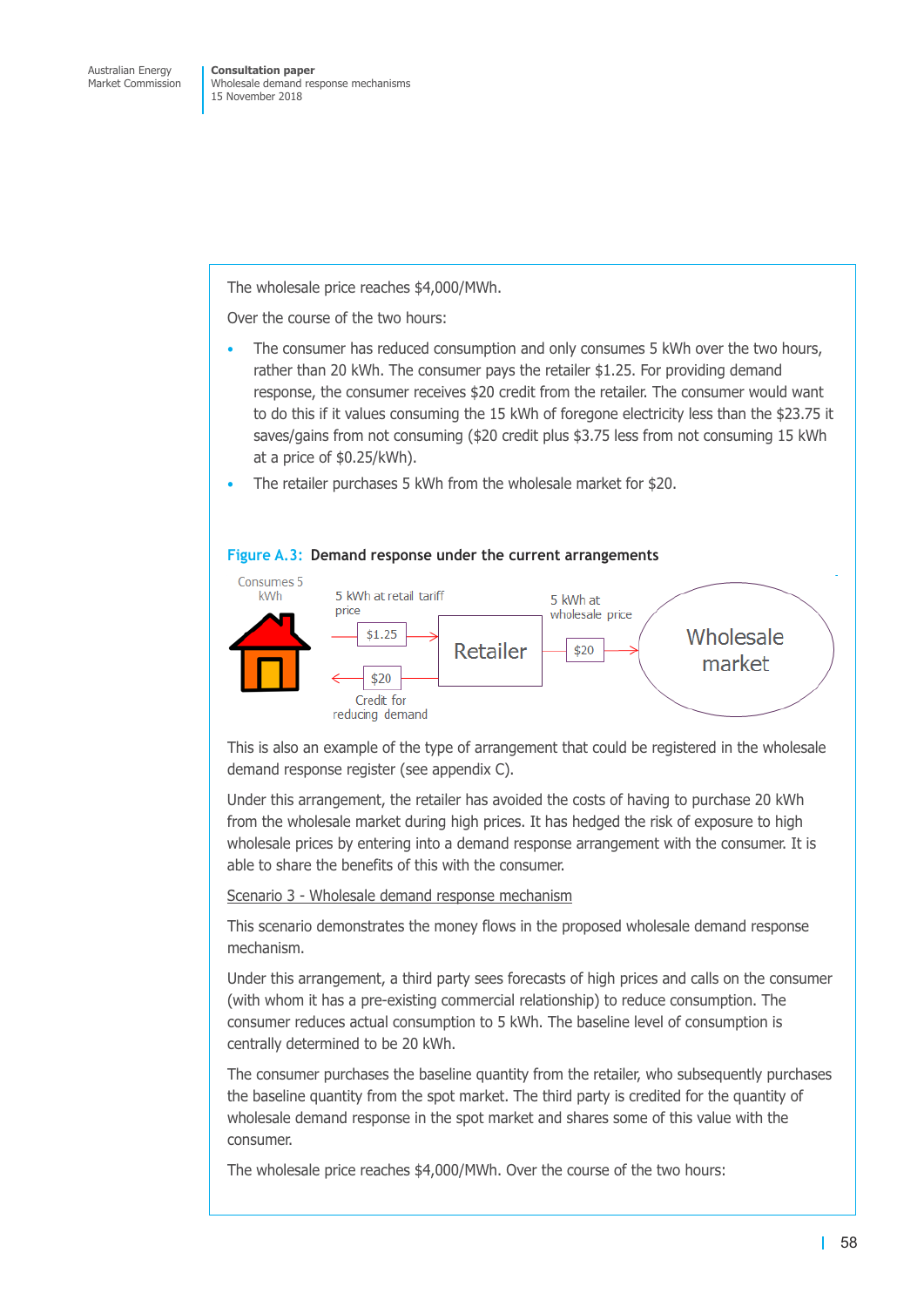The wholesale price reaches $4,000/MWh.

Over the course of the two hours:

- The consumer has reduced consumption and only consumes 5 kWh over the two hours, rather than 20 kWh. The consumer pays the retailer $1.25. For providing demand response, the consumer receives $20 credit from the retailer. The consumer would want to do this if it values consuming the 15 kWh of foregone electricity less than the $23.75 it saves/gains from not consuming ($20 credit plus $3.75 less from not consuming 15 kWh at a price of $0.25/kWh).
- The retailer purchases 5 kWh from the wholesale market for $20.

**Figure A.3: Demand response under the current arrangements**

Consumes 5 kWh

5 kWh at retail tariff price

$1.25

Retailer

$20

Credit for reducing demand

5 kWh at wholesale price

$20

Wholesale market

This is also an example of the type of arrangement that could be registered in the wholesale demand response register (see appendix C).

Under this arrangement, the retailer has avoided the costs of having to purchase 20 kWh from the wholesale market during high prices. It has hedged the risk of exposure to high wholesale prices by entering into a demand response arrangement with the consumer. It is able to share the benefits of this with the consumer.

Scenario 3 - Wholesale demand response mechanism

This scenario demonstrates the money flows in the proposed wholesale demand response mechanism.

Under this arrangement, a third party sees forecasts of high prices and calls on the consumer (with whom it has a pre-existing commercial relationship) to reduce consumption. The consumer reduces actual consumption to 5 kWh. The baseline level of consumption is centrally determined to be 20 kWh.

The consumer purchases the baseline quantity from the retailer, who subsequently purchases the baseline quantity from the spot market. The third party is credited for the quantity of wholesale demand response in the spot market and shares some of this value with the consumer.

The wholesale price reaches $4,000/MWh. Over the course of the two hours: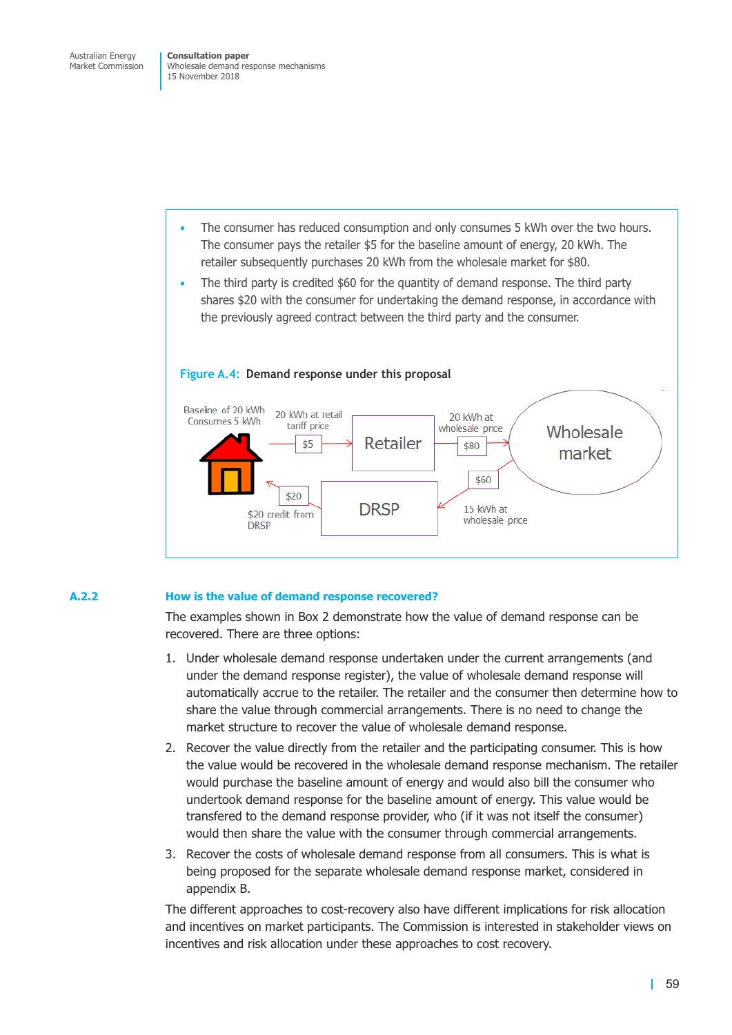- The consumer has reduced consumption and only consumes 5 kWh over the two hours. The consumer pays the retailer $5 for the baseline amount of energy, 20 kWh. The retailer subsequently purchases 20 kWh from the wholesale market for $80.
- The third party is credited $60 for the quantity of demand response. The third party shares $20 with the consumer for undertaking the demand response, in accordance with the previously agreed contract between the third party and the consumer.

**Figure A.4: Demand response under this proposal**

Baseline of 20 kWh
Consumes 5 kWh

20 kWh at retail tariff price

$5

Retailer

20 kWh at wholesale price

$80

Wholesale market

$60

15 kWh at wholesale price

DRSP

$20

$20 credit from DRSP

### A.2.2 How is the value of demand response recovered?

The examples shown in Box 2 demonstrate how the value of demand response can be recovered. There are three options:

1. Under wholesale demand response undertaken under the current arrangements (and under the demand response register), the value of wholesale demand response will automatically accrue to the retailer. The retailer and the consumer then determine how to share the value through commercial arrangements. There is no need to change the market structure to recover the value of wholesale demand response.
2. Recover the value directly from the retailer and the participating consumer. This is how the value would be recovered in the wholesale demand response mechanism. The retailer would purchase the baseline amount of energy and would also bill the consumer who undertook demand response for the baseline amount of energy. This value would be transfered to the demand response provider, who (if it was not itself the consumer) would then share the value with the consumer through commercial arrangements.
3. Recover the costs of wholesale demand response from all consumers. This is what is being proposed for the separate wholesale demand response market, considered in appendix B.

The different approaches to cost-recovery also have different implications for risk allocation and incentives on market participants. The Commission is interested in stakeholder views on incentives and risk allocation under these approaches to cost recovery.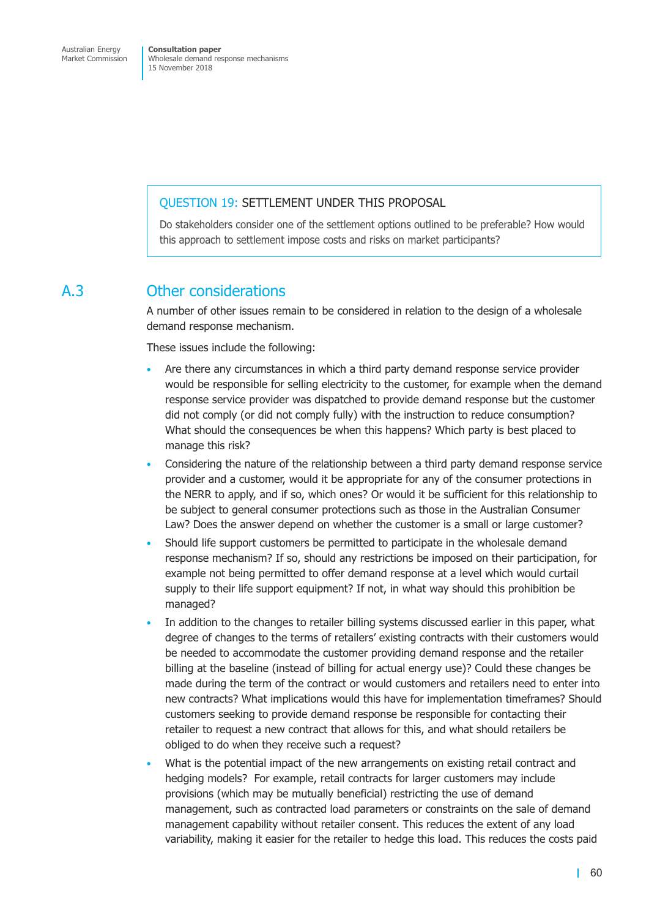> **QUESTION 19: SETTLEMENT UNDER THIS PROPOSAL**
>
> Do stakeholders consider one of the settlement options outlined to be preferable? How would this approach to settlement impose costs and risks on market participants?

## A.3 Other considerations

A number of other issues remain to be considered in relation to the design of a wholesale demand response mechanism.

These issues include the following:

- Are there any circumstances in which a third party demand response service provider would be responsible for selling electricity to the customer, for example when the demand response service provider was dispatched to provide demand response but the customer did not comply (or did not comply fully) with the instruction to reduce consumption? What should the consequences be when this happens? Which party is best placed to manage this risk?
- Considering the nature of the relationship between a third party demand response service provider and a customer, would it be appropriate for any of the consumer protections in the NERR to apply, and if so, which ones? Or would it be sufficient for this relationship to be subject to general consumer protections such as those in the Australian Consumer Law? Does the answer depend on whether the customer is a small or large customer?
- Should life support customers be permitted to participate in the wholesale demand response mechanism? If so, should any restrictions be imposed on their participation, for example not being permitted to offer demand response at a level which would curtail supply to their life support equipment? If not, in what way should this prohibition be managed?
- In addition to the changes to retailer billing systems discussed earlier in this paper, what degree of changes to the terms of retailers' existing contracts with their customers would be needed to accommodate the customer providing demand response and the retailer billing at the baseline (instead of billing for actual energy use)? Could these changes be made during the term of the contract or would customers and retailers need to enter into new contracts? What implications would this have for implementation timeframes? Should customers seeking to provide demand response be responsible for contacting their retailer to request a new contract that allows for this, and what should retailers be obliged to do when they receive such a request?
- What is the potential impact of the new arrangements on existing retail contract and hedging models? For example, retail contracts for larger customers may include provisions (which may be mutually beneficial) restricting the use of demand management, such as contracted load parameters or constraints on the sale of demand management capability without retailer consent. This reduces the extent of any load variability, making it easier for the retailer to hedge this load. This reduces the costs paid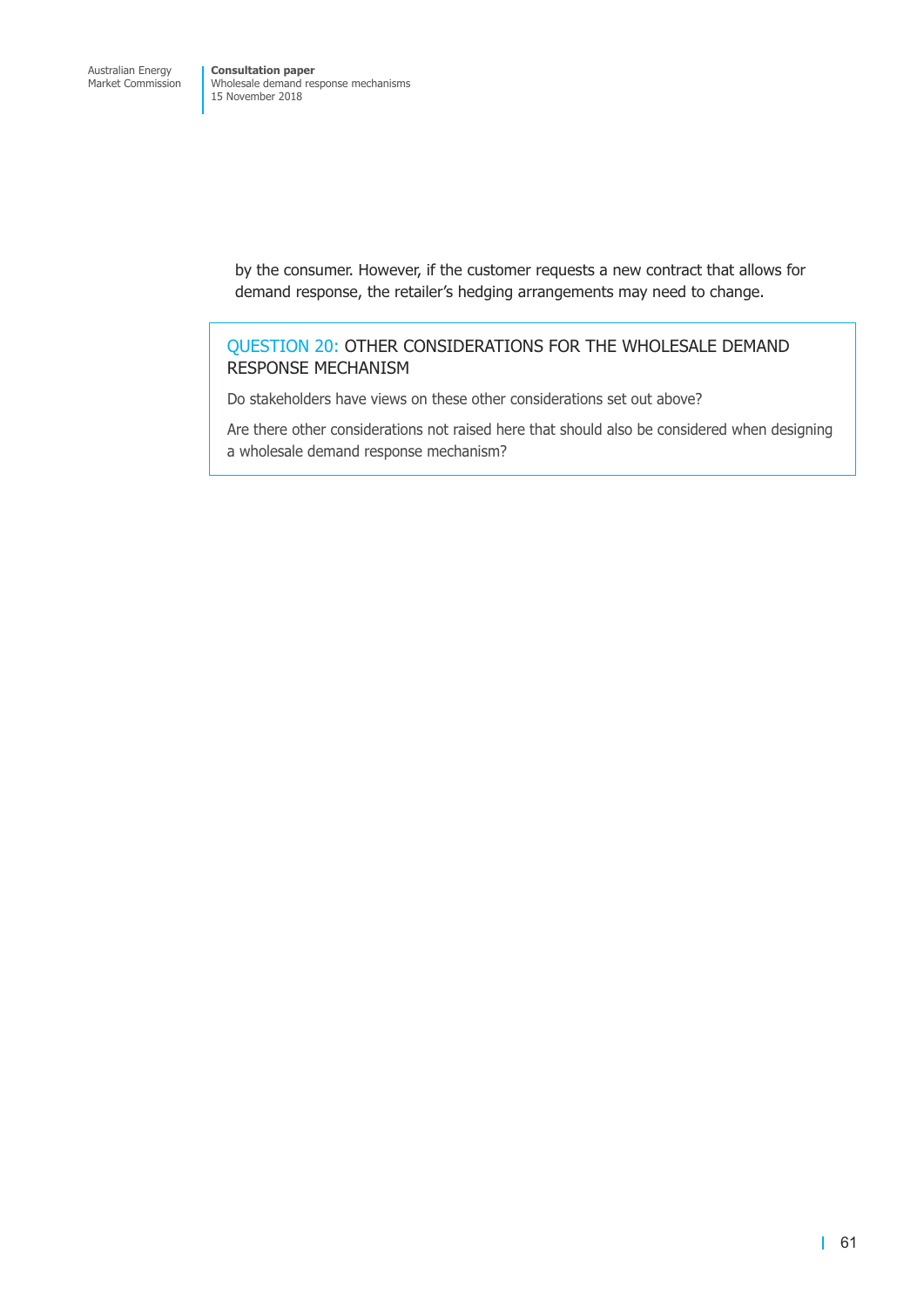by the consumer. However, if the customer requests a new contract that allows for demand response, the retailer's hedging arrangements may need to change.

> **QUESTION 20: OTHER CONSIDERATIONS FOR THE WHOLESALE DEMAND RESPONSE MECHANISM**
>
> Do stakeholders have views on these other considerations set out above?
>
> Are there other considerations not raised here that should also be considered when designing a wholesale demand response mechanism?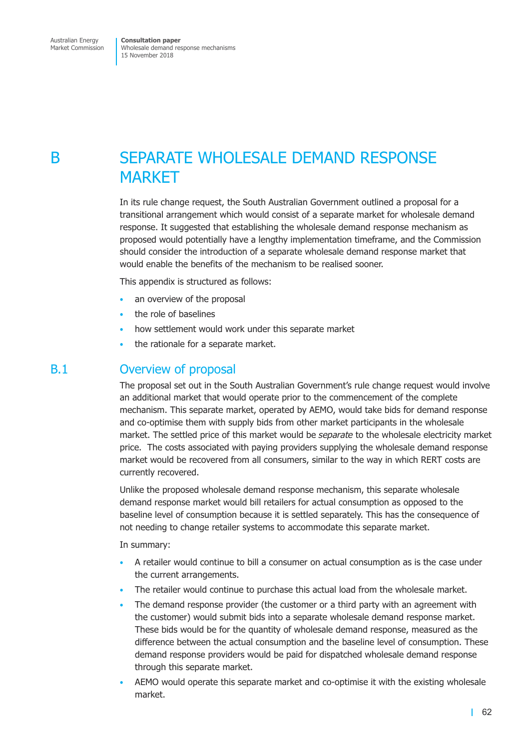# B SEPARATE WHOLESALE DEMAND RESPONSE MARKET

In its rule change request, the South Australian Government outlined a proposal for a transitional arrangement which would consist of a separate market for wholesale demand response. It suggested that establishing the wholesale demand response mechanism as proposed would potentially have a lengthy implementation timeframe, and the Commission should consider the introduction of a separate wholesale demand response market that would enable the benefits of the mechanism to be realised sooner.

This appendix is structured as follows:

- an overview of the proposal
- the role of baselines
- how settlement would work under this separate market
- the rationale for a separate market.

## B.1 Overview of proposal

The proposal set out in the South Australian Government's rule change request would involve an additional market that would operate prior to the commencement of the complete mechanism. This separate market, operated by AEMO, would take bids for demand response and co-optimise them with supply bids from other market participants in the wholesale market. The settled price of this market would be *separate* to the wholesale electricity market price. The costs associated with paying providers supplying the wholesale demand response market would be recovered from all consumers, similar to the way in which RERT costs are currently recovered.

Unlike the proposed wholesale demand response mechanism, this separate wholesale demand response market would bill retailers for actual consumption as opposed to the baseline level of consumption because it is settled separately. This has the consequence of not needing to change retailer systems to accommodate this separate market.

In summary:

- A retailer would continue to bill a consumer on actual consumption as is the case under the current arrangements.
- The retailer would continue to purchase this actual load from the wholesale market.
- The demand response provider (the customer or a third party with an agreement with the customer) would submit bids into a separate wholesale demand response market. These bids would be for the quantity of wholesale demand response, measured as the difference between the actual consumption and the baseline level of consumption. These demand response providers would be paid for dispatched wholesale demand response through this separate market.
- AEMO would operate this separate market and co-optimise it with the existing wholesale market.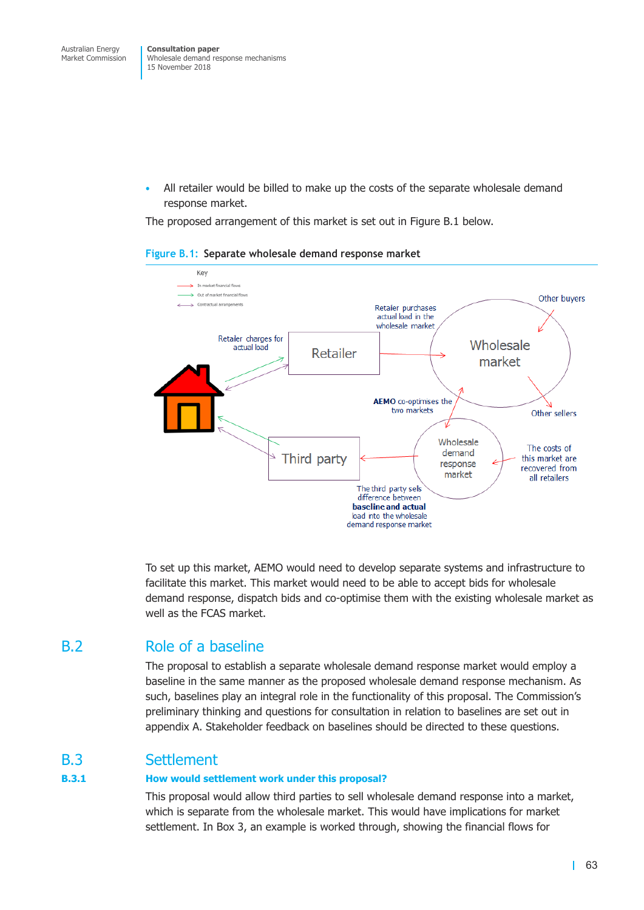- All retailer would be billed to make up the costs of the separate wholesale demand response market.

The proposed arrangement of this market is set out in Figure B.1 below.

**Figure B.1: Separate wholesale demand response market**

Key

- In market financial flows
- Out of market financial flows
- Contractual arrangements

Retailer charges for actual load

Retailer

Retailer purchases actual load in the wholesale market

Wholesale market

Other buyers

Other sellers

AEMO co-optimises the two markets

Third party

Wholesale demand response market

The costs of this market are recovered from all retailers

The third party sels difference between **baseline and actual** load into the wholesale demand response market

To set up this market, AEMO would need to develop separate systems and infrastructure to facilitate this market. This market would need to be able to accept bids for wholesale demand response, dispatch bids and co-optimise them with the existing wholesale market as well as the FCAS market.

## B.2 Role of a baseline

The proposal to establish a separate wholesale demand response market would employ a baseline in the same manner as the proposed wholesale demand response mechanism. As such, baselines play an integral role in the functionality of this proposal. The Commission's preliminary thinking and questions for consultation in relation to baselines are set out in appendix A. Stakeholder feedback on baselines should be directed to these questions.

## B.3 Settlement

### B.3.1 How would settlement work under this proposal?

This proposal would allow third parties to sell wholesale demand response into a market, which is separate from the wholesale market. This would have implications for market settlement. In Box 3, an example is worked through, showing the financial flows for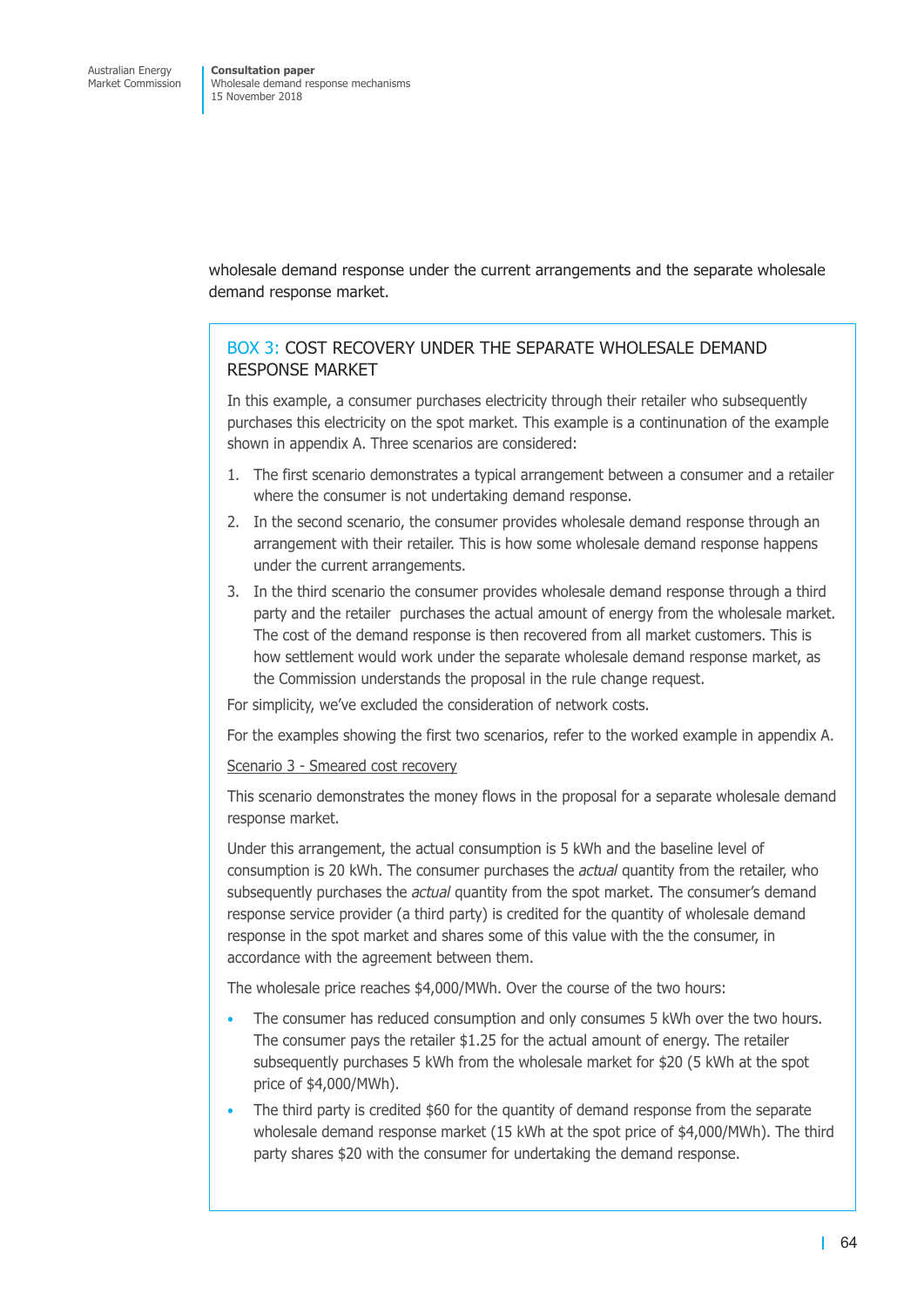wholesale demand response under the current arrangements and the separate wholesale demand response market.

### BOX 3: COST RECOVERY UNDER THE SEPARATE WHOLESALE DEMAND RESPONSE MARKET

In this example, a consumer purchases electricity through their retailer who subsequently purchases this electricity on the spot market. This example is a continuation of the example shown in appendix A. Three scenarios are considered:

1. The first scenario demonstrates a typical arrangement between a consumer and a retailer where the consumer is not undertaking demand response.
2. In the second scenario, the consumer provides wholesale demand response through an arrangement with their retailer. This is how some wholesale demand response happens under the current arrangements.
3. In the third scenario the consumer provides wholesale demand response through a third party and the retailer purchases the actual amount of energy from the wholesale market. The cost of the demand response is then recovered from all market customers. This is how settlement would work under the separate wholesale demand response market, as the Commission understands the proposal in the rule change request.

For simplicity, we've excluded the consideration of network costs.

For the examples showing the first two scenarios, refer to the worked example in appendix A.

<u>Scenario 3 - Smeared cost recovery</u>

This scenario demonstrates the money flows in the proposal for a separate wholesale demand response market.

Under this arrangement, the actual consumption is 5 kWh and the baseline level of consumption is 20 kWh. The consumer purchases the *actual* quantity from the retailer, who subsequently purchases the *actual* quantity from the spot market. The consumer's demand response service provider (a third party) is credited for the quantity of wholesale demand response in the spot market and shares some of this value with the the consumer, in accordance with the agreement between them.

The wholesale price reaches $4,000/MWh. Over the course of the two hours:

- The consumer has reduced consumption and only consumes 5 kWh over the two hours. The consumer pays the retailer $1.25 for the actual amount of energy. The retailer subsequently purchases 5 kWh from the wholesale market for $20 (5 kWh at the spot price of $4,000/MWh).
- The third party is credited $60 for the quantity of demand response from the separate wholesale demand response market (15 kWh at the spot price of $4,000/MWh). The third party shares $20 with the consumer for undertaking the demand response.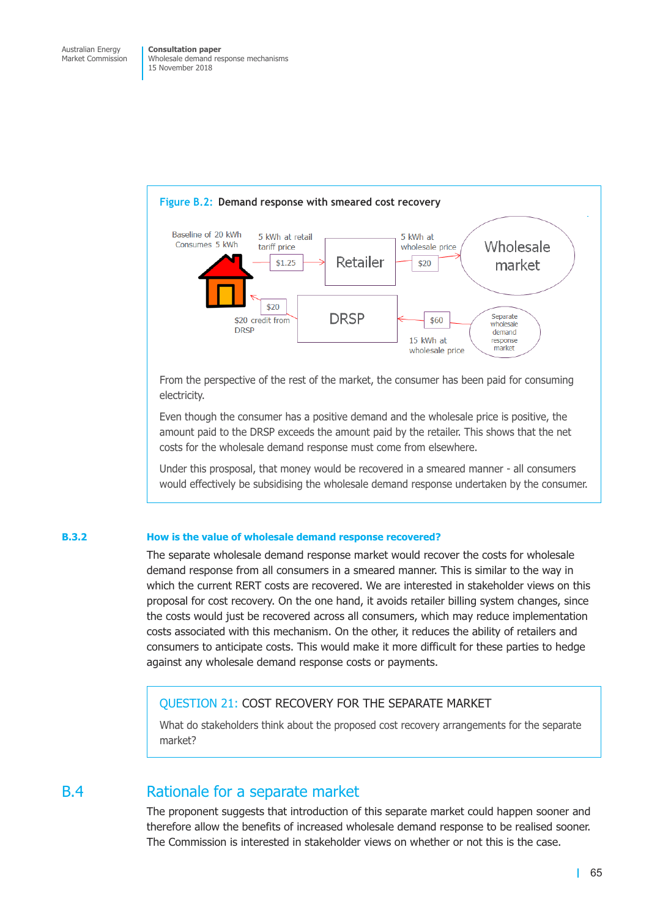**Figure B.2:** Demand response with smeared cost recovery

Baseline of 20 kWh
Consumes 5 kWh

5 kWh at retail tariff price

$1.25

Retailer

5 kWh at wholesale price

$20

Wholesale market

$20

$20 credit from DRSP

DRSP

$60

15 kWh at wholesale price

Separate wholesale demand response market

From the perspective of the rest of the market, the consumer has been paid for consuming electricity.

Even though the consumer has a positive demand and the wholesale price is positive, the amount paid to the DRSP exceeds the amount paid by the retailer. This shows that the net costs for the wholesale demand response must come from elsewhere.

Under this prosapal, that money would be recovered in a smeared manner - all consumers would effectively be subsidising the wholesale demand response undertaken by the consumer.

### B.3.2 How is the value of wholesale demand response recovered?

The separate wholesale demand response market would recover the costs for wholesale demand response from all consumers in a smeared manner. This is similar to the way in which the current RERT costs are recovered. We are interested in stakeholder views on this proposal for cost recovery. On the one hand, it avoids retailer billing system changes, since the costs would just be recovered across all consumers, which may reduce implementation costs associated with this mechanism. On the other, it reduces the ability of retailers and consumers to anticipate costs. This would make it more difficult for these parties to hedge against any wholesale demand response costs or payments.

**QUESTION 21: COST RECOVERY FOR THE SEPARATE MARKET**

What do stakeholders think about the proposed cost recovery arrangements for the separate market?

## B.4 Rationale for a separate market

The proponent suggests that introduction of this separate market could happen sooner and therefore allow the benefits of increased wholesale demand response to be realised sooner. The Commission is interested in stakeholder views on whether or not this is the case.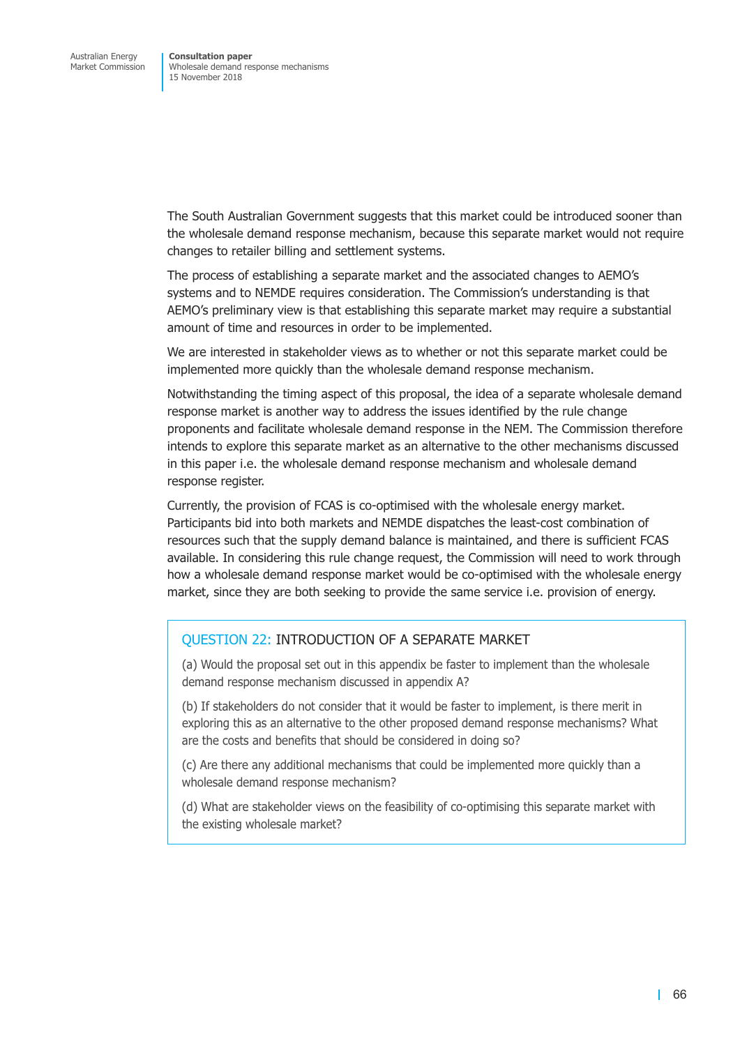The South Australian Government suggests that this market could be introduced sooner than the wholesale demand response mechanism, because this separate market would not require changes to retailer billing and settlement systems.

The process of establishing a separate market and the associated changes to AEMO's systems and to NEMDE requires consideration. The Commission's understanding is that AEMO's preliminary view is that establishing this separate market may require a substantial amount of time and resources in order to be implemented.

We are interested in stakeholder views as to whether or not this separate market could be implemented more quickly than the wholesale demand response mechanism.

Notwithstanding the timing aspect of this proposal, the idea of a separate wholesale demand response market is another way to address the issues identified by the rule change proponents and facilitate wholesale demand response in the NEM. The Commission therefore intends to explore this separate market as an alternative to the other mechanisms discussed in this paper i.e. the wholesale demand response mechanism and wholesale demand response register.

Currently, the provision of FCAS is co-optimised with the wholesale energy market. Participants bid into both markets and NEMDE dispatches the least-cost combination of resources such that the supply demand balance is maintained, and there is sufficient FCAS available. In considering this rule change request, the Commission will need to work through how a wholesale demand response market would be co-optimised with the wholesale energy market, since they are both seeking to provide the same service i.e. provision of energy.

### QUESTION 22: INTRODUCTION OF A SEPARATE MARKET

(a) Would the proposal set out in this appendix be faster to implement than the wholesale demand response mechanism discussed in appendix A?

(b) If stakeholders do not consider that it would be faster to implement, is there merit in exploring this as an alternative to the other proposed demand response mechanisms? What are the costs and benefits that should be considered in doing so?

(c) Are there any additional mechanisms that could be implemented more quickly than a wholesale demand response mechanism?

(d) What are stakeholder views on the feasibility of co-optimising this separate market with the existing wholesale market?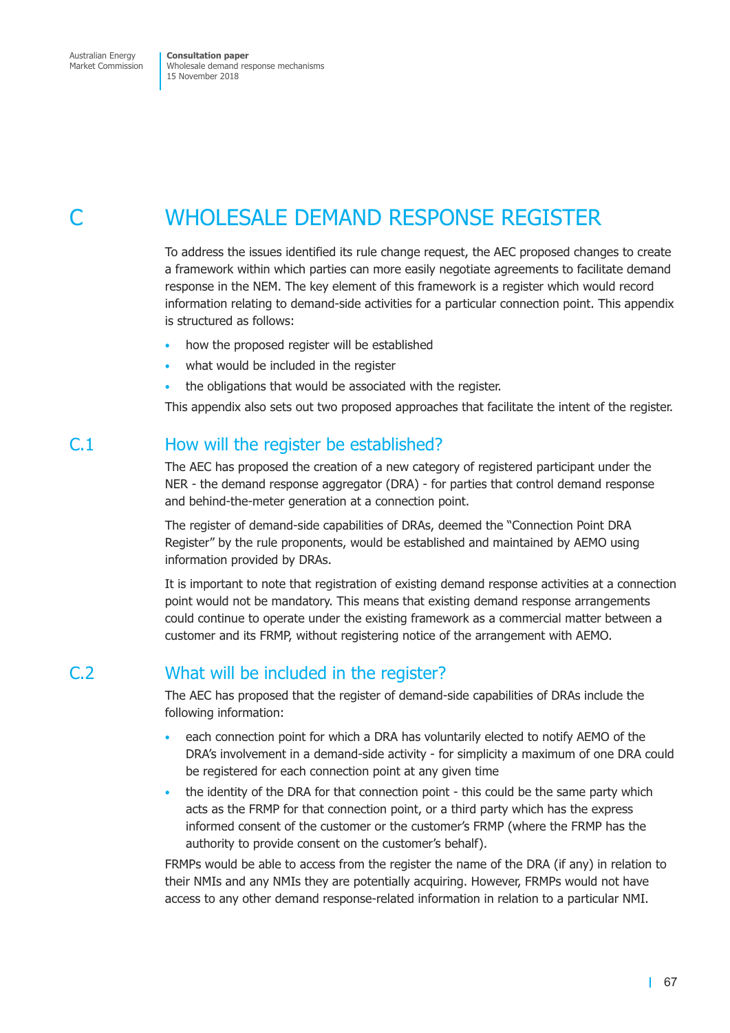# C WHOLESALE DEMAND RESPONSE REGISTER

To address the issues identified its rule change request, the AEC proposed changes to create a framework within which parties can more easily negotiate agreements to facilitate demand response in the NEM. The key element of this framework is a register which would record information relating to demand-side activities for a particular connection point. This appendix is structured as follows:

- how the proposed register will be established
- what would be included in the register
- the obligations that would be associated with the register.

This appendix also sets out two proposed approaches that facilitate the intent of the register.

## C.1 How will the register be established?

The AEC has proposed the creation of a new category of registered participant under the NER - the demand response aggregator (DRA) - for parties that control demand response and behind-the-meter generation at a connection point.

The register of demand-side capabilities of DRAs, deemed the "Connection Point DRA Register" by the rule proponents, would be established and maintained by AEMO using information provided by DRAs.

It is important to note that registration of existing demand response activities at a connection point would not be mandatory. This means that existing demand response arrangements could continue to operate under the existing framework as a commercial matter between a customer and its FRMP, without registering notice of the arrangement with AEMO.

## C.2 What will be included in the register?

The AEC has proposed that the register of demand-side capabilities of DRAs include the following information:

- each connection point for which a DRA has voluntarily elected to notify AEMO of the DRA's involvement in a demand-side activity - for simplicity a maximum of one DRA could be registered for each connection point at any given time
- the identity of the DRA for that connection point - this could be the same party which acts as the FRMP for that connection point, or a third party which has the express informed consent of the customer or the customer's FRMP (where the FRMP has the authority to provide consent on the customer's behalf).

FRMPs would be able to access from the register the name of the DRA (if any) in relation to their NMIs and any NMIs they are potentially acquiring. However, FRMPs would not have access to any other demand response-related information in relation to a particular NMI.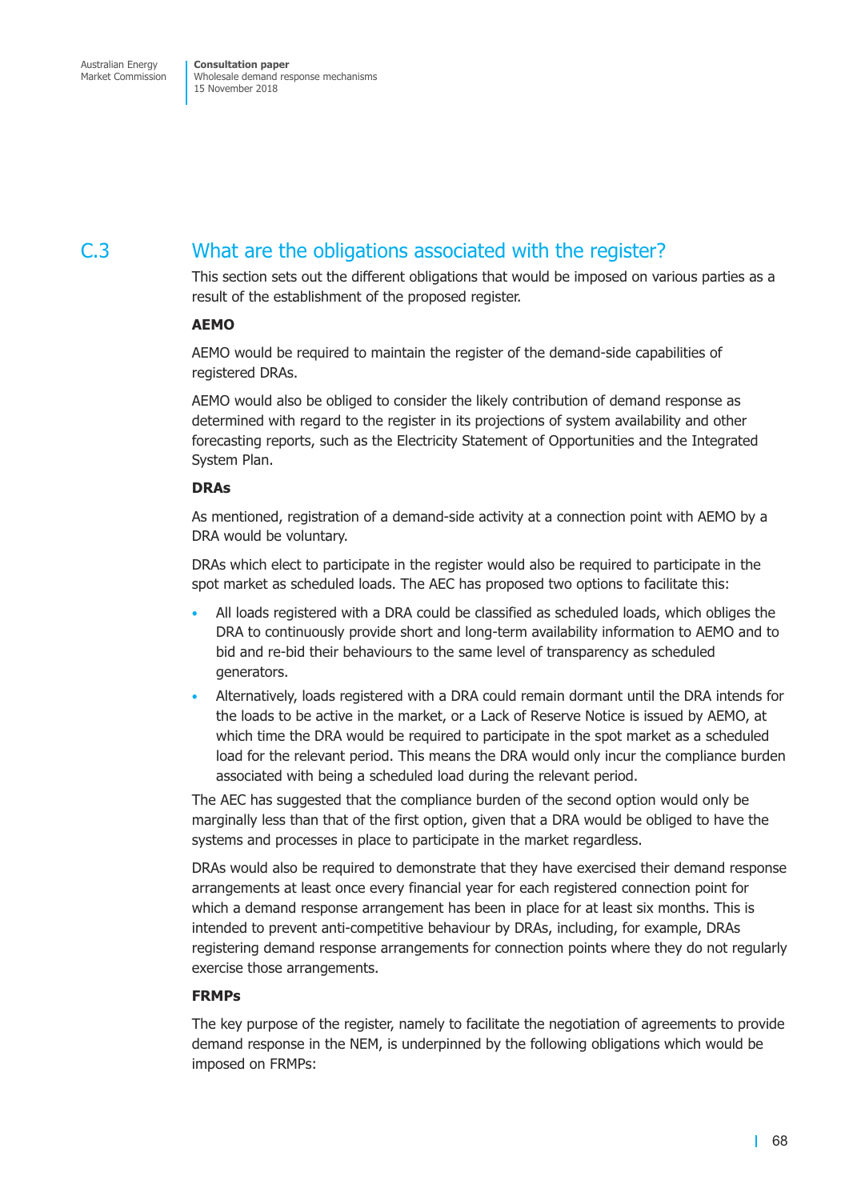## C.3 What are the obligations associated with the register?

This section sets out the different obligations that would be imposed on various parties as a result of the establishment of the proposed register.

**AEMO**

AEMO would be required to maintain the register of the demand-side capabilities of registered DRAs.

AEMO would also be obliged to consider the likely contribution of demand response as determined with regard to the register in its projections of system availability and other forecasting reports, such as the Electricity Statement of Opportunities and the Integrated System Plan.

**DRAs**

As mentioned, registration of a demand-side activity at a connection point with AEMO by a DRA would be voluntary.

DRAs which elect to participate in the register would also be required to participate in the spot market as scheduled loads. The AEC has proposed two options to facilitate this:

- All loads registered with a DRA could be classified as scheduled loads, which obliges the DRA to continuously provide short and long-term availability information to AEMO and to bid and re-bid their behaviours to the same level of transparency as scheduled generators.
- Alternatively, loads registered with a DRA could remain dormant until the DRA intends for the loads to be active in the market, or a Lack of Reserve Notice is issued by AEMO, at which time the DRA would be required to participate in the spot market as a scheduled load for the relevant period. This means the DRA would only incur the compliance burden associated with being a scheduled load during the relevant period.

The AEC has suggested that the compliance burden of the second option would only be marginally less than that of the first option, given that a DRA would be obliged to have the systems and processes in place to participate in the market regardless.

DRAs would also be required to demonstrate that they have exercised their demand response arrangements at least once every financial year for each registered connection point for which a demand response arrangement has been in place for at least six months. This is intended to prevent anti-competitive behaviour by DRAs, including, for example, DRAs registering demand response arrangements for connection points where they do not regularly exercise those arrangements.

**FRMPs**

The key purpose of the register, namely to facilitate the negotiation of agreements to provide demand response in the NEM, is underpinned by the following obligations which would be imposed on FRMPs: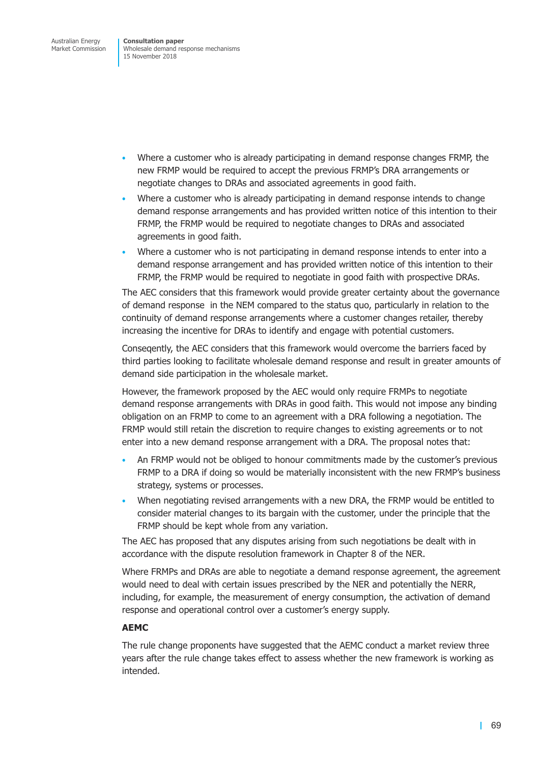- Where a customer who is already participating in demand response changes FRMP, the new FRMP would be required to accept the previous FRMP's DRA arrangements or negotiate changes to DRAs and associated agreements in good faith.
- Where a customer who is already participating in demand response intends to change demand response arrangements and has provided written notice of this intention to their FRMP, the FRMP would be required to negotiate changes to DRAs and associated agreements in good faith.
- Where a customer who is not participating in demand response intends to enter into a demand response arrangement and has provided written notice of this intention to their FRMP, the FRMP would be required to negotiate in good faith with prospective DRAs.

The AEC considers that this framework would provide greater certainty about the governance of demand response  in the NEM compared to the status quo, particularly in relation to the continuity of demand response arrangements where a customer changes retailer, thereby increasing the incentive for DRAs to identify and engage with potential customers.

Conseqently, the AEC considers that this framework would overcome the barriers faced by third parties looking to facilitate wholesale demand response and result in greater amounts of demand side participation in the wholesale market.

However, the framework proposed by the AEC would only require FRMPs to negotiate demand response arrangements with DRAs in good faith. This would not impose any binding obligation on an FRMP to come to an agreement with a DRA following a negotiation. The FRMP would still retain the discretion to require changes to existing agreements or to not enter into a new demand response arrangement with a DRA. The proposal notes that:

- An FRMP would not be obliged to honour commitments made by the customer's previous FRMP to a DRA if doing so would be materially inconsistent with the new FRMP's business strategy, systems or processes.
- When negotiating revised arrangements with a new DRA, the FRMP would be entitled to consider material changes to its bargain with the customer, under the principle that the FRMP should be kept whole from any variation.

The AEC has proposed that any disputes arising from such negotiations be dealt with in accordance with the dispute resolution framework in Chapter 8 of the NER.

Where FRMPs and DRAs are able to negotiate a demand response agreement, the agreement would need to deal with certain issues prescribed by the NER and potentially the NERR, including, for example, the measurement of energy consumption, the activation of demand response and operational control over a customer's energy supply.

**AEMC**

The rule change proponents have suggested that the AEMC conduct a market review three years after the rule change takes effect to assess whether the new framework is working as intended.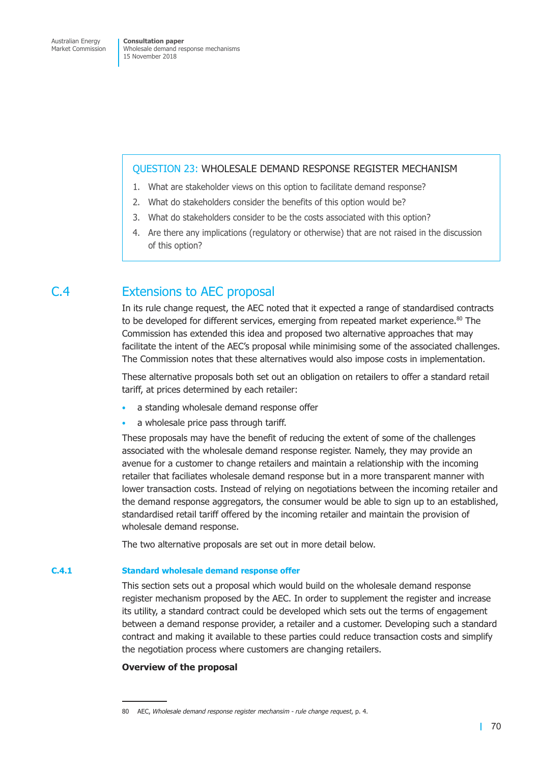> **QUESTION 23: WHOLESALE DEMAND RESPONSE REGISTER MECHANISM**
>
> 1. What are stakeholder views on this option to facilitate demand response?
> 2. What do stakeholders consider the benefits of this option would be?
> 3. What do stakeholders consider to be the costs associated with this option?
> 4. Are there any implications (regulatory or otherwise) that are not raised in the discussion of this option?

## C.4 Extensions to AEC proposal

In its rule change request, the AEC noted that it expected a range of standardised contracts to be developed for different services, emerging from repeated market experience.[80] The Commission has extended this idea and proposed two alternative approaches that may facilitate the intent of the AEC's proposal while minimising some of the associated challenges. The Commission notes that these alternatives would also impose costs in implementation.

These alternative proposals both set out an obligation on retailers to offer a standard retail tariff, at prices determined by each retailer:

- a standing wholesale demand response offer
- a wholesale price pass through tariff.

These proposals may have the benefit of reducing the extent of some of the challenges associated with the wholesale demand response register. Namely, they may provide an avenue for a customer to change retailers and maintain a relationship with the incoming retailer that faciliates wholesale demand response but in a more transparent manner with lower transaction costs. Instead of relying on negotiations between the incoming retailer and the demand response aggregators, the consumer would be able to sign up to an established, standardised retail tariff offered by the incoming retailer and maintain the provision of wholesale demand response.

The two alternative proposals are set out in more detail below.

### C.4.1 Standard wholesale demand response offer

This section sets out a proposal which would build on the wholesale demand response register mechanism proposed by the AEC. In order to supplement the register and increase its utility, a standard contract could be developed which sets out the terms of engagement between a demand response provider, a retailer and a customer. Developing such a standard contract and making it available to these parties could reduce transaction costs and simplify the negotiation process where customers are changing retailers.

**Overview of the proposal**

80 AEC, *Wholesale demand response register mechansim - rule change request*, p. 4.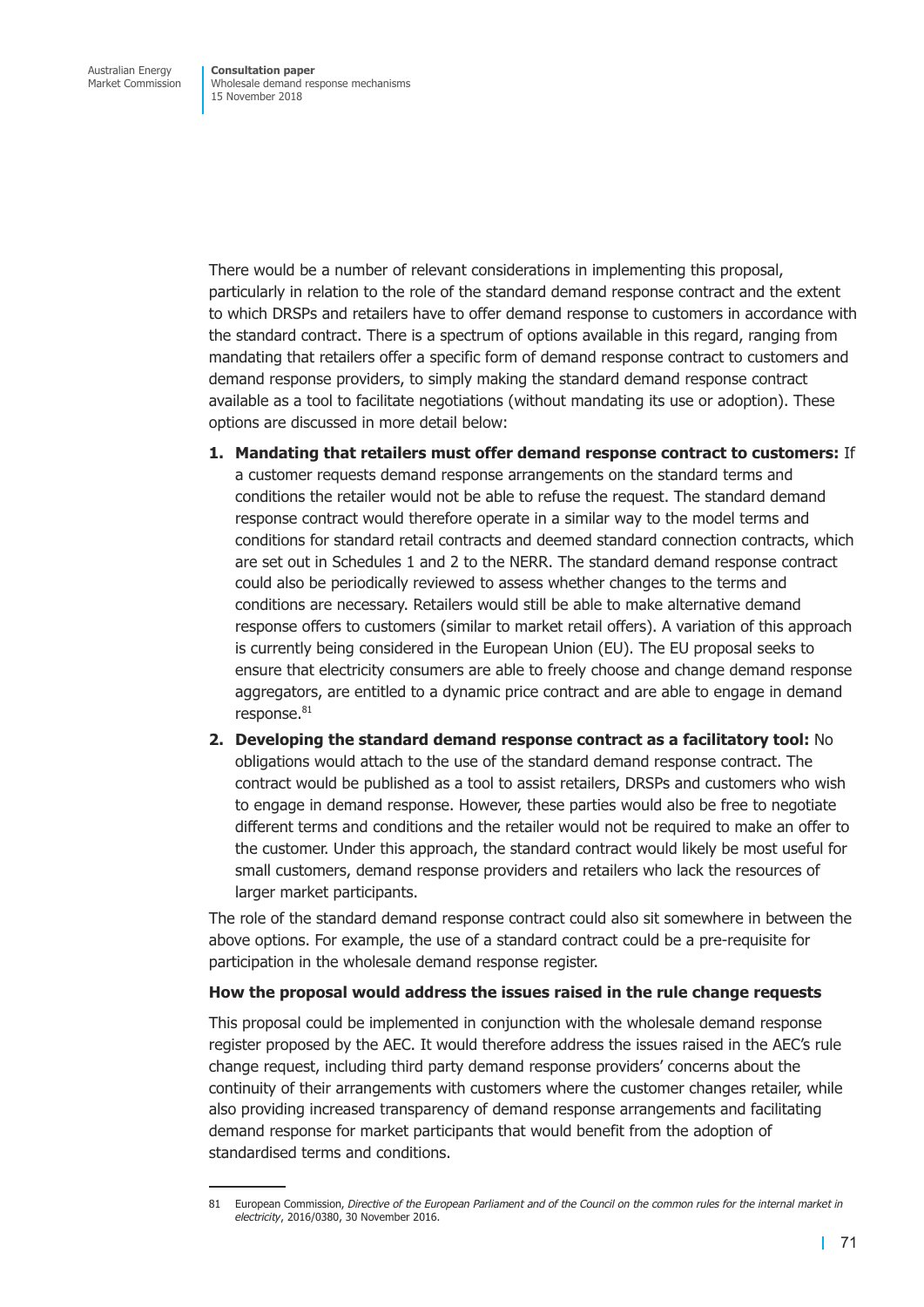There would be a number of relevant considerations in implementing this proposal, particularly in relation to the role of the standard demand response contract and the extent to which DRSPs and retailers have to offer demand response to customers in accordance with the standard contract. There is a spectrum of options available in this regard, ranging from mandating that retailers offer a specific form of demand response contract to customers and demand response providers, to simply making the standard demand response contract available as a tool to facilitate negotiations (without mandating its use or adoption). These options are discussed in more detail below:

1. **Mandating that retailers must offer demand response contract to customers:** If a customer requests demand response arrangements on the standard terms and conditions the retailer would not be able to refuse the request. The standard demand response contract would therefore operate in a similar way to the model terms and conditions for standard retail contracts and deemed standard connection contracts, which are set out in Schedules 1 and 2 to the NERR. The standard demand response contract could also be periodically reviewed to assess whether changes to the terms and conditions are necessary. Retailers would still be able to make alternative demand response offers to customers (similar to market retail offers). A variation of this approach is currently being considered in the European Union (EU). The EU proposal seeks to ensure that electricity consumers are able to freely choose and change demand response aggregators, are entitled to a dynamic price contract and are able to engage in demand response.[81]
2. **Developing the standard demand response contract as a facilitatory tool:** No obligations would attach to the use of the standard demand response contract. The contract would be published as a tool to assist retailers, DRSPs and customers who wish to engage in demand response. However, these parties would also be free to negotiate different terms and conditions and the retailer would not be required to make an offer to the customer. Under this approach, the standard contract would likely be most useful for small customers, demand response providers and retailers who lack the resources of larger market participants.

The role of the standard demand response contract could also sit somewhere in between the above options. For example, the use of a standard contract could be a pre-requisite for participation in the wholesale demand response register.

**How the proposal would address the issues raised in the rule change requests**

This proposal could be implemented in conjunction with the wholesale demand response register proposed by the AEC. It would therefore address the issues raised in the AEC's rule change request, including third party demand response providers' concerns about the continuity of their arrangements with customers where the customer changes retailer, while also providing increased transparency of demand response arrangements and facilitating demand response for market participants that would benefit from the adoption of standardised terms and conditions.

---

81 European Commission, *Directive of the European Parliament and of the Council on the common rules for the internal market in electricity*, 2016/0380, 30 November 2016.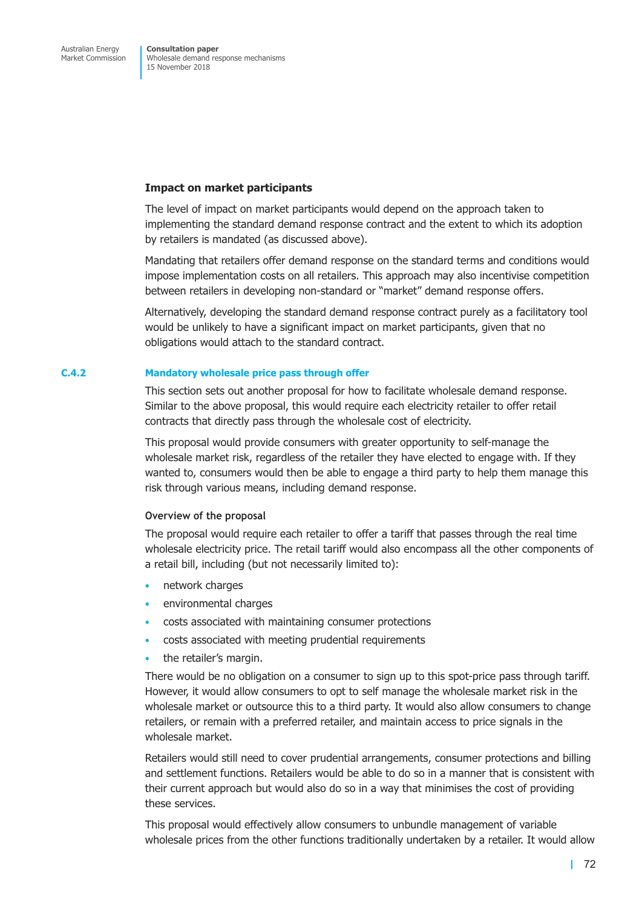### Impact on market participants

The level of impact on market participants would depend on the approach taken to implementing the standard demand response contract and the extent to which its adoption by retailers is mandated (as discussed above).

Mandating that retailers offer demand response on the standard terms and conditions would impose implementation costs on all retailers. This approach may also incentivise competition between retailers in developing non-standard or "market" demand response offers.

Alternatively, developing the standard demand response contract purely as a facilitatory tool would be unlikely to have a significant impact on market participants, given that no obligations would attach to the standard contract.

## C.4.2 Mandatory wholesale price pass through offer

This section sets out another proposal for how to facilitate wholesale demand response. Similar to the above proposal, this would require each electricity retailer to offer retail contracts that directly pass through the wholesale cost of electricity.

This proposal would provide consumers with greater opportunity to self-manage the wholesale market risk, regardless of the retailer they have elected to engage with. If they wanted to, consumers would then be able to engage a third party to help them manage this risk through various means, including demand response.

#### Overview of the proposal

The proposal would require each retailer to offer a tariff that passes through the real time wholesale electricity price. The retail tariff would also encompass all the other components of a retail bill, including (but not necessarily limited to):

- network charges
- environmental charges
- costs associated with maintaining consumer protections
- costs associated with meeting prudential requirements
- the retailer's margin.

There would be no obligation on a consumer to sign up to this spot-price pass through tariff. However, it would allow consumers to opt to self manage the wholesale market risk in the wholesale market or outsource this to a third party. It would also allow consumers to change retailers, or remain with a preferred retailer, and maintain access to price signals in the wholesale market.

Retailers would still need to cover prudential arrangements, consumer protections and billing and settlement functions. Retailers would be able to do so in a manner that is consistent with their current approach but would also do so in a way that minimises the cost of providing these services.

This proposal would effectively allow consumers to unbundle management of variable wholesale prices from the other functions traditionally undertaken by a retailer. It would allow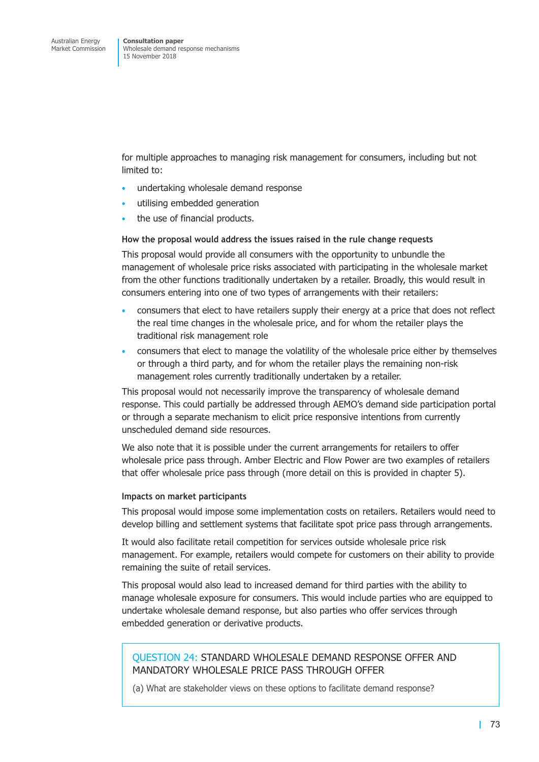for multiple approaches to managing risk management for consumers, including but not limited to:

- undertaking wholesale demand response
- utilising embedded generation
- the use of financial products.

**How the proposal would address the issues raised in the rule change requests**

This proposal would provide all consumers with the opportunity to unbundle the management of wholesale price risks associated with participating in the wholesale market from the other functions traditionally undertaken by a retailer. Broadly, this would result in consumers entering into one of two types of arrangements with their retailers:

- consumers that elect to have retailers supply their energy at a price that does not reflect the real time changes in the wholesale price, and for whom the retailer plays the traditional risk management role
- consumers that elect to manage the volatility of the wholesale price either by themselves or through a third party, and for whom the retailer plays the remaining non-risk management roles currently traditionally undertaken by a retailer.

This proposal would not necessarily improve the transparency of wholesale demand response. This could partially be addressed through AEMO's demand side participation portal or through a separate mechanism to elicit price responsive intentions from currently unscheduled demand side resources.

We also note that it is possible under the current arrangements for retailers to offer wholesale price pass through. Amber Electric and Flow Power are two examples of retailers that offer wholesale price pass through (more detail on this is provided in chapter 5).

**Impacts on market participants**

This proposal would impose some implementation costs on retailers. Retailers would need to develop billing and settlement systems that facilitate spot price pass through arrangements.

It would also facilitate retail competition for services outside wholesale price risk management. For example, retailers would compete for customers on their ability to provide remaining the suite of retail services.

This proposal would also lead to increased demand for third parties with the ability to manage wholesale exposure for consumers. This would include parties who are equipped to undertake wholesale demand response, but also parties who offer services through embedded generation or derivative products.

> QUESTION 24: STANDARD WHOLESALE DEMAND RESPONSE OFFER AND MANDATORY WHOLESALE PRICE PASS THROUGH OFFER
>
> (a) What are stakeholder views on these options to facilitate demand response?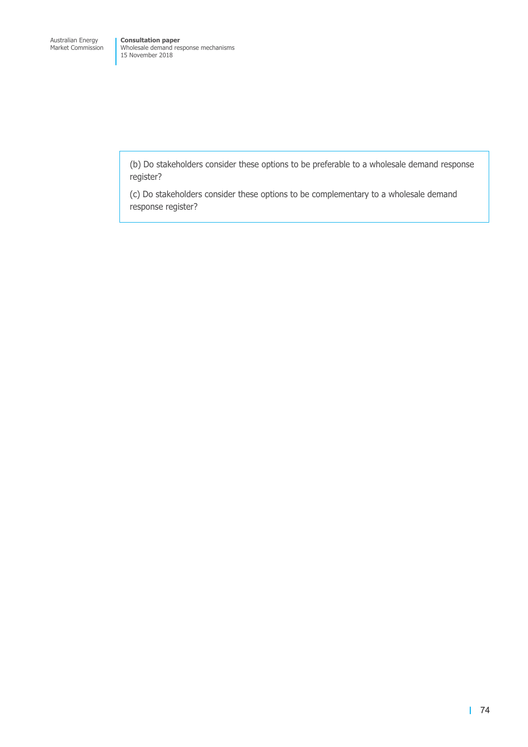(b) Do stakeholders consider these options to be preferable to a wholesale demand response register?

(c) Do stakeholders consider these options to be complementary to a wholesale demand response register?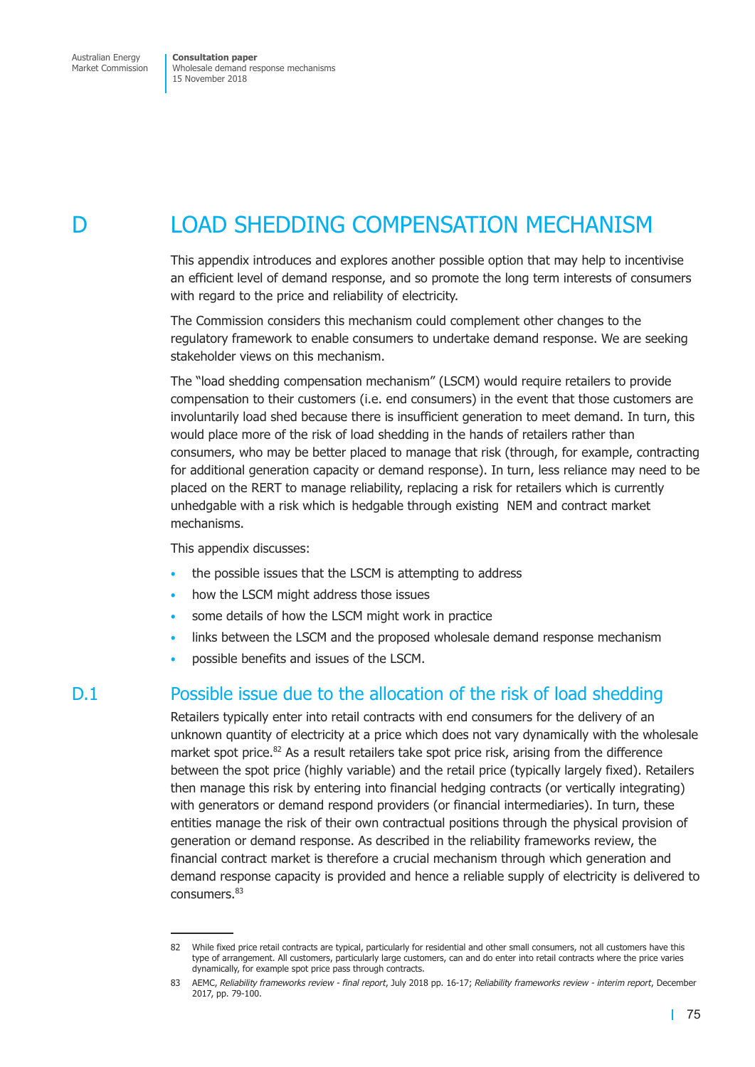# D LOAD SHEDDING COMPENSATION MECHANISM

This appendix introduces and explores another possible option that may help to incentivise an efficient level of demand response, and so promote the long term interests of consumers with regard to the price and reliability of electricity.

The Commission considers this mechanism could complement other changes to the regulatory framework to enable consumers to undertake demand response. We are seeking stakeholder views on this mechanism.

The "load shedding compensation mechanism" (LSCM) would require retailers to provide compensation to their customers (i.e. end consumers) in the event that those customers are involuntarily load shed because there is insufficient generation to meet demand. In turn, this would place more of the risk of load shedding in the hands of retailers rather than consumers, who may be better placed to manage that risk (through, for example, contracting for additional generation capacity or demand response). In turn, less reliance may need to be placed on the RERT to manage reliability, replacing a risk for retailers which is currently unhedgable with a risk which is hedgable through existing NEM and contract market mechanisms.

This appendix discusses:

- the possible issues that the LSCM is attempting to address
- how the LSCM might address those issues
- some details of how the LSCM might work in practice
- links between the LSCM and the proposed wholesale demand response mechanism
- possible benefits and issues of the LSCM.

## D.1 Possible issue due to the allocation of the risk of load shedding

Retailers typically enter into retail contracts with end consumers for the delivery of an unknown quantity of electricity at a price which does not vary dynamically with the wholesale market spot price.[82] As a result retailers take spot price risk, arising from the difference between the spot price (highly variable) and the retail price (typically largely fixed). Retailers then manage this risk by entering into financial hedging contracts (or vertically integrating) with generators or demand respond providers (or financial intermediaries). In turn, these entities manage the risk of their own contractual positions through the physical provision of generation or demand response. As described in the reliability frameworks review, the financial contract market is therefore a crucial mechanism through which generation and demand response capacity is provided and hence a reliable supply of electricity is delivered to consumers.[83]

---

82 While fixed price retail contracts are typical, particularly for residential and other small consumers, not all customers have this type of arrangement. All customers, particularly large customers, can and do enter into retail contracts where the price varies dynamically, for example spot price pass through contracts.

83 AEMC, *Reliability frameworks review - final report*, July 2018 pp. 16-17; *Reliability frameworks review - interim report*, December 2017, pp. 79-100.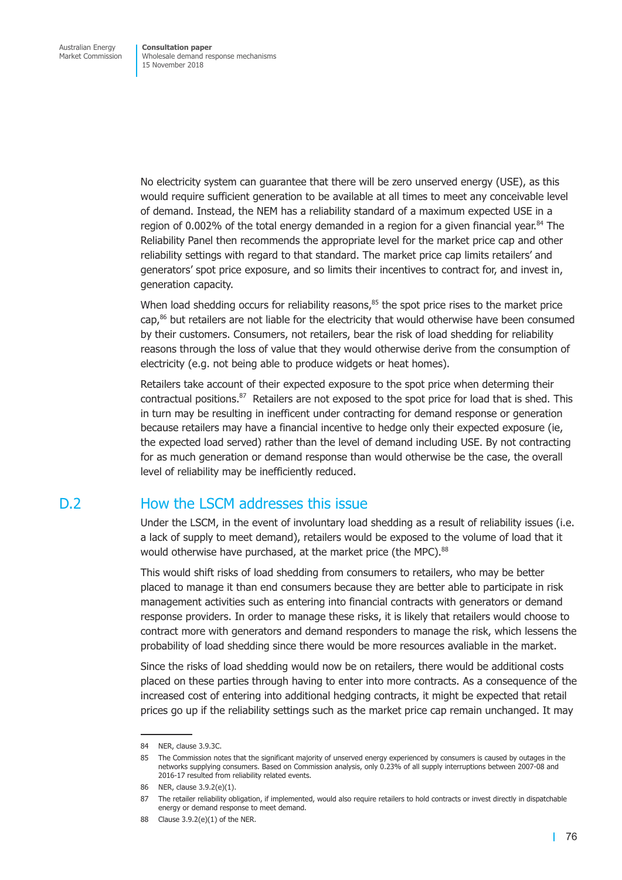No electricity system can guarantee that there will be zero unserved energy (USE), as this would require sufficient generation to be available at all times to meet any conceivable level of demand. Instead, the NEM has a reliability standard of a maximum expected USE in a region of 0.002% of the total energy demanded in a region for a given financial year.[84] The Reliability Panel then recommends the appropriate level for the market price cap and other reliability settings with regard to that standard. The market price cap limits retailers' and generators' spot price exposure, and so limits their incentives to contract for, and invest in, generation capacity.

When load shedding occurs for reliability reasons,[85] the spot price rises to the market price cap,[86] but retailers are not liable for the electricity that would otherwise have been consumed by their customers. Consumers, not retailers, bear the risk of load shedding for reliability reasons through the loss of value that they would otherwise derive from the consumption of electricity (e.g. not being able to produce widgets or heat homes).

Retailers take account of their expected exposure to the spot price when determining their contractual positions.[87] Retailers are not exposed to the spot price for load that is shed. This in turn may be resulting in inefficent under contracting for demand response or generation because retailers may have a financial incentive to hedge only their expected exposure (ie, the expected load served) rather than the level of demand including USE. By not contracting for as much generation or demand response than would otherwise be the case, the overall level of reliability may be inefficiently reduced.

## D.2 How the LSCM addresses this issue

Under the LSCM, in the event of involuntary load shedding as a result of reliability issues (i.e. a lack of supply to meet demand), retailers would be exposed to the volume of load that it would otherwise have purchased, at the market price (the MPC).[88]

This would shift risks of load shedding from consumers to retailers, who may be better placed to manage it than end consumers because they are better able to participate in risk management activities such as entering into financial contracts with generators or demand response providers. In order to manage these risks, it is likely that retailers would choose to contract more with generators and demand responders to manage the risk, which lessens the probability of load shedding since there would be more resources avaliable in the market.

Since the risks of load shedding would now be on retailers, there would be additional costs placed on these parties through having to enter into more contracts. As a consequence of the increased cost of entering into additional hedging contracts, it might be expected that retail prices go up if the reliability settings such as the market price cap remain unchanged. It may

---

84 NER, clause 3.9.3C.

85 The Commission notes that the significant majority of unserved energy experienced by consumers is caused by outages in the networks supplying consumers. Based on Commission analysis, only 0.23% of all supply interruptions between 2007-08 and 2016-17 resulted from reliability related events.

86 NER, clause 3.9.2(e)(1).

87 The retailer reliability obligation, if implemented, would also require retailers to hold contracts or invest directly in dispatchable energy or demand response to meet demand.

88 Clause 3.9.2(e)(1) of the NER.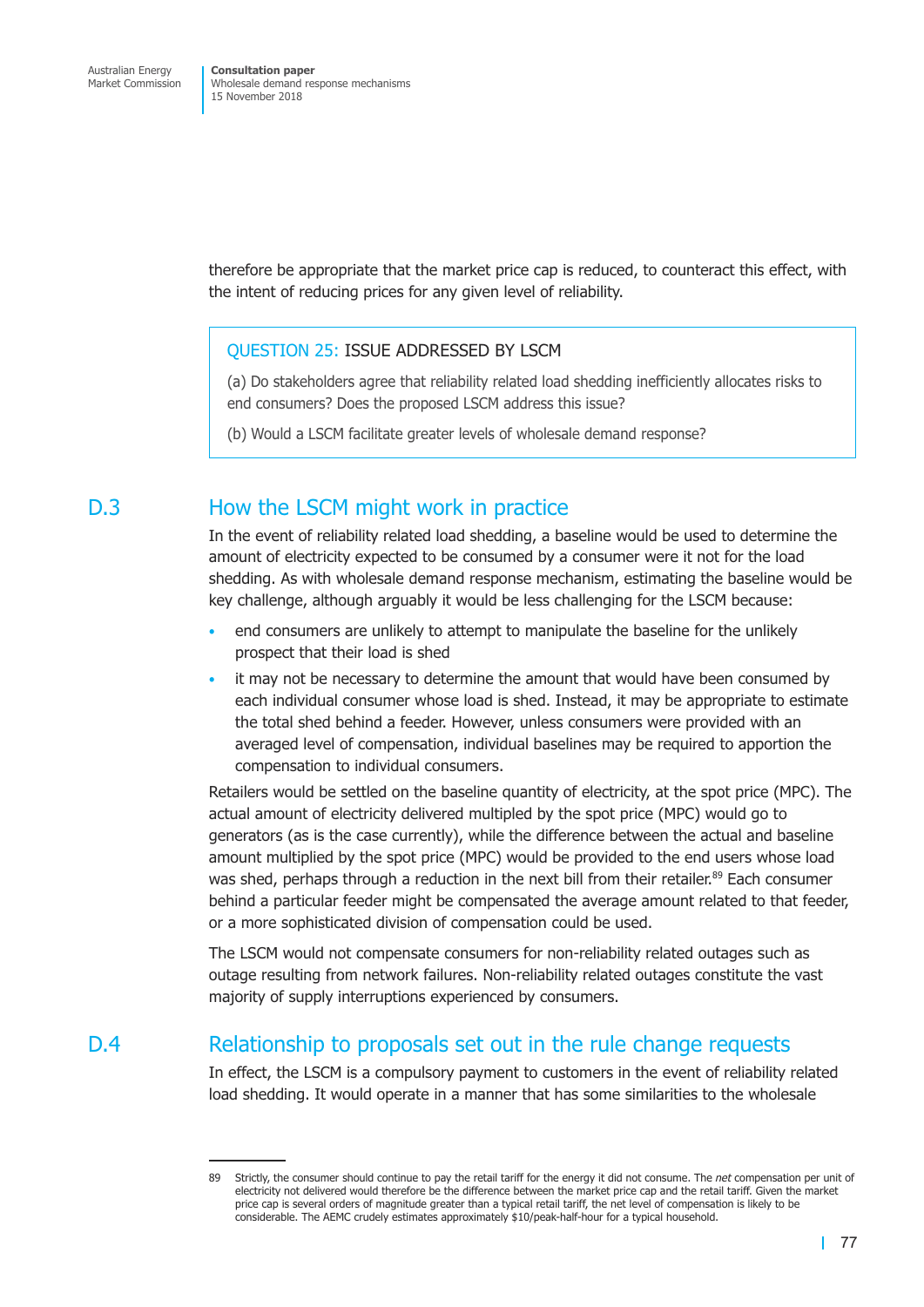therefore be appropriate that the market price cap is reduced, to counteract this effect, with the intent of reducing prices for any given level of reliability.

> QUESTION 25: ISSUE ADDRESSED BY LSCM
>
> (a) Do stakeholders agree that reliability related load shedding inefficiently allocates risks to end consumers? Does the proposed LSCM address this issue?
>
> (b) Would a LSCM facilitate greater levels of wholesale demand response?

## D.3 How the LSCM might work in practice

In the event of reliability related load shedding, a baseline would be used to determine the amount of electricity expected to be consumed by a consumer were it not for the load shedding. As with wholesale demand response mechanism, estimating the baseline would be key challenge, although arguably it would be less challenging for the LSCM because:

- end consumers are unlikely to attempt to manipulate the baseline for the unlikely prospect that their load is shed
- it may not be necessary to determine the amount that would have been consumed by each individual consumer whose load is shed. Instead, it may be appropriate to estimate the total shed behind a feeder. However, unless consumers were provided with an averaged level of compensation, individual baselines may be required to apportion the compensation to individual consumers.

Retailers would be settled on the baseline quantity of electricity, at the spot price (MPC). The actual amount of electricity delivered multipled by the spot price (MPC) would go to generators (as is the case currently), while the difference between the actual and baseline amount multiplied by the spot price (MPC) would be provided to the end users whose load was shed, perhaps through a reduction in the next bill from their retailer.[89] Each consumer behind a particular feeder might be compensated the average amount related to that feeder, or a more sophisticated division of compensation could be used.

The LSCM would not compensate consumers for non-reliability related outages such as outage resulting from network failures. Non-reliability related outages constitute the vast majority of supply interruptions experienced by consumers.

## D.4 Relationship to proposals set out in the rule change requests

In effect, the LSCM is a compulsory payment to customers in the event of reliability related load shedding. It would operate in a manner that has some similarities to the wholesale

---

89 Strictly, the consumer should continue to pay the retail tariff for the energy it did not consume. The *net* compensation per unit of electricity not delivered would therefore be the difference between the market price cap and the retail tariff. Given the market price cap is several orders of magnitude greater than a typical retail tariff, the net level of compensation is likely to be considerable. The AEMC crudely estimates approximately $10/peak-half-hour for a typical household.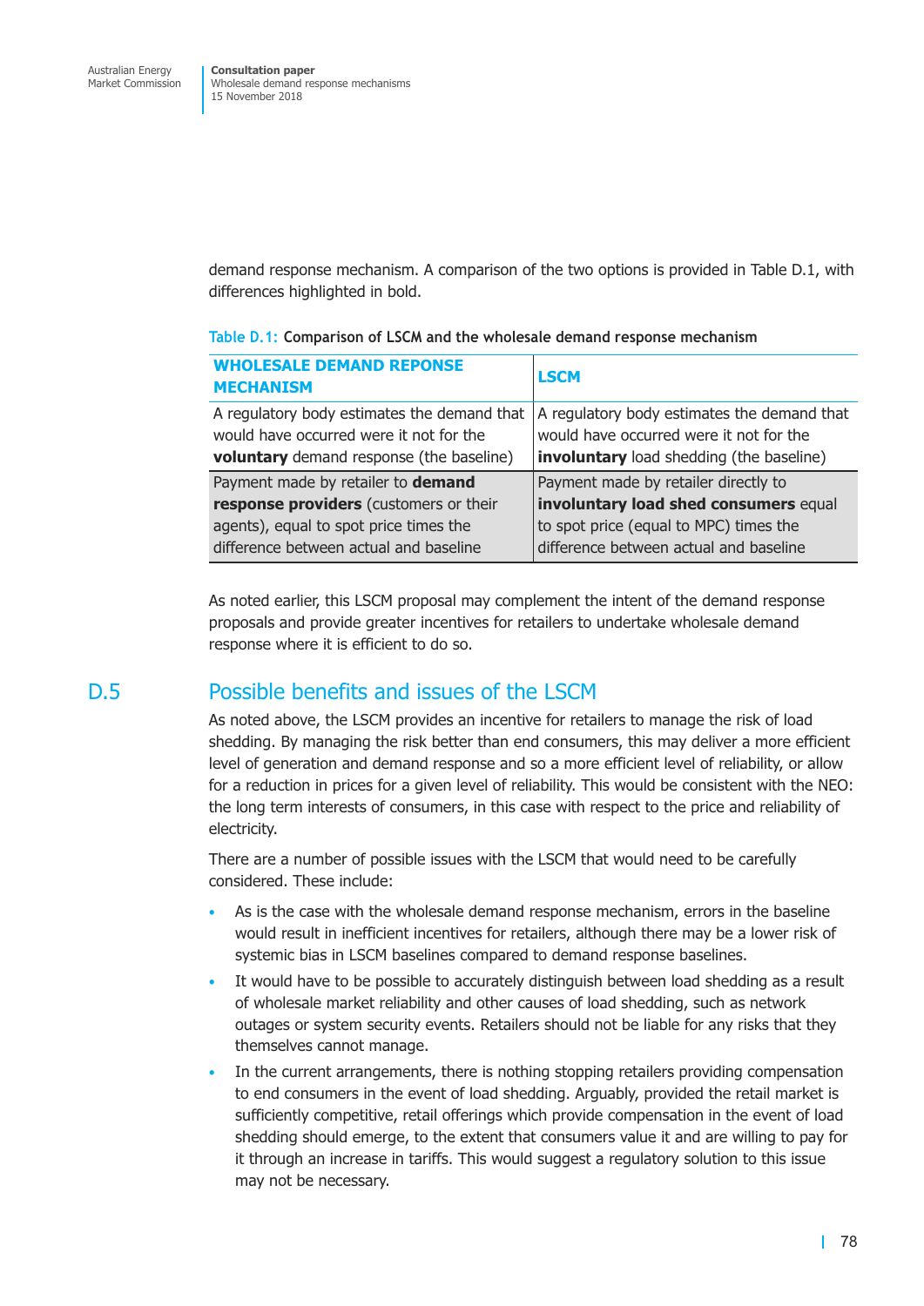demand response mechanism. A comparison of the two options is provided in Table D.1, with differences highlighted in bold.

Table D.1: **Comparison of LSCM and the wholesale demand response mechanism**

| WHOLESALE DEMAND REPONSE MECHANISM | LSCM |
|---|---|
| A regulatory body estimates the demand that would have occurred were it not for the **voluntary** demand response (the baseline) | A regulatory body estimates the demand that would have occurred were it not for the **involuntary** load shedding (the baseline) |
| Payment made by retailer to **demand response providers** (customers or their agents), equal to spot price times the difference between actual and baseline | Payment made by retailer directly to **involuntary load shed consumers** equal to spot price (equal to MPC) times the difference between actual and baseline |

As noted earlier, this LSCM proposal may complement the intent of the demand response proposals and provide greater incentives for retailers to undertake wholesale demand response where it is efficient to do so.

## D.5 Possible benefits and issues of the LSCM

As noted above, the LSCM provides an incentive for retailers to manage the risk of load shedding. By managing the risk better than end consumers, this may deliver a more efficient level of generation and demand response and so a more efficient level of reliability, or allow for a reduction in prices for a given level of reliability. This would be consistent with the NEO: the long term interests of consumers, in this case with respect to the price and reliability of electricity.

There are a number of possible issues with the LSCM that would need to be carefully considered. These include:

- As is the case with the wholesale demand response mechanism, errors in the baseline would result in inefficient incentives for retailers, although there may be a lower risk of systemic bias in LSCM baselines compared to demand response baselines.
- It would have to be possible to accurately distinguish between load shedding as a result of wholesale market reliability and other causes of load shedding, such as network outages or system security events. Retailers should not be liable for any risks that they themselves cannot manage.
- In the current arrangements, there is nothing stopping retailers providing compensation to end consumers in the event of load shedding. Arguably, provided the retail market is sufficiently competitive, retail offerings which provide compensation in the event of load shedding should emerge, to the extent that consumers value it and are willing to pay for it through an increase in tariffs. This would suggest a regulatory solution to this issue may not be necessary.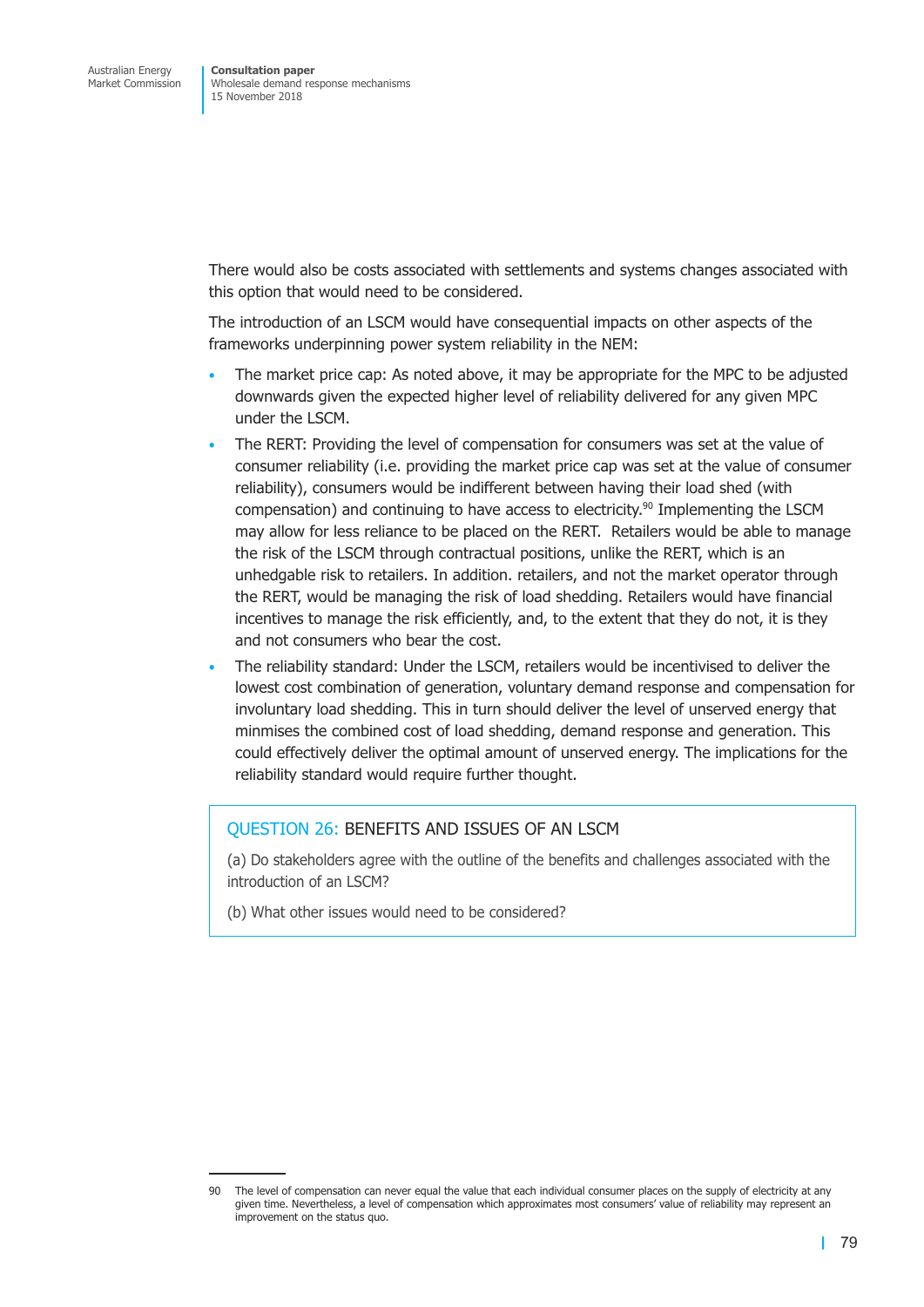There would also be costs associated with settlements and systems changes associated with this option that would need to be considered.

The introduction of an LSCM would have consequential impacts on other aspects of the frameworks underpinning power system reliability in the NEM:

- The market price cap: As noted above, it may be appropriate for the MPC to be adjusted downwards given the expected higher level of reliability delivered for any given MPC under the LSCM.
- The RERT: Providing the level of compensation for consumers was set at the value of consumer reliability (i.e. providing the market price cap was set at the value of consumer reliability), consumers would be indifferent between having their load shed (with compensation) and continuing to have access to electricity.[90] Implementing the LSCM may allow for less reliance to be placed on the RERT. Retailers would be able to manage the risk of the LSCM through contractual positions, unlike the RERT, which is an unhedgable risk to retailers. In addition. retailers, and not the market operator through the RERT, would be managing the risk of load shedding. Retailers would have financial incentives to manage the risk efficiently, and, to the extent that they do not, it is they and not consumers who bear the cost.
- The reliability standard: Under the LSCM, retailers would be incentivised to deliver the lowest cost combination of generation, voluntary demand response and compensation for involuntary load shedding. This in turn should deliver the level of unserved energy that minmises the combined cost of load shedding, demand response and generation. This could effectively deliver the optimal amount of unserved energy. The implications for the reliability standard would require further thought.

> **QUESTION 26:** BENEFITS AND ISSUES OF AN LSCM
>
> (a) Do stakeholders agree with the outline of the benefits and challenges associated with the introduction of an LSCM?
>
> (b) What other issues would need to be considered?

---

90 The level of compensation can never equal the value that each individual consumer places on the supply of electricity at any given time. Nevertheless, a level of compensation which approximates most consumers' value of reliability may represent an improvement on the status quo.